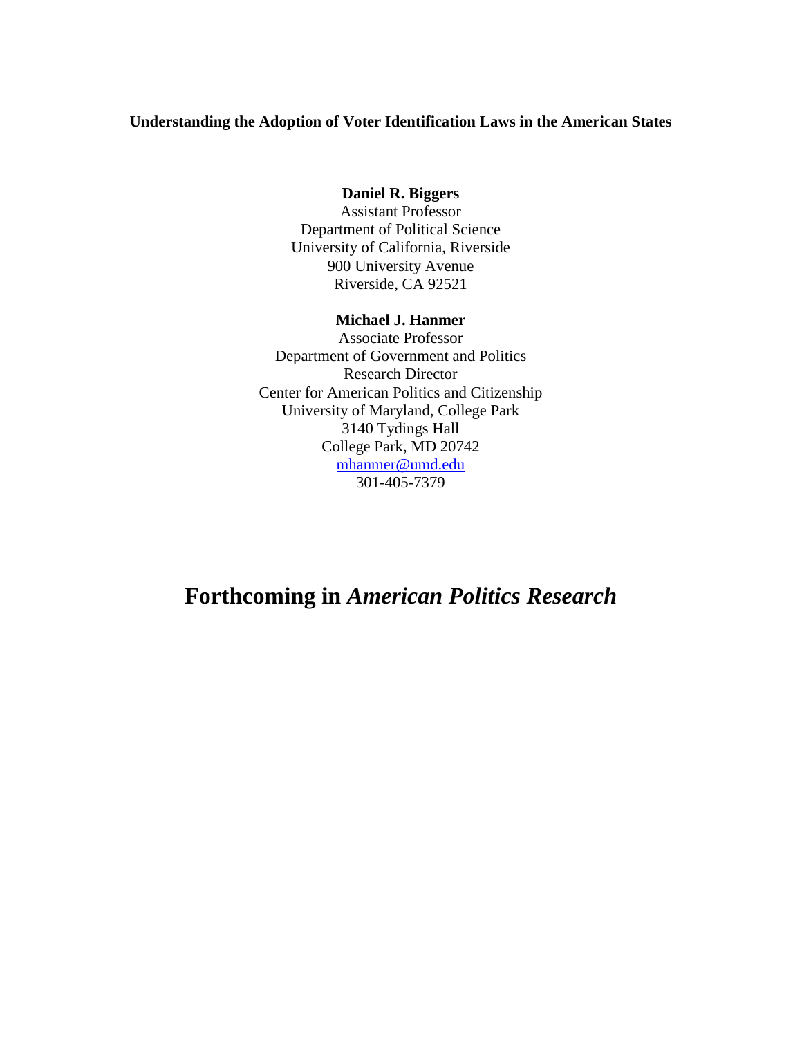**Understanding the Adoption of Voter Identification Laws in the American States**

**Daniel R. Biggers**
Assistant Professor
Department of Political Science
University of California, Riverside
900 University Avenue
Riverside, CA 92521

**Michael J. Hanmer**
Associate Professor
Department of Government and Politics
Research Director
Center for American Politics and Citizenship
University of Maryland, College Park
3140 Tydings Hall
College Park, MD 20742
mhanmer@umd.edu
301-405-7379

# Forthcoming in *American Politics Research*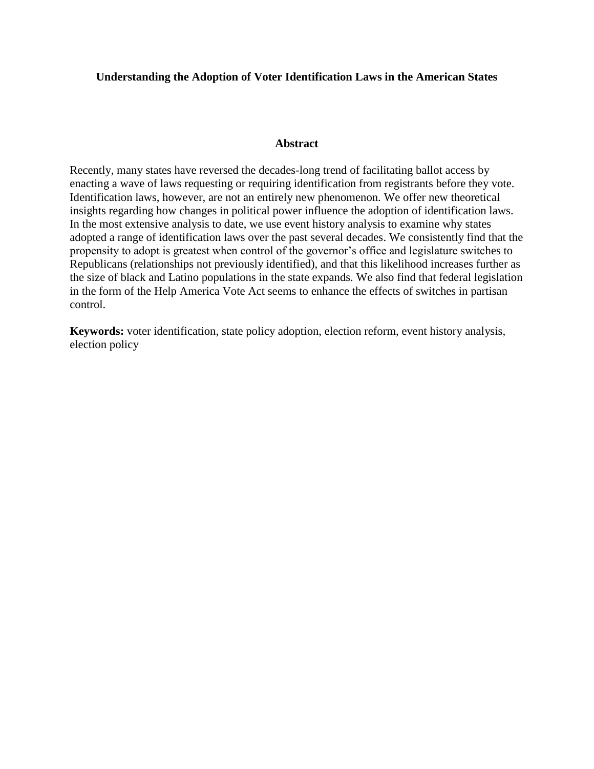**Understanding the Adoption of Voter Identification Laws in the American States**

**Abstract**

Recently, many states have reversed the decades-long trend of facilitating ballot access by enacting a wave of laws requesting or requiring identification from registrants before they vote. Identification laws, however, are not an entirely new phenomenon. We offer new theoretical insights regarding how changes in political power influence the adoption of identification laws. In the most extensive analysis to date, we use event history analysis to examine why states adopted a range of identification laws over the past several decades. We consistently find that the propensity to adopt is greatest when control of the governor's office and legislature switches to Republicans (relationships not previously identified), and that this likelihood increases further as the size of black and Latino populations in the state expands. We also find that federal legislation in the form of the Help America Vote Act seems to enhance the effects of switches in partisan control.

**Keywords:** voter identification, state policy adoption, election reform, event history analysis, election policy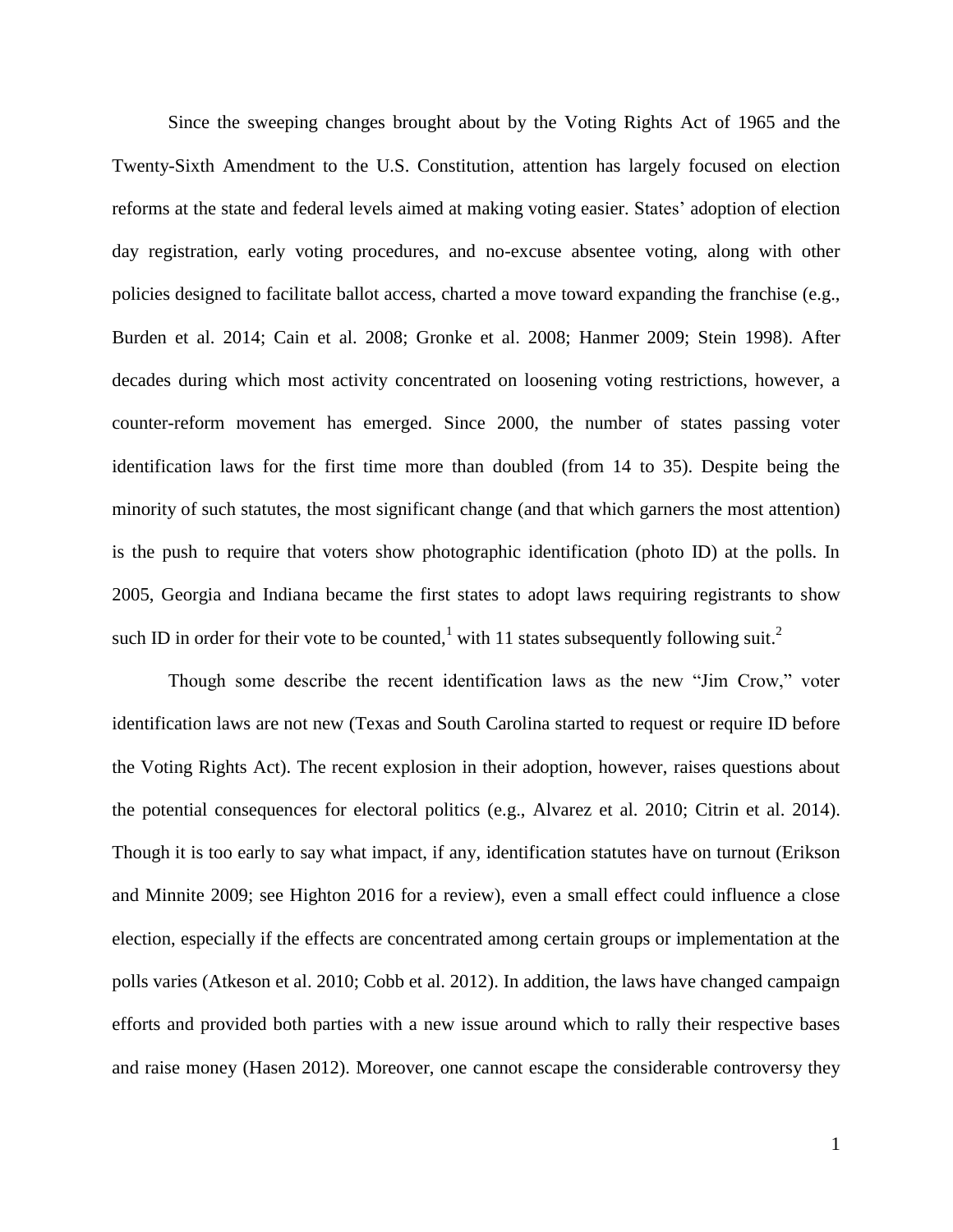Since the sweeping changes brought about by the Voting Rights Act of 1965 and the Twenty-Sixth Amendment to the U.S. Constitution, attention has largely focused on election reforms at the state and federal levels aimed at making voting easier. States' adoption of election day registration, early voting procedures, and no-excuse absentee voting, along with other policies designed to facilitate ballot access, charted a move toward expanding the franchise (e.g., Burden et al. 2014; Cain et al. 2008; Gronke et al. 2008; Hanmer 2009; Stein 1998). After decades during which most activity concentrated on loosening voting restrictions, however, a counter-reform movement has emerged. Since 2000, the number of states passing voter identification laws for the first time more than doubled (from 14 to 35). Despite being the minority of such statutes, the most significant change (and that which garners the most attention) is the push to require that voters show photographic identification (photo ID) at the polls. In 2005, Georgia and Indiana became the first states to adopt laws requiring registrants to show such ID in order for their vote to be counted,[1] with 11 states subsequently following suit.[2]

Though some describe the recent identification laws as the new "Jim Crow," voter identification laws are not new (Texas and South Carolina started to request or require ID before the Voting Rights Act). The recent explosion in their adoption, however, raises questions about the potential consequences for electoral politics (e.g., Alvarez et al. 2010; Citrin et al. 2014). Though it is too early to say what impact, if any, identification statutes have on turnout (Erikson and Minnite 2009; see Highton 2016 for a review), even a small effect could influence a close election, especially if the effects are concentrated among certain groups or implementation at the polls varies (Atkeson et al. 2010; Cobb et al. 2012). In addition, the laws have changed campaign efforts and provided both parties with a new issue around which to rally their respective bases and raise money (Hasen 2012). Moreover, one cannot escape the considerable controversy they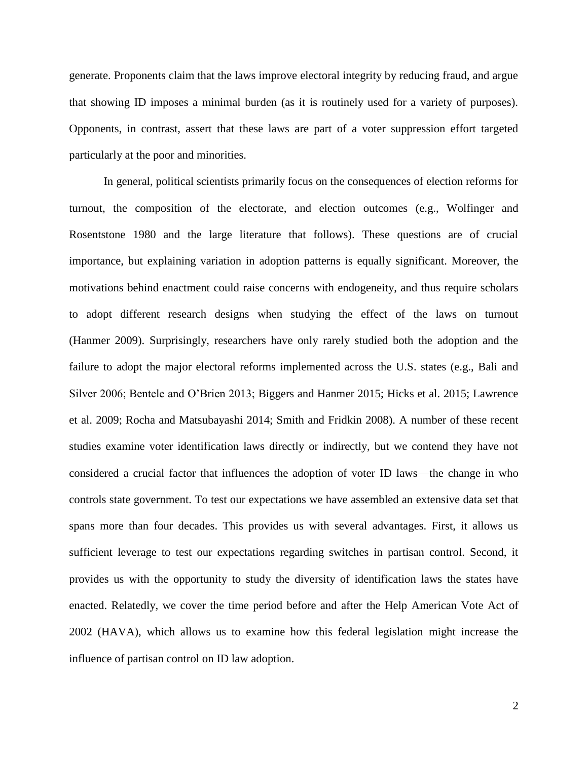generate. Proponents claim that the laws improve electoral integrity by reducing fraud, and argue that showing ID imposes a minimal burden (as it is routinely used for a variety of purposes). Opponents, in contrast, assert that these laws are part of a voter suppression effort targeted particularly at the poor and minorities.

In general, political scientists primarily focus on the consequences of election reforms for turnout, the composition of the electorate, and election outcomes (e.g., Wolfinger and Rosentstone 1980 and the large literature that follows). These questions are of crucial importance, but explaining variation in adoption patterns is equally significant. Moreover, the motivations behind enactment could raise concerns with endogeneity, and thus require scholars to adopt different research designs when studying the effect of the laws on turnout (Hanmer 2009). Surprisingly, researchers have only rarely studied both the adoption and the failure to adopt the major electoral reforms implemented across the U.S. states (e.g., Bali and Silver 2006; Bentele and O'Brien 2013; Biggers and Hanmer 2015; Hicks et al. 2015; Lawrence et al. 2009; Rocha and Matsubayashi 2014; Smith and Fridkin 2008). A number of these recent studies examine voter identification laws directly or indirectly, but we contend they have not considered a crucial factor that influences the adoption of voter ID laws—the change in who controls state government. To test our expectations we have assembled an extensive data set that spans more than four decades. This provides us with several advantages. First, it allows us sufficient leverage to test our expectations regarding switches in partisan control. Second, it provides us with the opportunity to study the diversity of identification laws the states have enacted. Relatedly, we cover the time period before and after the Help American Vote Act of 2002 (HAVA), which allows us to examine how this federal legislation might increase the influence of partisan control on ID law adoption.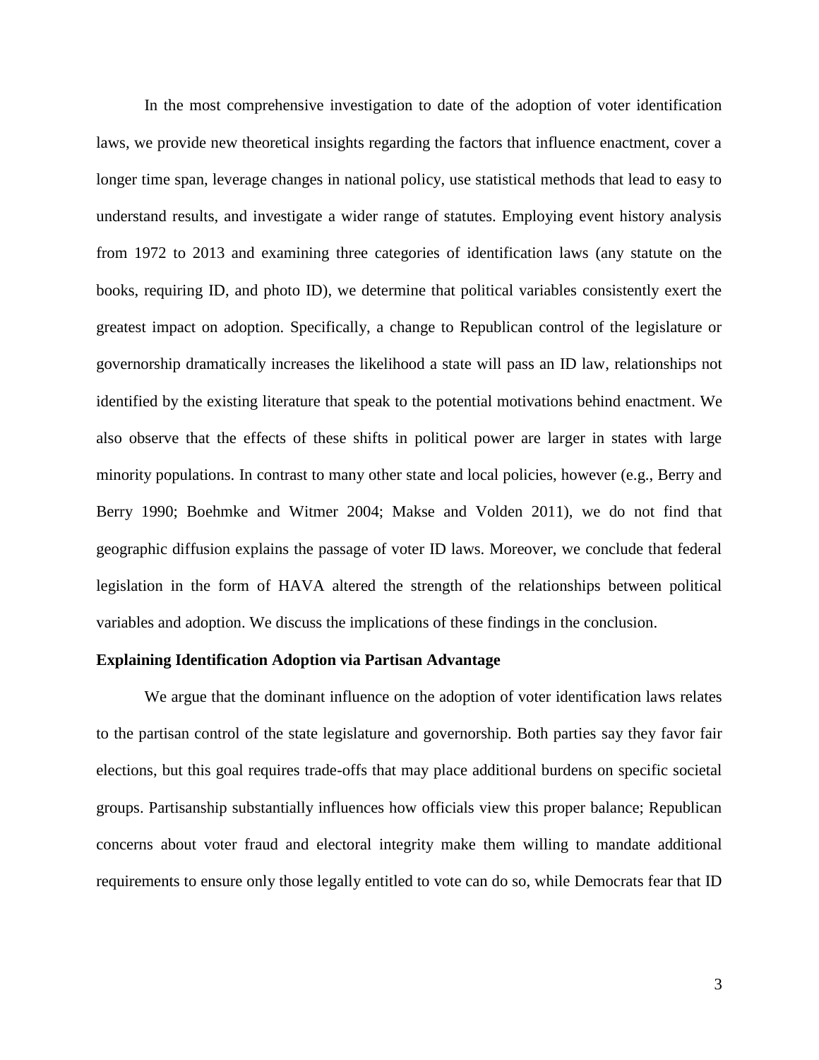In the most comprehensive investigation to date of the adoption of voter identification laws, we provide new theoretical insights regarding the factors that influence enactment, cover a longer time span, leverage changes in national policy, use statistical methods that lead to easy to understand results, and investigate a wider range of statutes. Employing event history analysis from 1972 to 2013 and examining three categories of identification laws (any statute on the books, requiring ID, and photo ID), we determine that political variables consistently exert the greatest impact on adoption. Specifically, a change to Republican control of the legislature or governorship dramatically increases the likelihood a state will pass an ID law, relationships not identified by the existing literature that speak to the potential motivations behind enactment. We also observe that the effects of these shifts in political power are larger in states with large minority populations. In contrast to many other state and local policies, however (e.g., Berry and Berry 1990; Boehmke and Witmer 2004; Makse and Volden 2011), we do not find that geographic diffusion explains the passage of voter ID laws. Moreover, we conclude that federal legislation in the form of HAVA altered the strength of the relationships between political variables and adoption. We discuss the implications of these findings in the conclusion.

## Explaining Identification Adoption via Partisan Advantage

We argue that the dominant influence on the adoption of voter identification laws relates to the partisan control of the state legislature and governorship. Both parties say they favor fair elections, but this goal requires trade-offs that may place additional burdens on specific societal groups. Partisanship substantially influences how officials view this proper balance; Republican concerns about voter fraud and electoral integrity make them willing to mandate additional requirements to ensure only those legally entitled to vote can do so, while Democrats fear that ID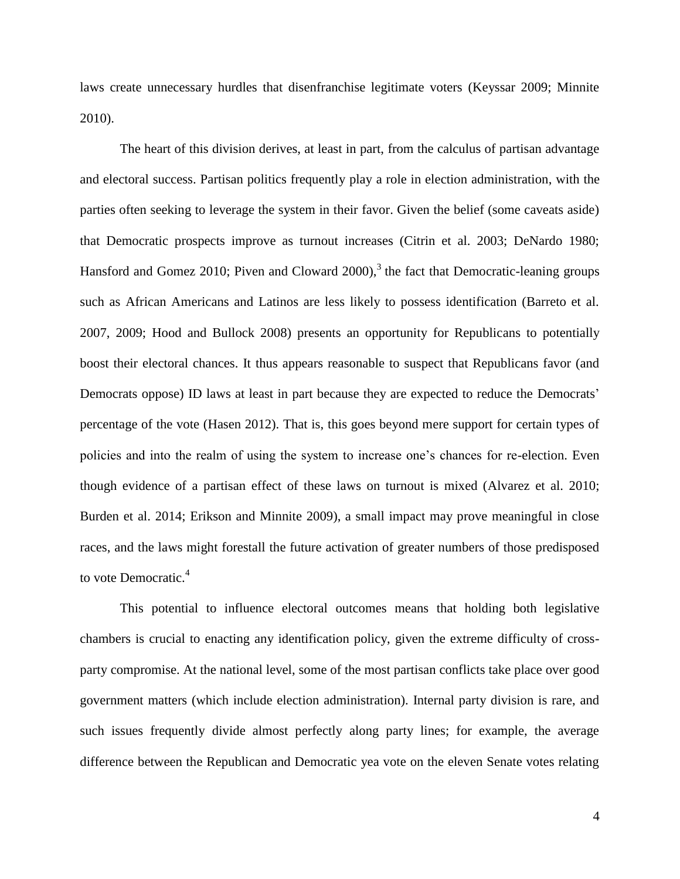laws create unnecessary hurdles that disenfranchise legitimate voters (Keyssar 2009; Minnite 2010).

The heart of this division derives, at least in part, from the calculus of partisan advantage and electoral success. Partisan politics frequently play a role in election administration, with the parties often seeking to leverage the system in their favor. Given the belief (some caveats aside) that Democratic prospects improve as turnout increases (Citrin et al. 2003; DeNardo 1980; Hansford and Gomez 2010; Piven and Cloward 2000),[3] the fact that Democratic-leaning groups such as African Americans and Latinos are less likely to possess identification (Barreto et al. 2007, 2009; Hood and Bullock 2008) presents an opportunity for Republicans to potentially boost their electoral chances. It thus appears reasonable to suspect that Republicans favor (and Democrats oppose) ID laws at least in part because they are expected to reduce the Democrats' percentage of the vote (Hasen 2012). That is, this goes beyond mere support for certain types of policies and into the realm of using the system to increase one's chances for re-election. Even though evidence of a partisan effect of these laws on turnout is mixed (Alvarez et al. 2010; Burden et al. 2014; Erikson and Minnite 2009), a small impact may prove meaningful in close races, and the laws might forestall the future activation of greater numbers of those predisposed to vote Democratic.[4]

This potential to influence electoral outcomes means that holding both legislative chambers is crucial to enacting any identification policy, given the extreme difficulty of cross-party compromise. At the national level, some of the most partisan conflicts take place over good government matters (which include election administration). Internal party division is rare, and such issues frequently divide almost perfectly along party lines; for example, the average difference between the Republican and Democratic yea vote on the eleven Senate votes relating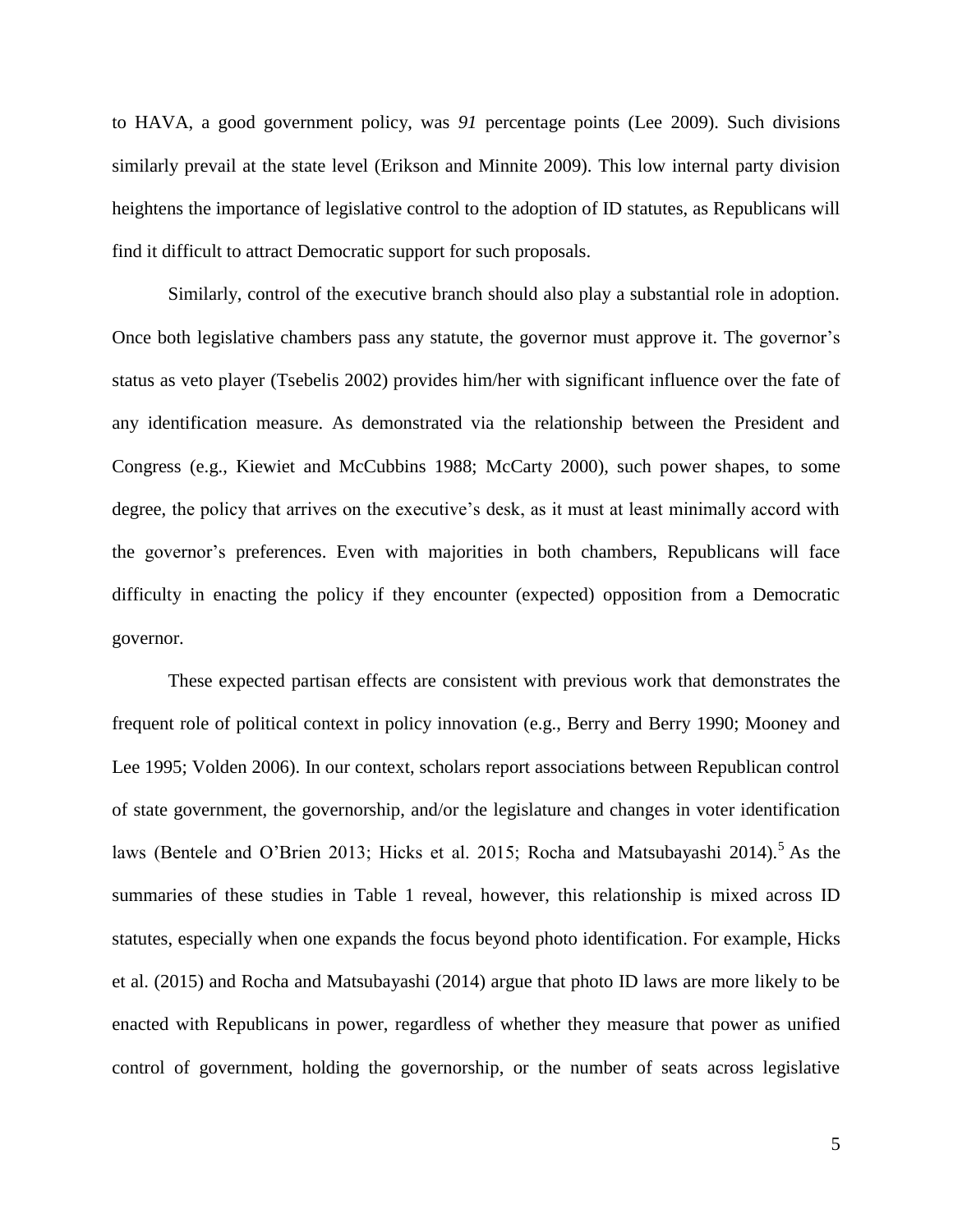to HAVA, a good government policy, was *91* percentage points (Lee 2009). Such divisions similarly prevail at the state level (Erikson and Minnite 2009). This low internal party division heightens the importance of legislative control to the adoption of ID statutes, as Republicans will find it difficult to attract Democratic support for such proposals.

Similarly, control of the executive branch should also play a substantial role in adoption. Once both legislative chambers pass any statute, the governor must approve it. The governor's status as veto player (Tsebelis 2002) provides him/her with significant influence over the fate of any identification measure. As demonstrated via the relationship between the President and Congress (e.g., Kiewiet and McCubbins 1988; McCarty 2000), such power shapes, to some degree, the policy that arrives on the executive's desk, as it must at least minimally accord with the governor's preferences. Even with majorities in both chambers, Republicans will face difficulty in enacting the policy if they encounter (expected) opposition from a Democratic governor.

These expected partisan effects are consistent with previous work that demonstrates the frequent role of political context in policy innovation (e.g., Berry and Berry 1990; Mooney and Lee 1995; Volden 2006). In our context, scholars report associations between Republican control of state government, the governorship, and/or the legislature and changes in voter identification laws (Bentele and O'Brien 2013; Hicks et al. 2015; Rocha and Matsubayashi 2014).[5] As the summaries of these studies in Table 1 reveal, however, this relationship is mixed across ID statutes, especially when one expands the focus beyond photo identification. For example, Hicks et al. (2015) and Rocha and Matsubayashi (2014) argue that photo ID laws are more likely to be enacted with Republicans in power, regardless of whether they measure that power as unified control of government, holding the governorship, or the number of seats across legislative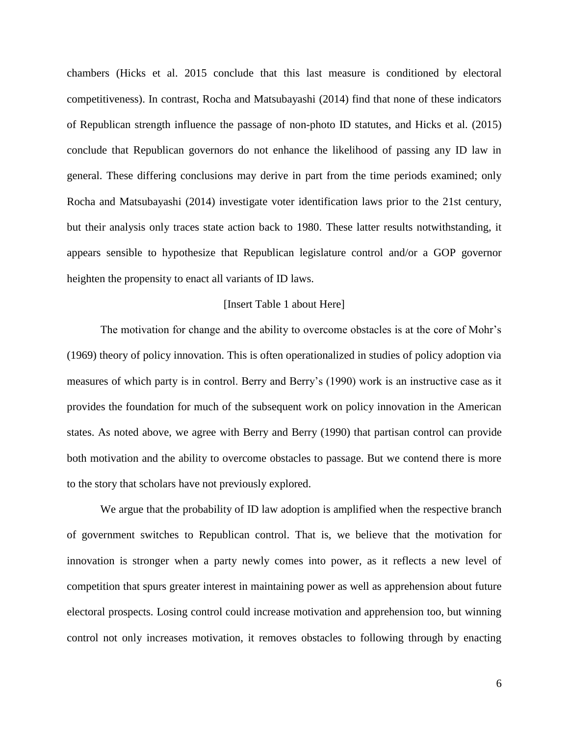chambers (Hicks et al. 2015 conclude that this last measure is conditioned by electoral competitiveness). In contrast, Rocha and Matsubayashi (2014) find that none of these indicators of Republican strength influence the passage of non-photo ID statutes, and Hicks et al. (2015) conclude that Republican governors do not enhance the likelihood of passing any ID law in general. These differing conclusions may derive in part from the time periods examined; only Rocha and Matsubayashi (2014) investigate voter identification laws prior to the 21st century, but their analysis only traces state action back to 1980. These latter results notwithstanding, it appears sensible to hypothesize that Republican legislature control and/or a GOP governor heighten the propensity to enact all variants of ID laws.

[Insert Table 1 about Here]

The motivation for change and the ability to overcome obstacles is at the core of Mohr's (1969) theory of policy innovation. This is often operationalized in studies of policy adoption via measures of which party is in control. Berry and Berry's (1990) work is an instructive case as it provides the foundation for much of the subsequent work on policy innovation in the American states. As noted above, we agree with Berry and Berry (1990) that partisan control can provide both motivation and the ability to overcome obstacles to passage. But we contend there is more to the story that scholars have not previously explored.

We argue that the probability of ID law adoption is amplified when the respective branch of government switches to Republican control. That is, we believe that the motivation for innovation is stronger when a party newly comes into power, as it reflects a new level of competition that spurs greater interest in maintaining power as well as apprehension about future electoral prospects. Losing control could increase motivation and apprehension too, but winning control not only increases motivation, it removes obstacles to following through by enacting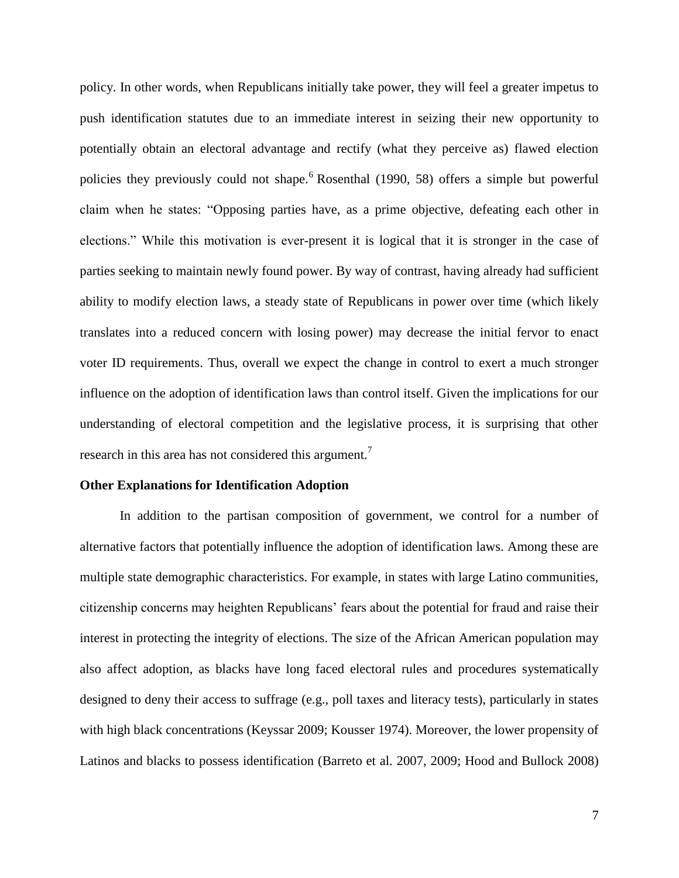policy. In other words, when Republicans initially take power, they will feel a greater impetus to push identification statutes due to an immediate interest in seizing their new opportunity to potentially obtain an electoral advantage and rectify (what they perceive as) flawed election policies they previously could not shape.[6] Rosenthal (1990, 58) offers a simple but powerful claim when he states: "Opposing parties have, as a prime objective, defeating each other in elections." While this motivation is ever-present it is logical that it is stronger in the case of parties seeking to maintain newly found power. By way of contrast, having already had sufficient ability to modify election laws, a steady state of Republicans in power over time (which likely translates into a reduced concern with losing power) may decrease the initial fervor to enact voter ID requirements. Thus, overall we expect the change in control to exert a much stronger influence on the adoption of identification laws than control itself. Given the implications for our understanding of electoral competition and the legislative process, it is surprising that other research in this area has not considered this argument.[7]

**Other Explanations for Identification Adoption**

In addition to the partisan composition of government, we control for a number of alternative factors that potentially influence the adoption of identification laws. Among these are multiple state demographic characteristics. For example, in states with large Latino communities, citizenship concerns may heighten Republicans' fears about the potential for fraud and raise their interest in protecting the integrity of elections. The size of the African American population may also affect adoption, as blacks have long faced electoral rules and procedures systematically designed to deny their access to suffrage (e.g., poll taxes and literacy tests), particularly in states with high black concentrations (Keyssar 2009; Kousser 1974). Moreover, the lower propensity of Latinos and blacks to possess identification (Barreto et al. 2007, 2009; Hood and Bullock 2008)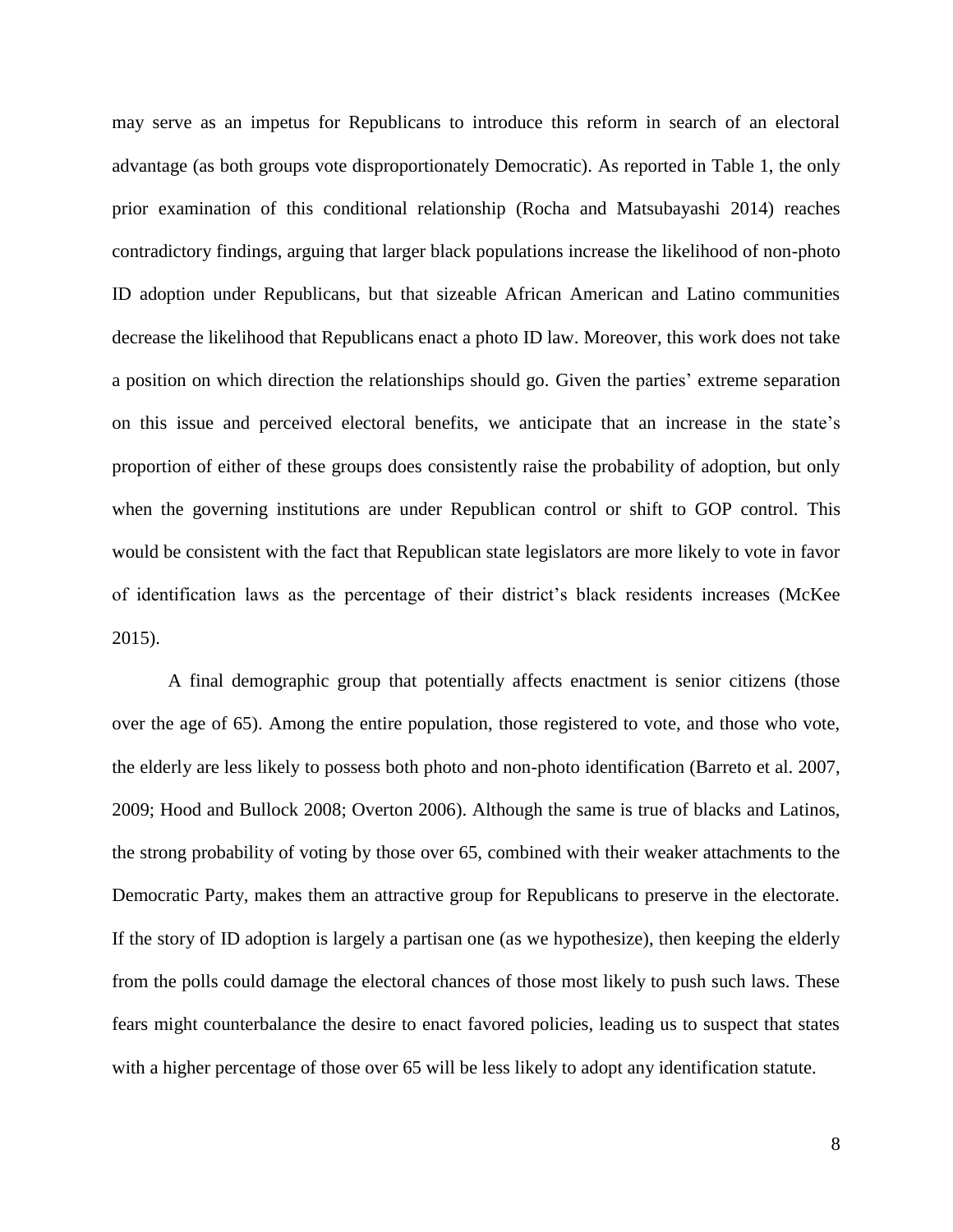may serve as an impetus for Republicans to introduce this reform in search of an electoral advantage (as both groups vote disproportionately Democratic). As reported in Table 1, the only prior examination of this conditional relationship (Rocha and Matsubayashi 2014) reaches contradictory findings, arguing that larger black populations increase the likelihood of non-photo ID adoption under Republicans, but that sizeable African American and Latino communities decrease the likelihood that Republicans enact a photo ID law. Moreover, this work does not take a position on which direction the relationships should go. Given the parties' extreme separation on this issue and perceived electoral benefits, we anticipate that an increase in the state's proportion of either of these groups does consistently raise the probability of adoption, but only when the governing institutions are under Republican control or shift to GOP control. This would be consistent with the fact that Republican state legislators are more likely to vote in favor of identification laws as the percentage of their district's black residents increases (McKee 2015).

A final demographic group that potentially affects enactment is senior citizens (those over the age of 65). Among the entire population, those registered to vote, and those who vote, the elderly are less likely to possess both photo and non-photo identification (Barreto et al. 2007, 2009; Hood and Bullock 2008; Overton 2006). Although the same is true of blacks and Latinos, the strong probability of voting by those over 65, combined with their weaker attachments to the Democratic Party, makes them an attractive group for Republicans to preserve in the electorate. If the story of ID adoption is largely a partisan one (as we hypothesize), then keeping the elderly from the polls could damage the electoral chances of those most likely to push such laws. These fears might counterbalance the desire to enact favored policies, leading us to suspect that states with a higher percentage of those over 65 will be less likely to adopt any identification statute.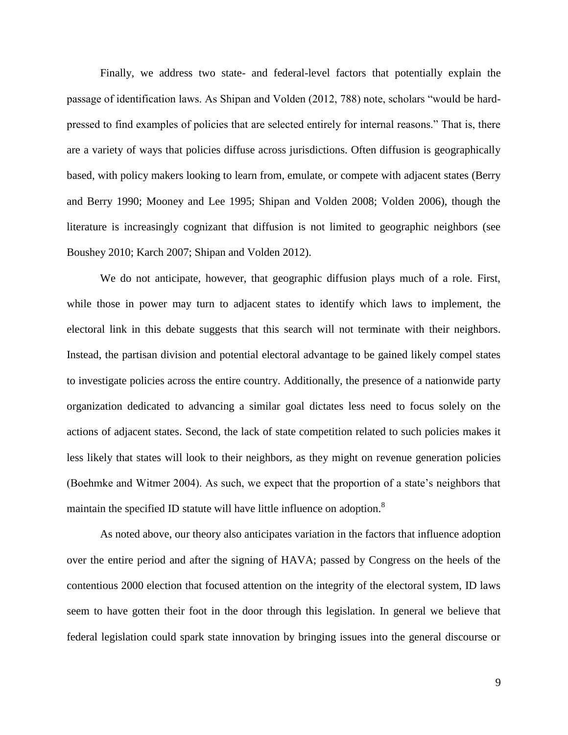Finally, we address two state- and federal-level factors that potentially explain the passage of identification laws. As Shipan and Volden (2012, 788) note, scholars "would be hard-pressed to find examples of policies that are selected entirely for internal reasons." That is, there are a variety of ways that policies diffuse across jurisdictions. Often diffusion is geographically based, with policy makers looking to learn from, emulate, or compete with adjacent states (Berry and Berry 1990; Mooney and Lee 1995; Shipan and Volden 2008; Volden 2006), though the literature is increasingly cognizant that diffusion is not limited to geographic neighbors (see Boushey 2010; Karch 2007; Shipan and Volden 2012).

We do not anticipate, however, that geographic diffusion plays much of a role. First, while those in power may turn to adjacent states to identify which laws to implement, the electoral link in this debate suggests that this search will not terminate with their neighbors. Instead, the partisan division and potential electoral advantage to be gained likely compel states to investigate policies across the entire country. Additionally, the presence of a nationwide party organization dedicated to advancing a similar goal dictates less need to focus solely on the actions of adjacent states. Second, the lack of state competition related to such policies makes it less likely that states will look to their neighbors, as they might on revenue generation policies (Boehmke and Witmer 2004). As such, we expect that the proportion of a state's neighbors that maintain the specified ID statute will have little influence on adoption.[8]

As noted above, our theory also anticipates variation in the factors that influence adoption over the entire period and after the signing of HAVA; passed by Congress on the heels of the contentious 2000 election that focused attention on the integrity of the electoral system, ID laws seem to have gotten their foot in the door through this legislation. In general we believe that federal legislation could spark state innovation by bringing issues into the general discourse or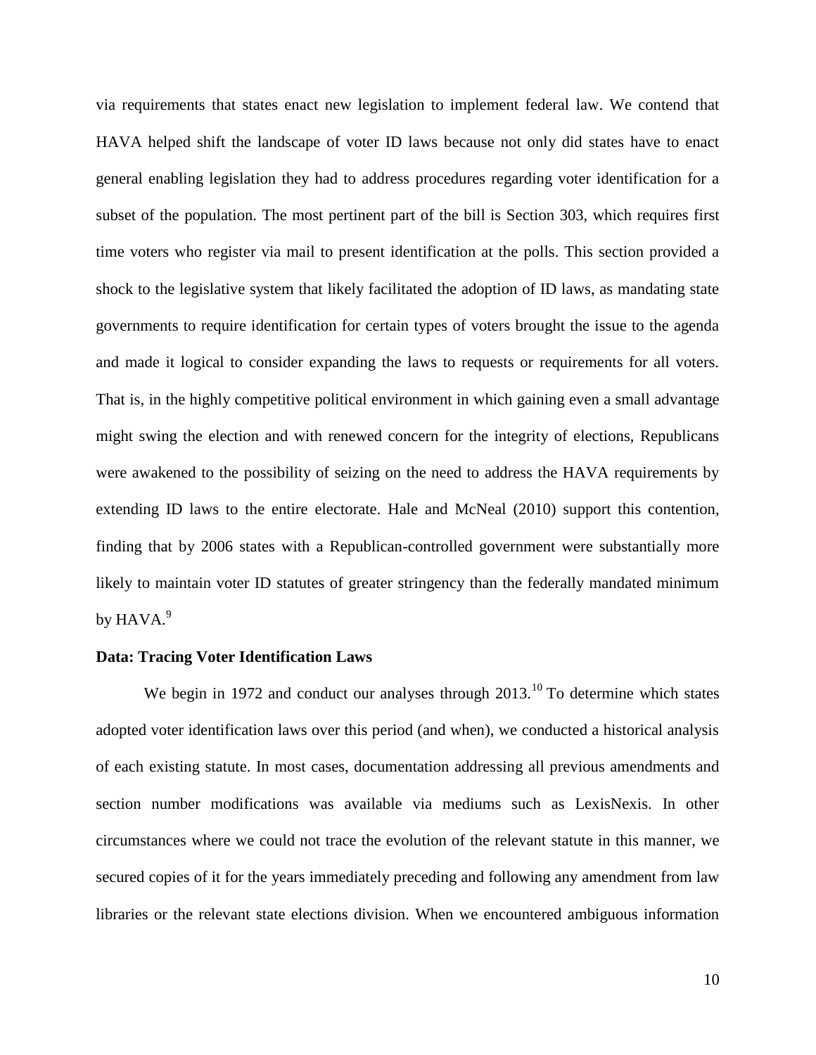via requirements that states enact new legislation to implement federal law. We contend that HAVA helped shift the landscape of voter ID laws because not only did states have to enact general enabling legislation they had to address procedures regarding voter identification for a subset of the population. The most pertinent part of the bill is Section 303, which requires first time voters who register via mail to present identification at the polls. This section provided a shock to the legislative system that likely facilitated the adoption of ID laws, as mandating state governments to require identification for certain types of voters brought the issue to the agenda and made it logical to consider expanding the laws to requests or requirements for all voters. That is, in the highly competitive political environment in which gaining even a small advantage might swing the election and with renewed concern for the integrity of elections, Republicans were awakened to the possibility of seizing on the need to address the HAVA requirements by extending ID laws to the entire electorate. Hale and McNeal (2010) support this contention, finding that by 2006 states with a Republican-controlled government were substantially more likely to maintain voter ID statutes of greater stringency than the federally mandated minimum by HAVA.[9]

**Data: Tracing Voter Identification Laws**

We begin in 1972 and conduct our analyses through 2013.[10] To determine which states adopted voter identification laws over this period (and when), we conducted a historical analysis of each existing statute. In most cases, documentation addressing all previous amendments and section number modifications was available via mediums such as LexisNexis. In other circumstances where we could not trace the evolution of the relevant statute in this manner, we secured copies of it for the years immediately preceding and following any amendment from law libraries or the relevant state elections division. When we encountered ambiguous information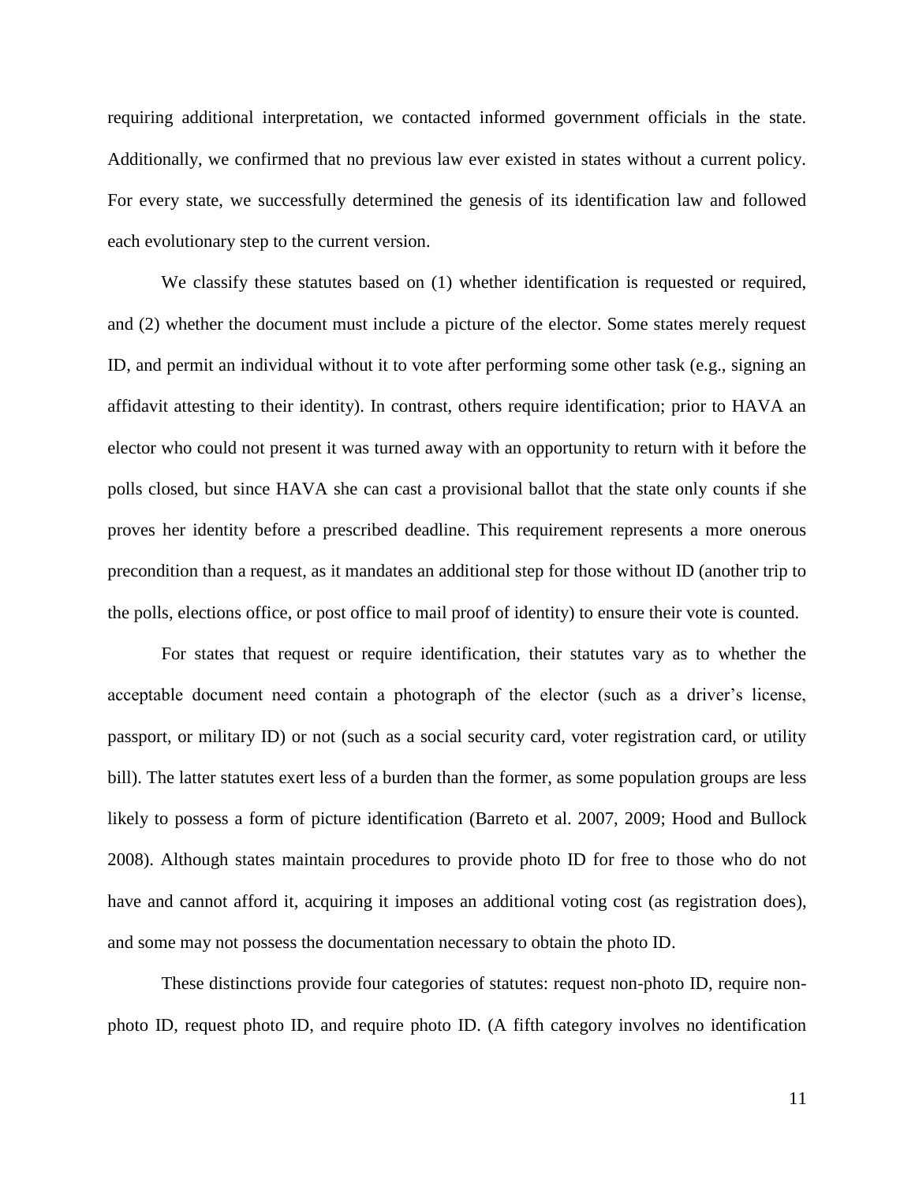requiring additional interpretation, we contacted informed government officials in the state. Additionally, we confirmed that no previous law ever existed in states without a current policy. For every state, we successfully determined the genesis of its identification law and followed each evolutionary step to the current version.

We classify these statutes based on (1) whether identification is requested or required, and (2) whether the document must include a picture of the elector. Some states merely request ID, and permit an individual without it to vote after performing some other task (e.g., signing an affidavit attesting to their identity). In contrast, others require identification; prior to HAVA an elector who could not present it was turned away with an opportunity to return with it before the polls closed, but since HAVA she can cast a provisional ballot that the state only counts if she proves her identity before a prescribed deadline. This requirement represents a more onerous precondition than a request, as it mandates an additional step for those without ID (another trip to the polls, elections office, or post office to mail proof of identity) to ensure their vote is counted.

For states that request or require identification, their statutes vary as to whether the acceptable document need contain a photograph of the elector (such as a driver's license, passport, or military ID) or not (such as a social security card, voter registration card, or utility bill). The latter statutes exert less of a burden than the former, as some population groups are less likely to possess a form of picture identification (Barreto et al. 2007, 2009; Hood and Bullock 2008). Although states maintain procedures to provide photo ID for free to those who do not have and cannot afford it, acquiring it imposes an additional voting cost (as registration does), and some may not possess the documentation necessary to obtain the photo ID.

These distinctions provide four categories of statutes: request non-photo ID, require non-photo ID, request photo ID, and require photo ID. (A fifth category involves no identification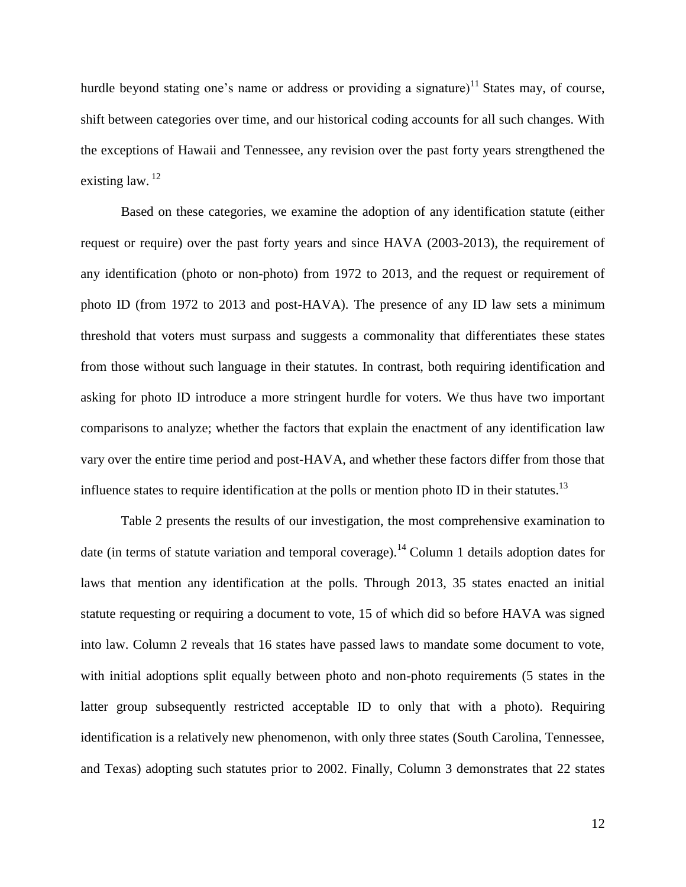hurdle beyond stating one's name or address or providing a signature)[11] States may, of course, shift between categories over time, and our historical coding accounts for all such changes. With the exceptions of Hawaii and Tennessee, any revision over the past forty years strengthened the existing law. [12]

Based on these categories, we examine the adoption of any identification statute (either request or require) over the past forty years and since HAVA (2003-2013), the requirement of any identification (photo or non-photo) from 1972 to 2013, and the request or requirement of photo ID (from 1972 to 2013 and post-HAVA). The presence of any ID law sets a minimum threshold that voters must surpass and suggests a commonality that differentiates these states from those without such language in their statutes. In contrast, both requiring identification and asking for photo ID introduce a more stringent hurdle for voters. We thus have two important comparisons to analyze; whether the factors that explain the enactment of any identification law vary over the entire time period and post-HAVA, and whether these factors differ from those that influence states to require identification at the polls or mention photo ID in their statutes.[13]

Table 2 presents the results of our investigation, the most comprehensive examination to date (in terms of statute variation and temporal coverage).[14] Column 1 details adoption dates for laws that mention any identification at the polls. Through 2013, 35 states enacted an initial statute requesting or requiring a document to vote, 15 of which did so before HAVA was signed into law. Column 2 reveals that 16 states have passed laws to mandate some document to vote, with initial adoptions split equally between photo and non-photo requirements (5 states in the latter group subsequently restricted acceptable ID to only that with a photo). Requiring identification is a relatively new phenomenon, with only three states (South Carolina, Tennessee, and Texas) adopting such statutes prior to 2002. Finally, Column 3 demonstrates that 22 states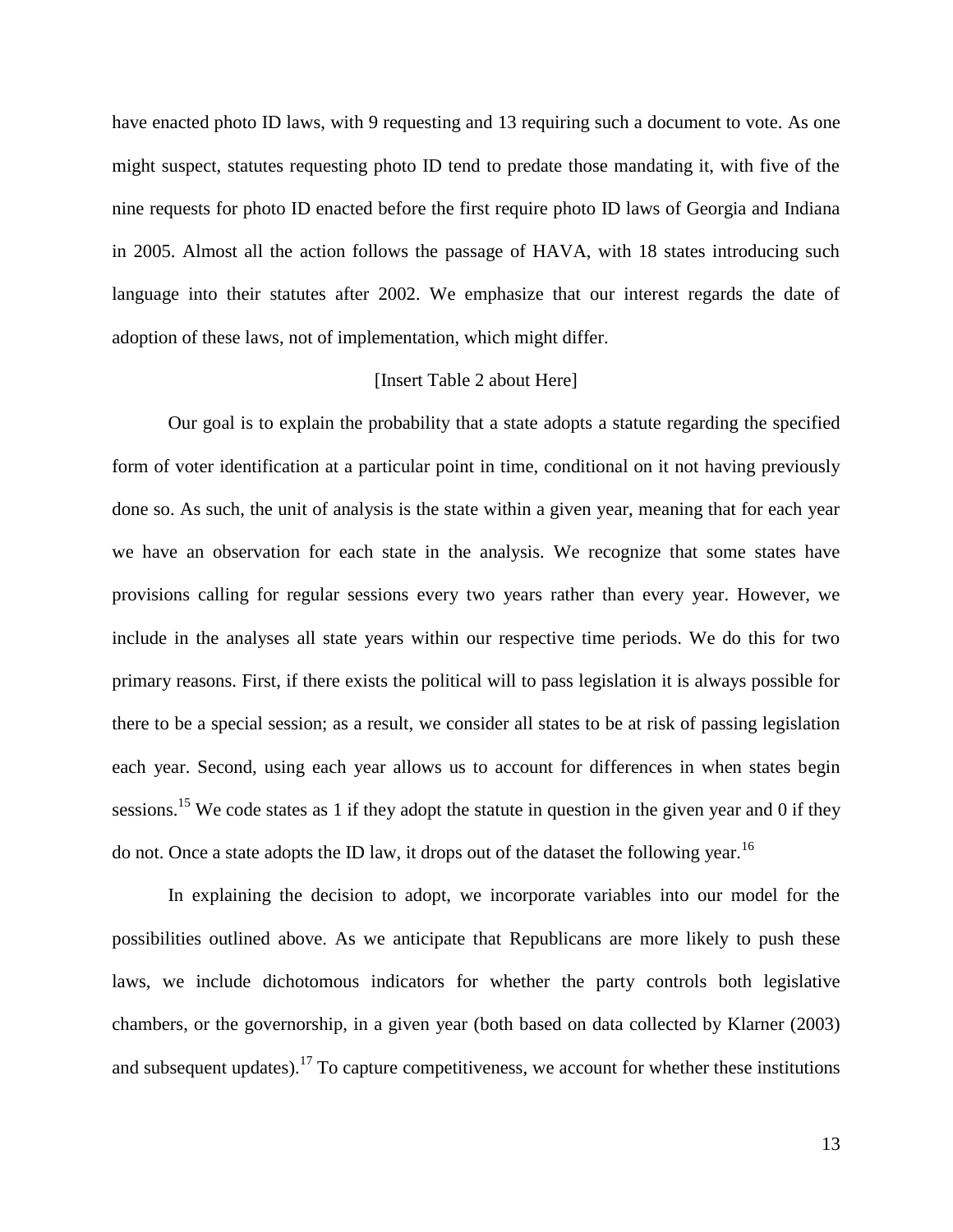have enacted photo ID laws, with 9 requesting and 13 requiring such a document to vote. As one might suspect, statutes requesting photo ID tend to predate those mandating it, with five of the nine requests for photo ID enacted before the first require photo ID laws of Georgia and Indiana in 2005. Almost all the action follows the passage of HAVA, with 18 states introducing such language into their statutes after 2002. We emphasize that our interest regards the date of adoption of these laws, not of implementation, which might differ.

[Insert Table 2 about Here]

Our goal is to explain the probability that a state adopts a statute regarding the specified form of voter identification at a particular point in time, conditional on it not having previously done so. As such, the unit of analysis is the state within a given year, meaning that for each year we have an observation for each state in the analysis. We recognize that some states have provisions calling for regular sessions every two years rather than every year. However, we include in the analyses all state years within our respective time periods. We do this for two primary reasons. First, if there exists the political will to pass legislation it is always possible for there to be a special session; as a result, we consider all states to be at risk of passing legislation each year. Second, using each year allows us to account for differences in when states begin sessions.[15] We code states as 1 if they adopt the statute in question in the given year and 0 if they do not. Once a state adopts the ID law, it drops out of the dataset the following year.[16]

In explaining the decision to adopt, we incorporate variables into our model for the possibilities outlined above. As we anticipate that Republicans are more likely to push these laws, we include dichotomous indicators for whether the party controls both legislative chambers, or the governorship, in a given year (both based on data collected by Klarner (2003) and subsequent updates).[17] To capture competitiveness, we account for whether these institutions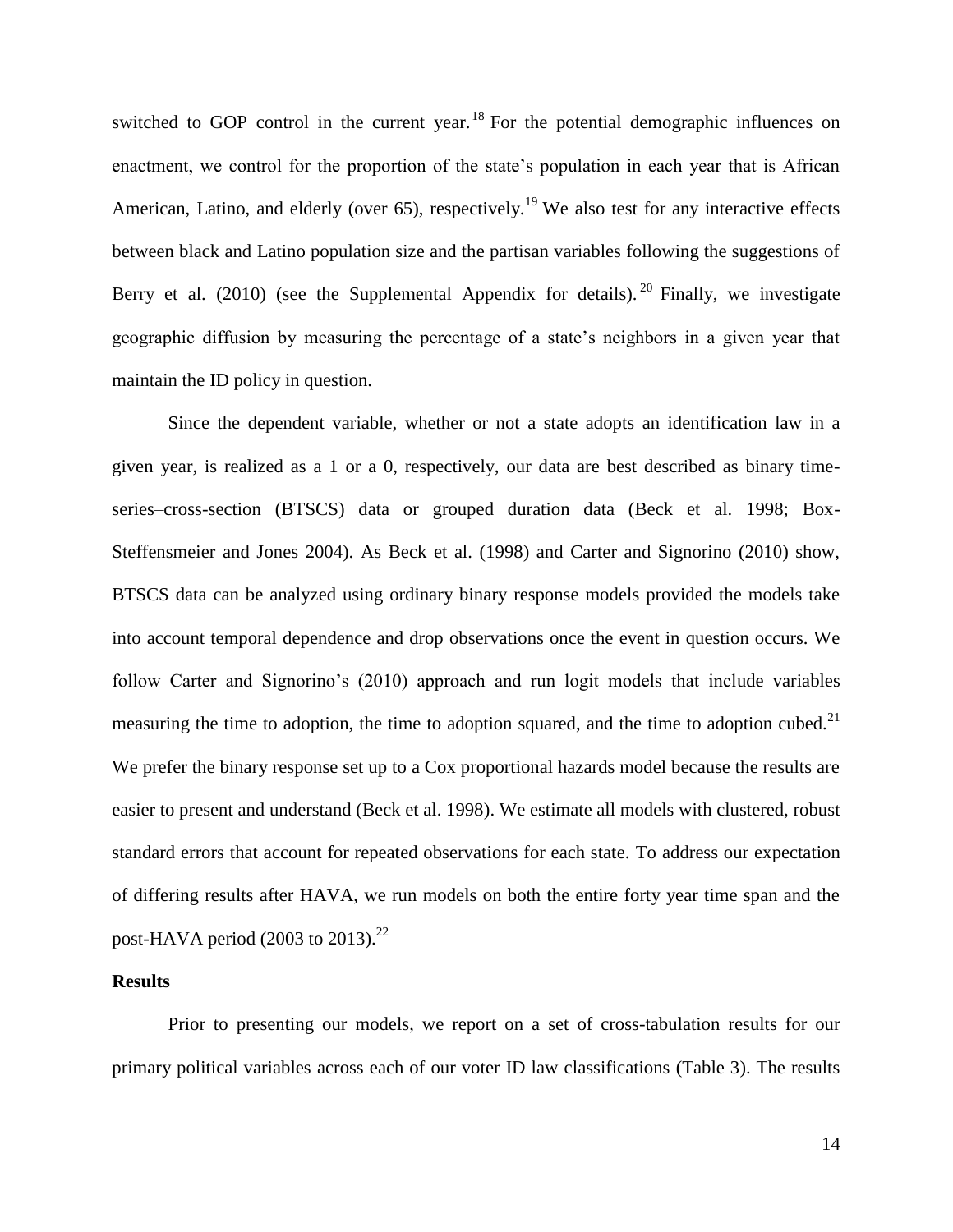switched to GOP control in the current year.[18] For the potential demographic influences on enactment, we control for the proportion of the state's population in each year that is African American, Latino, and elderly (over 65), respectively.[19] We also test for any interactive effects between black and Latino population size and the partisan variables following the suggestions of Berry et al. (2010) (see the Supplemental Appendix for details).[20] Finally, we investigate geographic diffusion by measuring the percentage of a state's neighbors in a given year that maintain the ID policy in question.

Since the dependent variable, whether or not a state adopts an identification law in a given year, is realized as a 1 or a 0, respectively, our data are best described as binary time-series–cross-section (BTSCS) data or grouped duration data (Beck et al. 1998; Box-Steffensmeier and Jones 2004). As Beck et al. (1998) and Carter and Signorino (2010) show, BTSCS data can be analyzed using ordinary binary response models provided the models take into account temporal dependence and drop observations once the event in question occurs. We follow Carter and Signorino's (2010) approach and run logit models that include variables measuring the time to adoption, the time to adoption squared, and the time to adoption cubed.[21] We prefer the binary response set up to a Cox proportional hazards model because the results are easier to present and understand (Beck et al. 1998). We estimate all models with clustered, robust standard errors that account for repeated observations for each state. To address our expectation of differing results after HAVA, we run models on both the entire forty year time span and the post-HAVA period (2003 to 2013).[22]

**Results**

Prior to presenting our models, we report on a set of cross-tabulation results for our primary political variables across each of our voter ID law classifications (Table 3). The results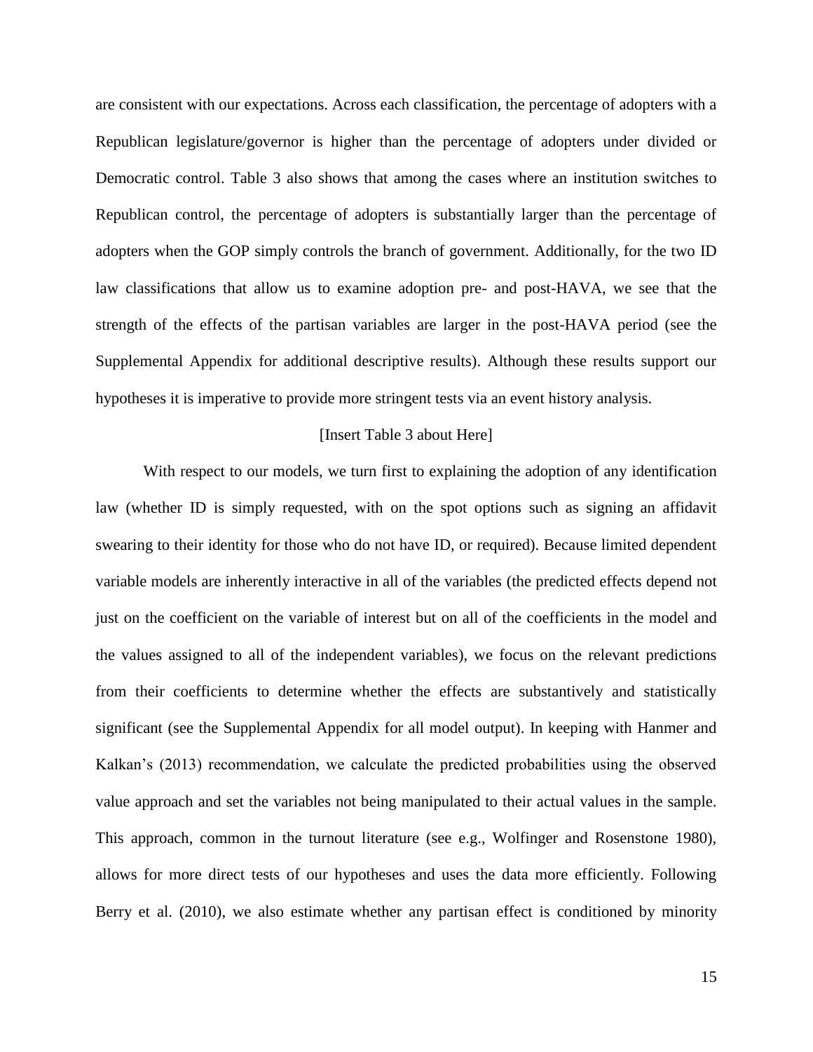are consistent with our expectations. Across each classification, the percentage of adopters with a Republican legislature/governor is higher than the percentage of adopters under divided or Democratic control. Table 3 also shows that among the cases where an institution switches to Republican control, the percentage of adopters is substantially larger than the percentage of adopters when the GOP simply controls the branch of government. Additionally, for the two ID law classifications that allow us to examine adoption pre- and post-HAVA, we see that the strength of the effects of the partisan variables are larger in the post-HAVA period (see the Supplemental Appendix for additional descriptive results). Although these results support our hypotheses it is imperative to provide more stringent tests via an event history analysis.

[Insert Table 3 about Here]

With respect to our models, we turn first to explaining the adoption of any identification law (whether ID is simply requested, with on the spot options such as signing an affidavit swearing to their identity for those who do not have ID, or required). Because limited dependent variable models are inherently interactive in all of the variables (the predicted effects depend not just on the coefficient on the variable of interest but on all of the coefficients in the model and the values assigned to all of the independent variables), we focus on the relevant predictions from their coefficients to determine whether the effects are substantively and statistically significant (see the Supplemental Appendix for all model output). In keeping with Hanmer and Kalkan's (2013) recommendation, we calculate the predicted probabilities using the observed value approach and set the variables not being manipulated to their actual values in the sample. This approach, common in the turnout literature (see e.g., Wolfinger and Rosenstone 1980), allows for more direct tests of our hypotheses and uses the data more efficiently. Following Berry et al. (2010), we also estimate whether any partisan effect is conditioned by minority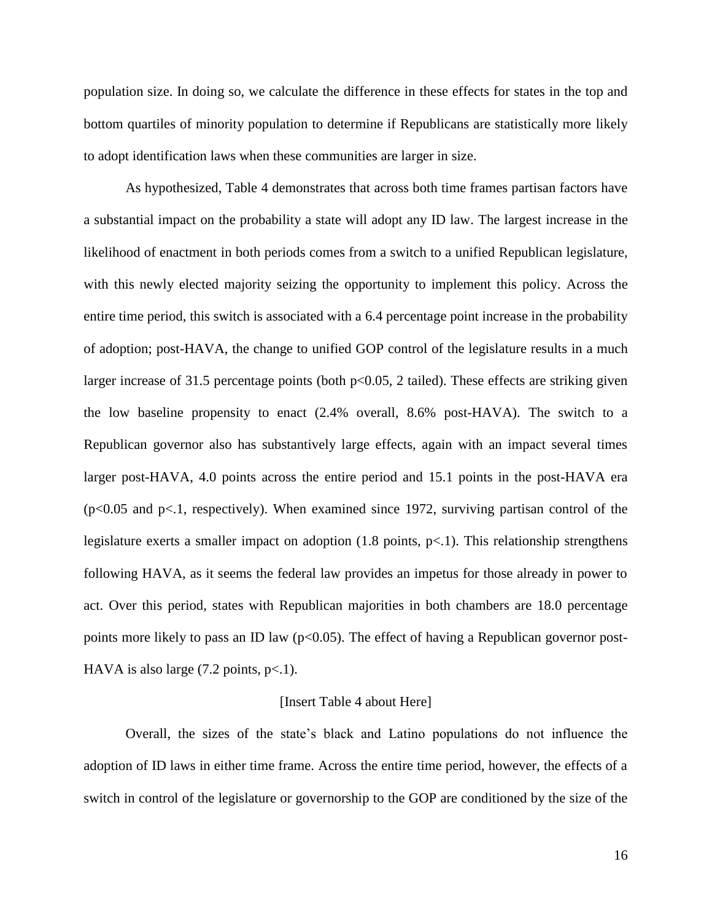population size. In doing so, we calculate the difference in these effects for states in the top and bottom quartiles of minority population to determine if Republicans are statistically more likely to adopt identification laws when these communities are larger in size.

As hypothesized, Table 4 demonstrates that across both time frames partisan factors have a substantial impact on the probability a state will adopt any ID law. The largest increase in the likelihood of enactment in both periods comes from a switch to a unified Republican legislature, with this newly elected majority seizing the opportunity to implement this policy. Across the entire time period, this switch is associated with a 6.4 percentage point increase in the probability of adoption; post-HAVA, the change to unified GOP control of the legislature results in a much larger increase of 31.5 percentage points (both $p<0.05$, 2 tailed). These effects are striking given the low baseline propensity to enact (2.4% overall, 8.6% post-HAVA). The switch to a Republican governor also has substantively large effects, again with an impact several times larger post-HAVA, 4.0 points across the entire period and 15.1 points in the post-HAVA era ($p<0.05$ and $p<.1$, respectively). When examined since 1972, surviving partisan control of the legislature exerts a smaller impact on adoption (1.8 points, $p<.1$). This relationship strengthens following HAVA, as it seems the federal law provides an impetus for those already in power to act. Over this period, states with Republican majorities in both chambers are 18.0 percentage points more likely to pass an ID law ($p<0.05$). The effect of having a Republican governor post-HAVA is also large (7.2 points, $p<.1$).

[Insert Table 4 about Here]

Overall, the sizes of the state's black and Latino populations do not influence the adoption of ID laws in either time frame. Across the entire time period, however, the effects of a switch in control of the legislature or governorship to the GOP are conditioned by the size of the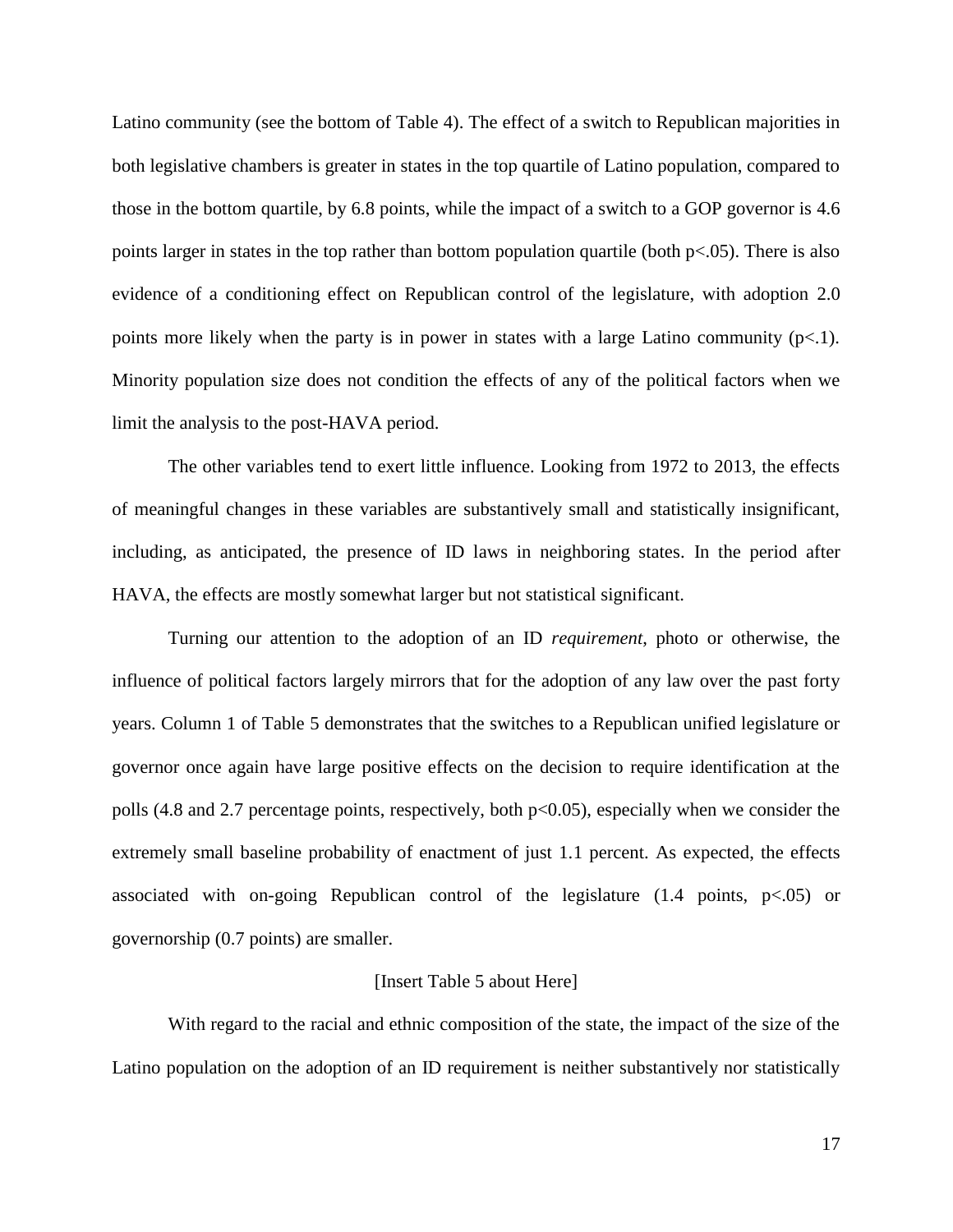Latino community (see the bottom of Table 4). The effect of a switch to Republican majorities in both legislative chambers is greater in states in the top quartile of Latino population, compared to those in the bottom quartile, by 6.8 points, while the impact of a switch to a GOP governor is 4.6 points larger in states in the top rather than bottom population quartile (both $p<.05$). There is also evidence of a conditioning effect on Republican control of the legislature, with adoption 2.0 points more likely when the party is in power in states with a large Latino community ($p<.1$). Minority population size does not condition the effects of any of the political factors when we limit the analysis to the post-HAVA period.

The other variables tend to exert little influence. Looking from 1972 to 2013, the effects of meaningful changes in these variables are substantively small and statistically insignificant, including, as anticipated, the presence of ID laws in neighboring states. In the period after HAVA, the effects are mostly somewhat larger but not statistical significant.

Turning our attention to the adoption of an ID *requirement*, photo or otherwise, the influence of political factors largely mirrors that for the adoption of any law over the past forty years. Column 1 of Table 5 demonstrates that the switches to a Republican unified legislature or governor once again have large positive effects on the decision to require identification at the polls (4.8 and 2.7 percentage points, respectively, both $p<0.05$), especially when we consider the extremely small baseline probability of enactment of just 1.1 percent. As expected, the effects associated with on-going Republican control of the legislature (1.4 points, $p<.05$) or governorship (0.7 points) are smaller.

[Insert Table 5 about Here]

With regard to the racial and ethnic composition of the state, the impact of the size of the Latino population on the adoption of an ID requirement is neither substantively nor statistically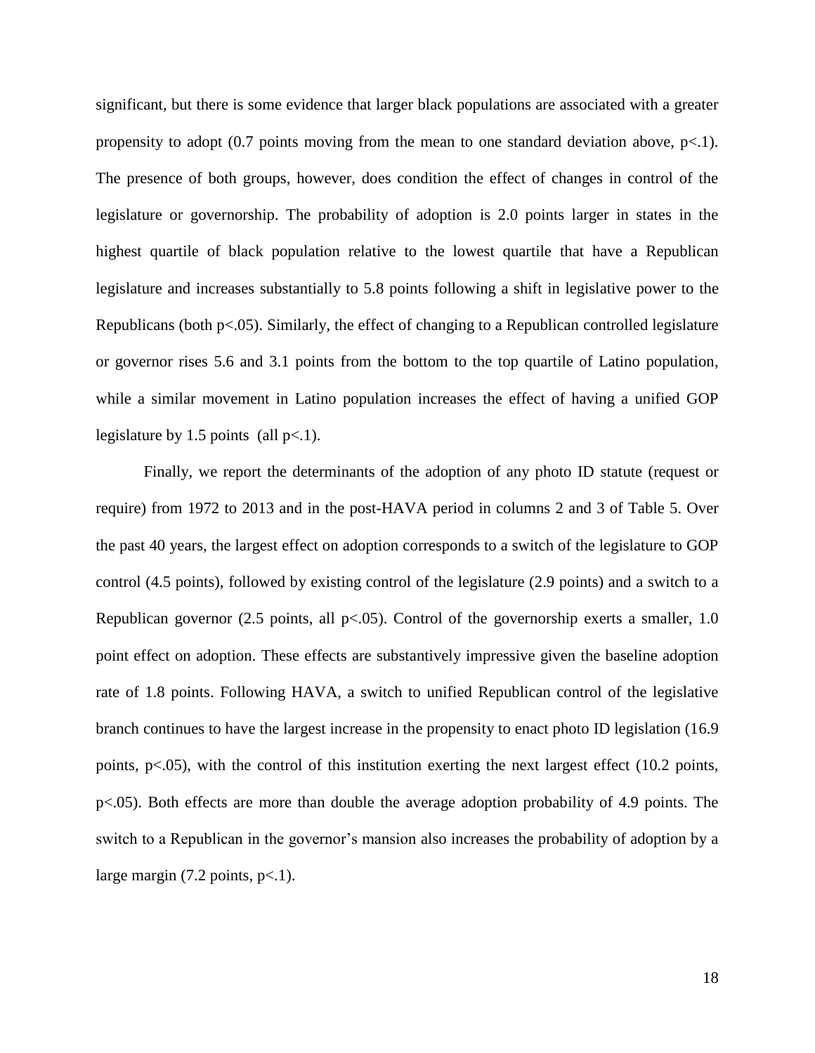significant, but there is some evidence that larger black populations are associated with a greater propensity to adopt (0.7 points moving from the mean to one standard deviation above, $p<.1$). The presence of both groups, however, does condition the effect of changes in control of the legislature or governorship. The probability of adoption is 2.0 points larger in states in the highest quartile of black population relative to the lowest quartile that have a Republican legislature and increases substantially to 5.8 points following a shift in legislative power to the Republicans (both $p<.05$). Similarly, the effect of changing to a Republican controlled legislature or governor rises 5.6 and 3.1 points from the bottom to the top quartile of Latino population, while a similar movement in Latino population increases the effect of having a unified GOP legislature by 1.5 points (all $p<.1$).

Finally, we report the determinants of the adoption of any photo ID statute (request or require) from 1972 to 2013 and in the post-HAVA period in columns 2 and 3 of Table 5. Over the past 40 years, the largest effect on adoption corresponds to a switch of the legislature to GOP control (4.5 points), followed by existing control of the legislature (2.9 points) and a switch to a Republican governor (2.5 points, all $p<.05$). Control of the governorship exerts a smaller, 1.0 point effect on adoption. These effects are substantively impressive given the baseline adoption rate of 1.8 points. Following HAVA, a switch to unified Republican control of the legislative branch continues to have the largest increase in the propensity to enact photo ID legislation (16.9 points, $p<.05$), with the control of this institution exerting the next largest effect (10.2 points, $p<.05$). Both effects are more than double the average adoption probability of 4.9 points. The switch to a Republican in the governor's mansion also increases the probability of adoption by a large margin (7.2 points, $p<.1$).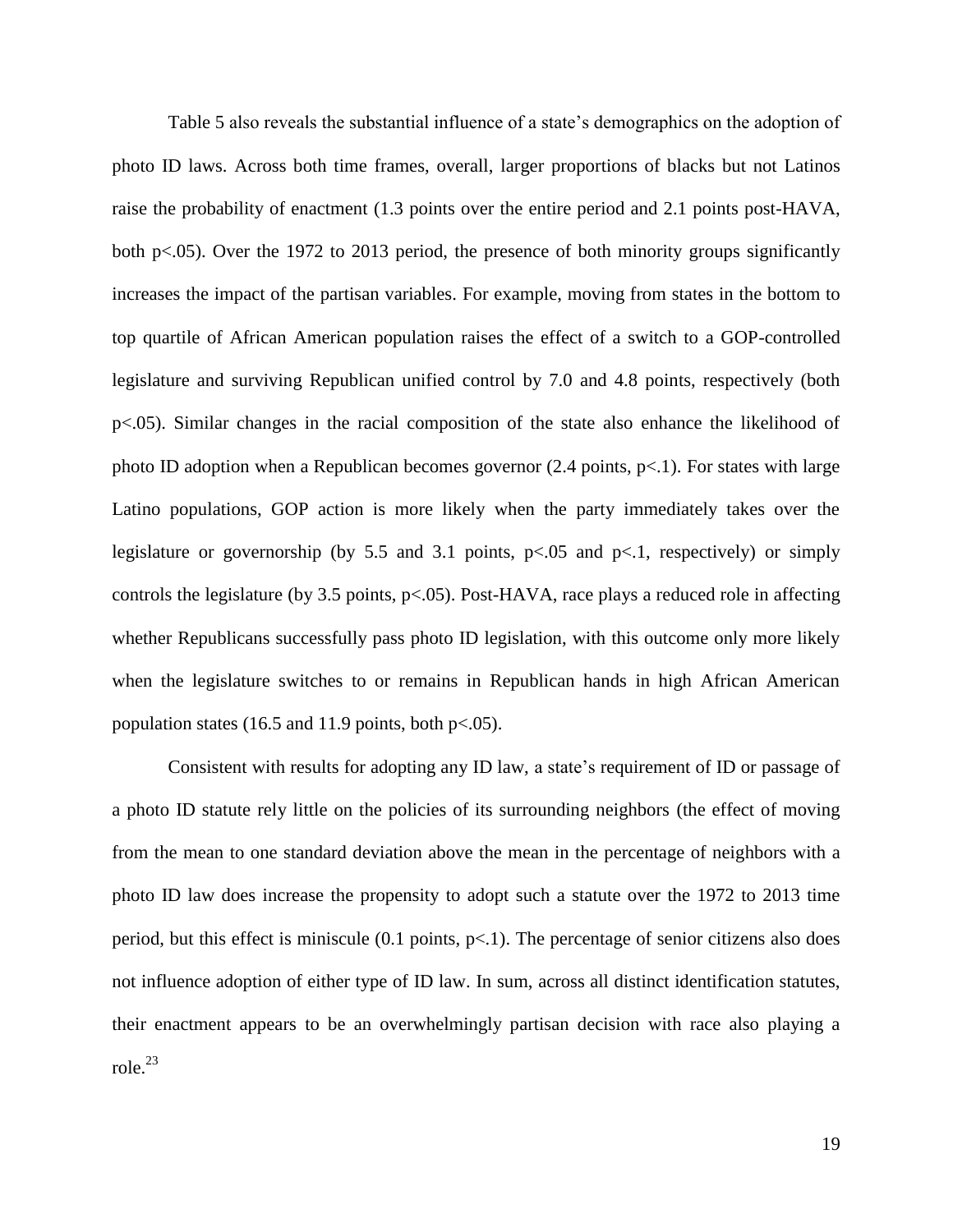Table 5 also reveals the substantial influence of a state's demographics on the adoption of photo ID laws. Across both time frames, overall, larger proportions of blacks but not Latinos raise the probability of enactment (1.3 points over the entire period and 2.1 points post-HAVA, both $p<.05$). Over the 1972 to 2013 period, the presence of both minority groups significantly increases the impact of the partisan variables. For example, moving from states in the bottom to top quartile of African American population raises the effect of a switch to a GOP-controlled legislature and surviving Republican unified control by 7.0 and 4.8 points, respectively (both $p<.05$). Similar changes in the racial composition of the state also enhance the likelihood of photo ID adoption when a Republican becomes governor (2.4 points, $p<.1$). For states with large Latino populations, GOP action is more likely when the party immediately takes over the legislature or governorship (by 5.5 and 3.1 points, $p<.05$ and $p<.1$, respectively) or simply controls the legislature (by 3.5 points, $p<.05$). Post-HAVA, race plays a reduced role in affecting whether Republicans successfully pass photo ID legislation, with this outcome only more likely when the legislature switches to or remains in Republican hands in high African American population states (16.5 and 11.9 points, both $p<.05$).

Consistent with results for adopting any ID law, a state's requirement of ID or passage of a photo ID statute rely little on the policies of its surrounding neighbors (the effect of moving from the mean to one standard deviation above the mean in the percentage of neighbors with a photo ID law does increase the propensity to adopt such a statute over the 1972 to 2013 time period, but this effect is miniscule (0.1 points, $p<.1$). The percentage of senior citizens also does not influence adoption of either type of ID law. In sum, across all distinct identification statutes, their enactment appears to be an overwhelmingly partisan decision with race also playing a role.[23]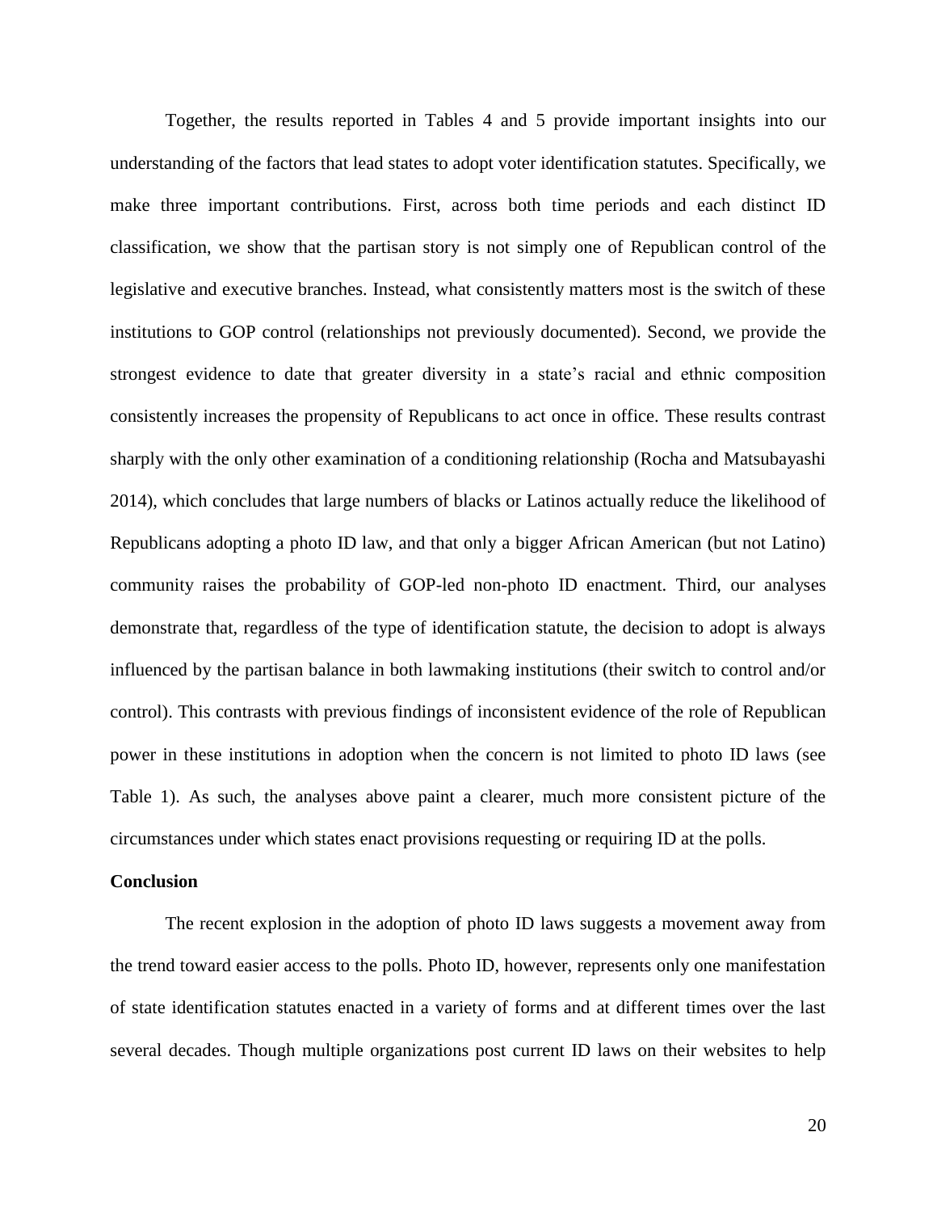Together, the results reported in Tables 4 and 5 provide important insights into our understanding of the factors that lead states to adopt voter identification statutes. Specifically, we make three important contributions. First, across both time periods and each distinct ID classification, we show that the partisan story is not simply one of Republican control of the legislative and executive branches. Instead, what consistently matters most is the switch of these institutions to GOP control (relationships not previously documented). Second, we provide the strongest evidence to date that greater diversity in a state's racial and ethnic composition consistently increases the propensity of Republicans to act once in office. These results contrast sharply with the only other examination of a conditioning relationship (Rocha and Matsubayashi 2014), which concludes that large numbers of blacks or Latinos actually reduce the likelihood of Republicans adopting a photo ID law, and that only a bigger African American (but not Latino) community raises the probability of GOP-led non-photo ID enactment. Third, our analyses demonstrate that, regardless of the type of identification statute, the decision to adopt is always influenced by the partisan balance in both lawmaking institutions (their switch to control and/or control). This contrasts with previous findings of inconsistent evidence of the role of Republican power in these institutions in adoption when the concern is not limited to photo ID laws (see Table 1). As such, the analyses above paint a clearer, much more consistent picture of the circumstances under which states enact provisions requesting or requiring ID at the polls.

**Conclusion**

The recent explosion in the adoption of photo ID laws suggests a movement away from the trend toward easier access to the polls. Photo ID, however, represents only one manifestation of state identification statutes enacted in a variety of forms and at different times over the last several decades. Though multiple organizations post current ID laws on their websites to help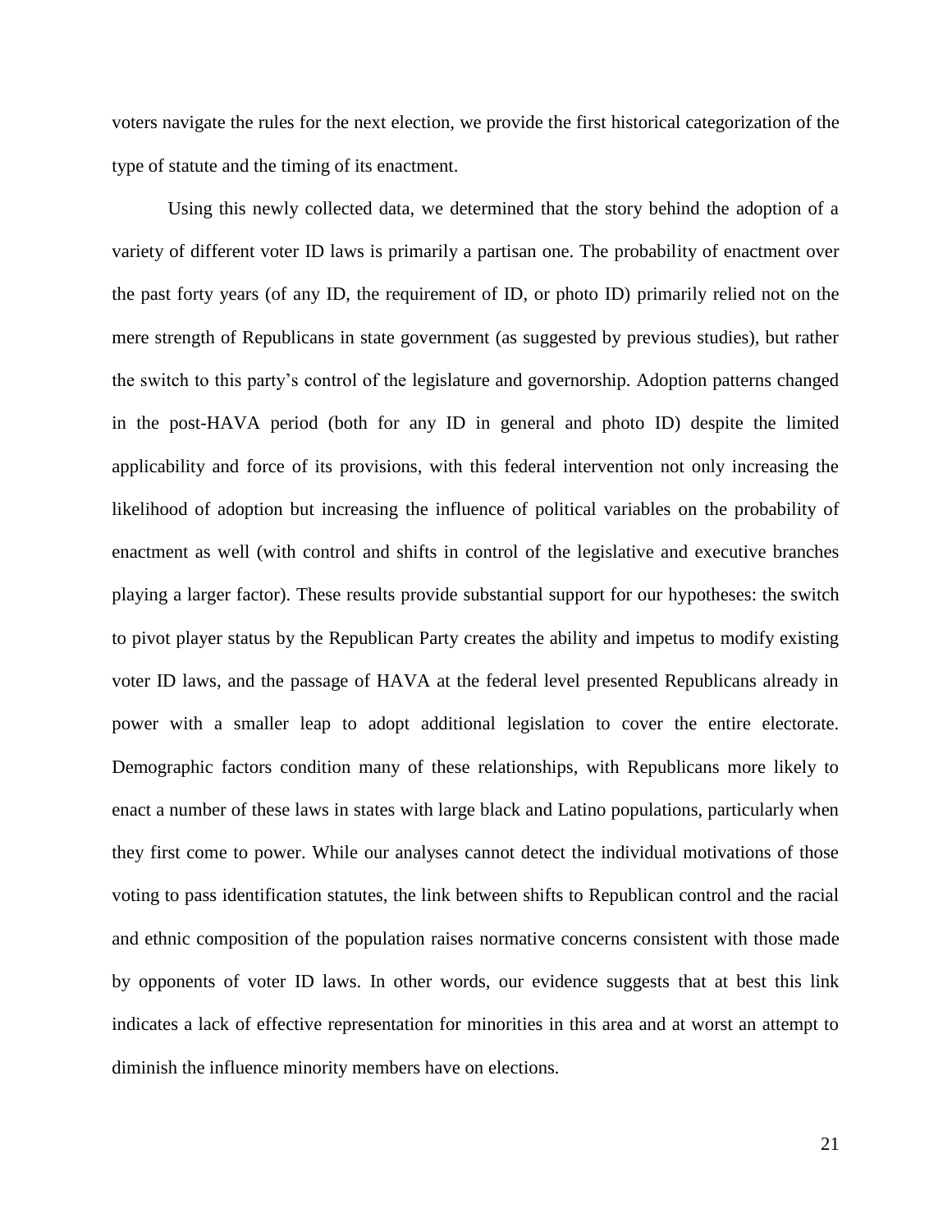voters navigate the rules for the next election, we provide the first historical categorization of the type of statute and the timing of its enactment.

Using this newly collected data, we determined that the story behind the adoption of a variety of different voter ID laws is primarily a partisan one. The probability of enactment over the past forty years (of any ID, the requirement of ID, or photo ID) primarily relied not on the mere strength of Republicans in state government (as suggested by previous studies), but rather the switch to this party's control of the legislature and governorship. Adoption patterns changed in the post-HAVA period (both for any ID in general and photo ID) despite the limited applicability and force of its provisions, with this federal intervention not only increasing the likelihood of adoption but increasing the influence of political variables on the probability of enactment as well (with control and shifts in control of the legislative and executive branches playing a larger factor). These results provide substantial support for our hypotheses: the switch to pivot player status by the Republican Party creates the ability and impetus to modify existing voter ID laws, and the passage of HAVA at the federal level presented Republicans already in power with a smaller leap to adopt additional legislation to cover the entire electorate. Demographic factors condition many of these relationships, with Republicans more likely to enact a number of these laws in states with large black and Latino populations, particularly when they first come to power. While our analyses cannot detect the individual motivations of those voting to pass identification statutes, the link between shifts to Republican control and the racial and ethnic composition of the population raises normative concerns consistent with those made by opponents of voter ID laws. In other words, our evidence suggests that at best this link indicates a lack of effective representation for minorities in this area and at worst an attempt to diminish the influence minority members have on elections.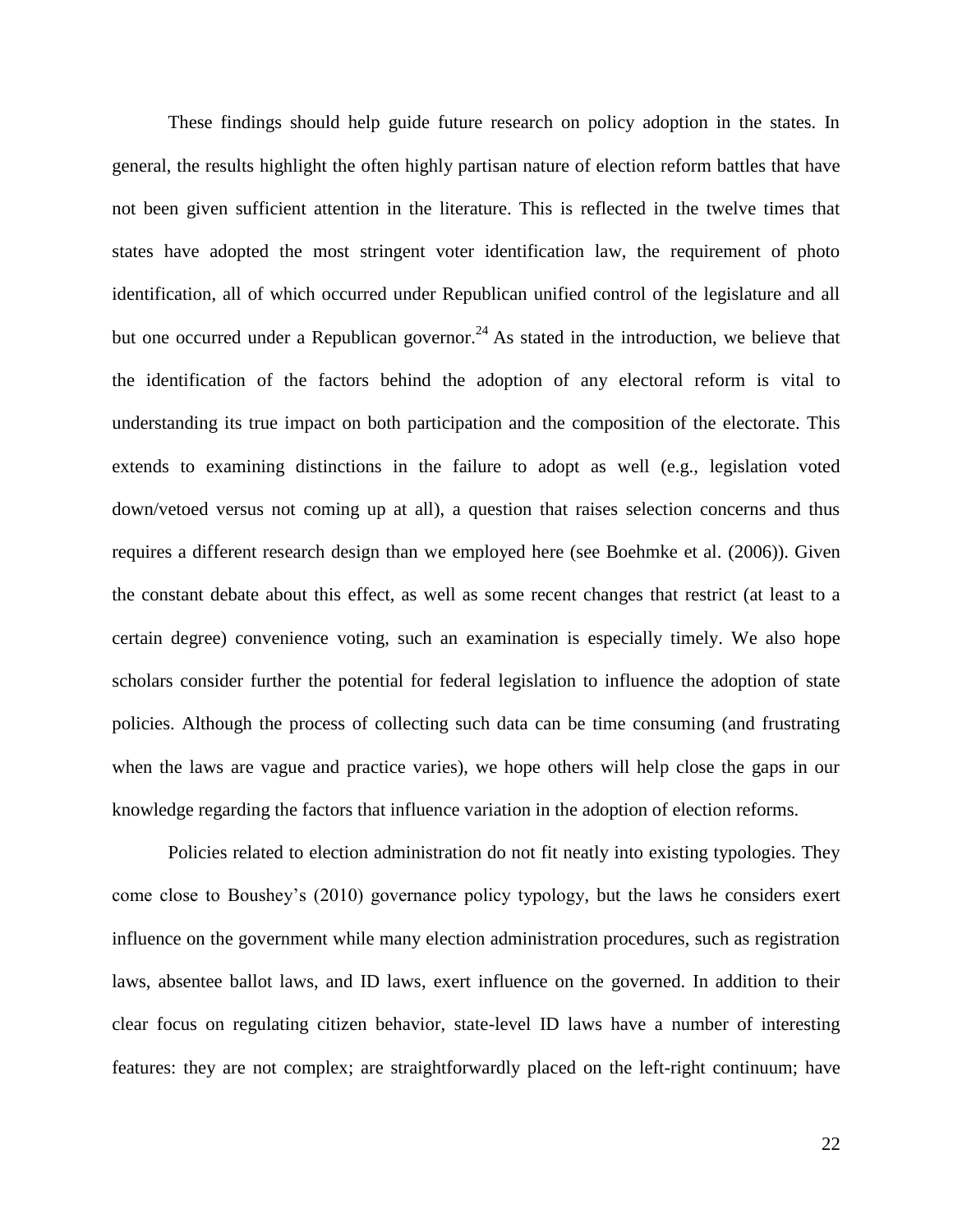These findings should help guide future research on policy adoption in the states. In general, the results highlight the often highly partisan nature of election reform battles that have not been given sufficient attention in the literature. This is reflected in the twelve times that states have adopted the most stringent voter identification law, the requirement of photo identification, all of which occurred under Republican unified control of the legislature and all but one occurred under a Republican governor.[24] As stated in the introduction, we believe that the identification of the factors behind the adoption of any electoral reform is vital to understanding its true impact on both participation and the composition of the electorate. This extends to examining distinctions in the failure to adopt as well (e.g., legislation voted down/vetoed versus not coming up at all), a question that raises selection concerns and thus requires a different research design than we employed here (see Boehmke et al. (2006)). Given the constant debate about this effect, as well as some recent changes that restrict (at least to a certain degree) convenience voting, such an examination is especially timely. We also hope scholars consider further the potential for federal legislation to influence the adoption of state policies. Although the process of collecting such data can be time consuming (and frustrating when the laws are vague and practice varies), we hope others will help close the gaps in our knowledge regarding the factors that influence variation in the adoption of election reforms.

Policies related to election administration do not fit neatly into existing typologies. They come close to Boushey's (2010) governance policy typology, but the laws he considers exert influence on the government while many election administration procedures, such as registration laws, absentee ballot laws, and ID laws, exert influence on the governed. In addition to their clear focus on regulating citizen behavior, state-level ID laws have a number of interesting features: they are not complex; are straightforwardly placed on the left-right continuum; have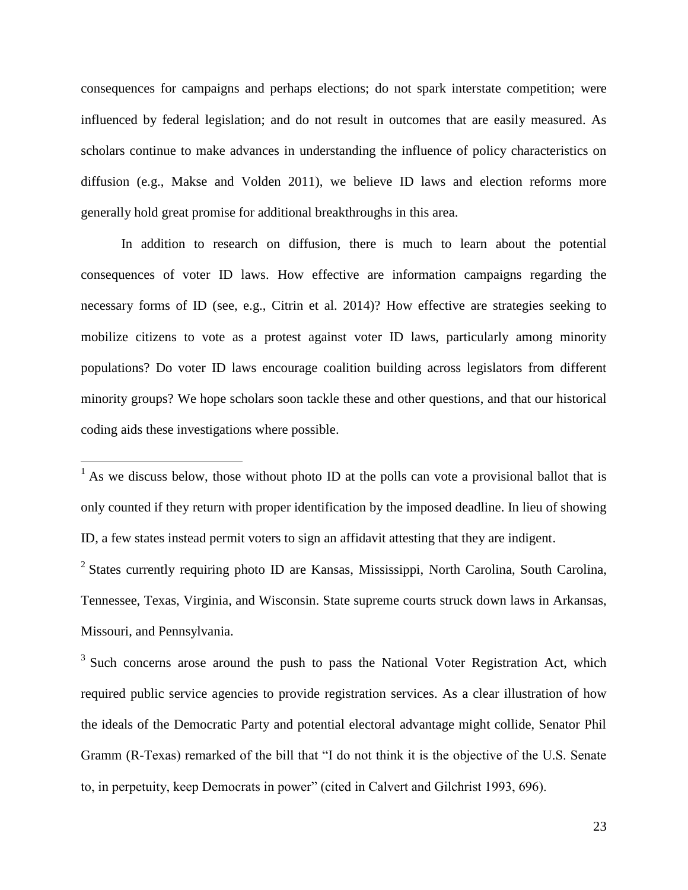consequences for campaigns and perhaps elections; do not spark interstate competition; were influenced by federal legislation; and do not result in outcomes that are easily measured. As scholars continue to make advances in understanding the influence of policy characteristics on diffusion (e.g., Makse and Volden 2011), we believe ID laws and election reforms more generally hold great promise for additional breakthroughs in this area.

In addition to research on diffusion, there is much to learn about the potential consequences of voter ID laws. How effective are information campaigns regarding the necessary forms of ID (see, e.g., Citrin et al. 2014)? How effective are strategies seeking to mobilize citizens to vote as a protest against voter ID laws, particularly among minority populations? Do voter ID laws encourage coalition building across legislators from different minority groups? We hope scholars soon tackle these and other questions, and that our historical coding aids these investigations where possible.

---

[1] As we discuss below, those without photo ID at the polls can vote a provisional ballot that is only counted if they return with proper identification by the imposed deadline. In lieu of showing ID, a few states instead permit voters to sign an affidavit attesting that they are indigent.

[2] States currently requiring photo ID are Kansas, Mississippi, North Carolina, South Carolina, Tennessee, Texas, Virginia, and Wisconsin. State supreme courts struck down laws in Arkansas, Missouri, and Pennsylvania.

[3] Such concerns arose around the push to pass the National Voter Registration Act, which required public service agencies to provide registration services. As a clear illustration of how the ideals of the Democratic Party and potential electoral advantage might collide, Senator Phil Gramm (R-Texas) remarked of the bill that "I do not think it is the objective of the U.S. Senate to, in perpetuity, keep Democrats in power" (cited in Calvert and Gilchrist 1993, 696).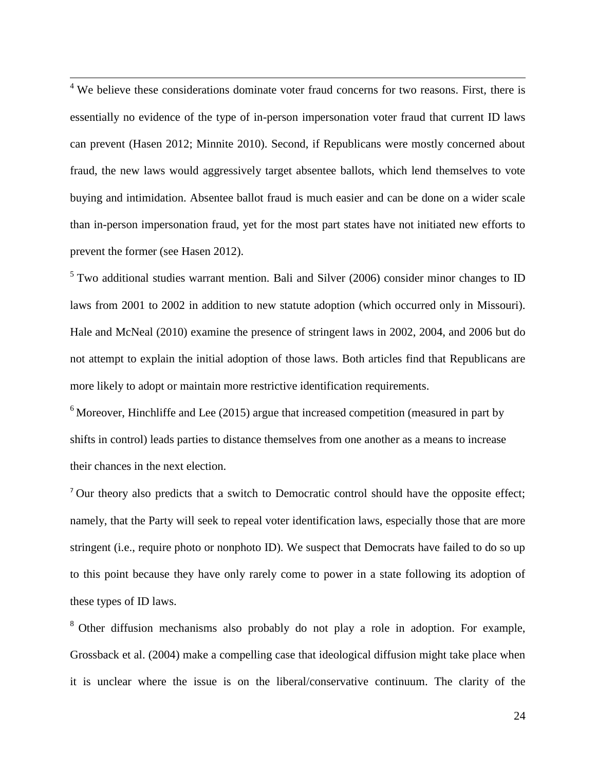[4] We believe these considerations dominate voter fraud concerns for two reasons. First, there is essentially no evidence of the type of in-person impersonation voter fraud that current ID laws can prevent (Hasen 2012; Minnite 2010). Second, if Republicans were mostly concerned about fraud, the new laws would aggressively target absentee ballots, which lend themselves to vote buying and intimidation. Absentee ballot fraud is much easier and can be done on a wider scale than in-person impersonation fraud, yet for the most part states have not initiated new efforts to prevent the former (see Hasen 2012).

[5] Two additional studies warrant mention. Bali and Silver (2006) consider minor changes to ID laws from 2001 to 2002 in addition to new statute adoption (which occurred only in Missouri). Hale and McNeal (2010) examine the presence of stringent laws in 2002, 2004, and 2006 but do not attempt to explain the initial adoption of those laws. Both articles find that Republicans are more likely to adopt or maintain more restrictive identification requirements.

[6] Moreover, Hinchliffe and Lee (2015) argue that increased competition (measured in part by shifts in control) leads parties to distance themselves from one another as a means to increase their chances in the next election.

[7] Our theory also predicts that a switch to Democratic control should have the opposite effect; namely, that the Party will seek to repeal voter identification laws, especially those that are more stringent (i.e., require photo or nonphoto ID). We suspect that Democrats have failed to do so up to this point because they have only rarely come to power in a state following its adoption of these types of ID laws.

[8] Other diffusion mechanisms also probably do not play a role in adoption. For example, Grossback et al. (2004) make a compelling case that ideological diffusion might take place when it is unclear where the issue is on the liberal/conservative continuum. The clarity of the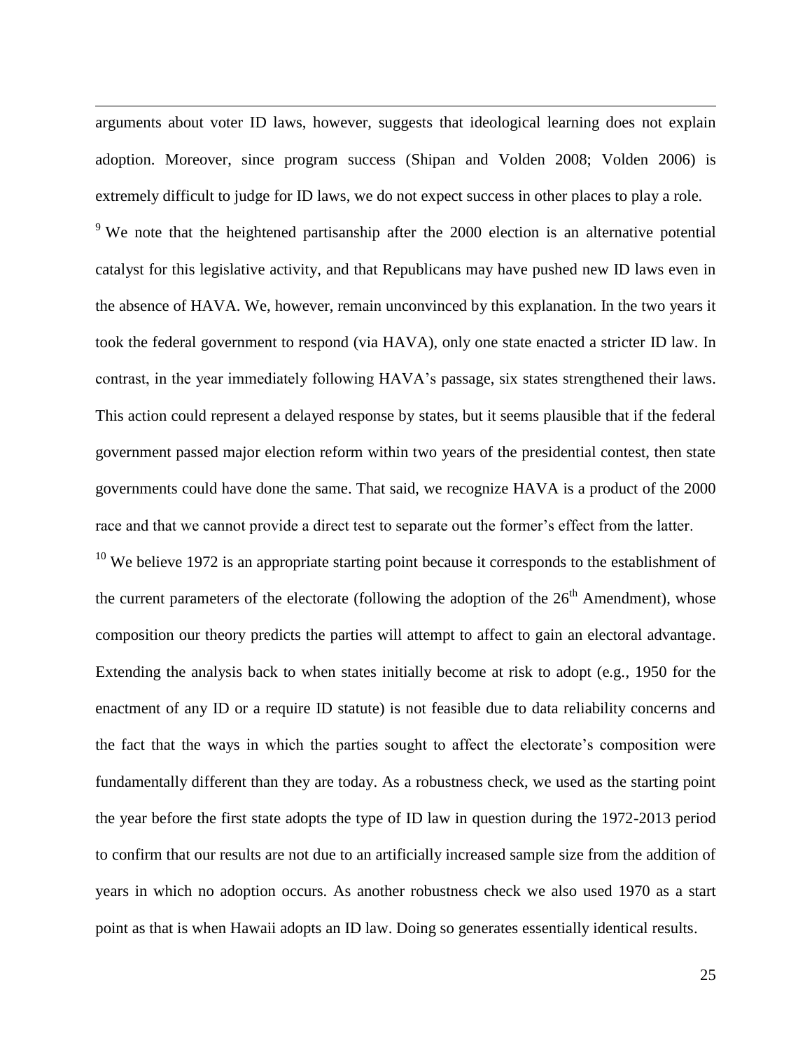arguments about voter ID laws, however, suggests that ideological learning does not explain adoption. Moreover, since program success (Shipan and Volden 2008; Volden 2006) is extremely difficult to judge for ID laws, we do not expect success in other places to play a role.

[9] We note that the heightened partisanship after the 2000 election is an alternative potential catalyst for this legislative activity, and that Republicans may have pushed new ID laws even in the absence of HAVA. We, however, remain unconvinced by this explanation. In the two years it took the federal government to respond (via HAVA), only one state enacted a stricter ID law. In contrast, in the year immediately following HAVA's passage, six states strengthened their laws. This action could represent a delayed response by states, but it seems plausible that if the federal government passed major election reform within two years of the presidential contest, then state governments could have done the same. That said, we recognize HAVA is a product of the 2000 race and that we cannot provide a direct test to separate out the former's effect from the latter.

[10] We believe 1972 is an appropriate starting point because it corresponds to the establishment of the current parameters of the electorate (following the adoption of the 26th Amendment), whose composition our theory predicts the parties will attempt to affect to gain an electoral advantage. Extending the analysis back to when states initially become at risk to adopt (e.g., 1950 for the enactment of any ID or a require ID statute) is not feasible due to data reliability concerns and the fact that the ways in which the parties sought to affect the electorate's composition were fundamentally different than they are today. As a robustness check, we used as the starting point the year before the first state adopts the type of ID law in question during the 1972-2013 period to confirm that our results are not due to an artificially increased sample size from the addition of years in which no adoption occurs. As another robustness check we also used 1970 as a start point as that is when Hawaii adopts an ID law. Doing so generates essentially identical results.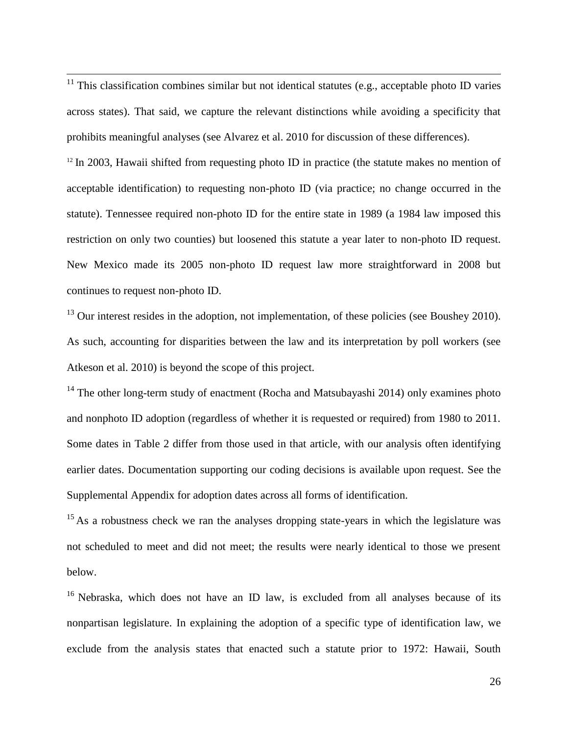[11] This classification combines similar but not identical statutes (e.g., acceptable photo ID varies across states). That said, we capture the relevant distinctions while avoiding a specificity that prohibits meaningful analyses (see Alvarez et al. 2010 for discussion of these differences).

[12] In 2003, Hawaii shifted from requesting photo ID in practice (the statute makes no mention of acceptable identification) to requesting non-photo ID (via practice; no change occurred in the statute). Tennessee required non-photo ID for the entire state in 1989 (a 1984 law imposed this restriction on only two counties) but loosened this statute a year later to non-photo ID request. New Mexico made its 2005 non-photo ID request law more straightforward in 2008 but continues to request non-photo ID.

[13] Our interest resides in the adoption, not implementation, of these policies (see Boushey 2010). As such, accounting for disparities between the law and its interpretation by poll workers (see Atkeson et al. 2010) is beyond the scope of this project.

[14] The other long-term study of enactment (Rocha and Matsubayashi 2014) only examines photo and nonphoto ID adoption (regardless of whether it is requested or required) from 1980 to 2011. Some dates in Table 2 differ from those used in that article, with our analysis often identifying earlier dates. Documentation supporting our coding decisions is available upon request. See the Supplemental Appendix for adoption dates across all forms of identification.

[15] As a robustness check we ran the analyses dropping state-years in which the legislature was not scheduled to meet and did not meet; the results were nearly identical to those we present below.

[16] Nebraska, which does not have an ID law, is excluded from all analyses because of its nonpartisan legislature. In explaining the adoption of a specific type of identification law, we exclude from the analysis states that enacted such a statute prior to 1972: Hawaii, South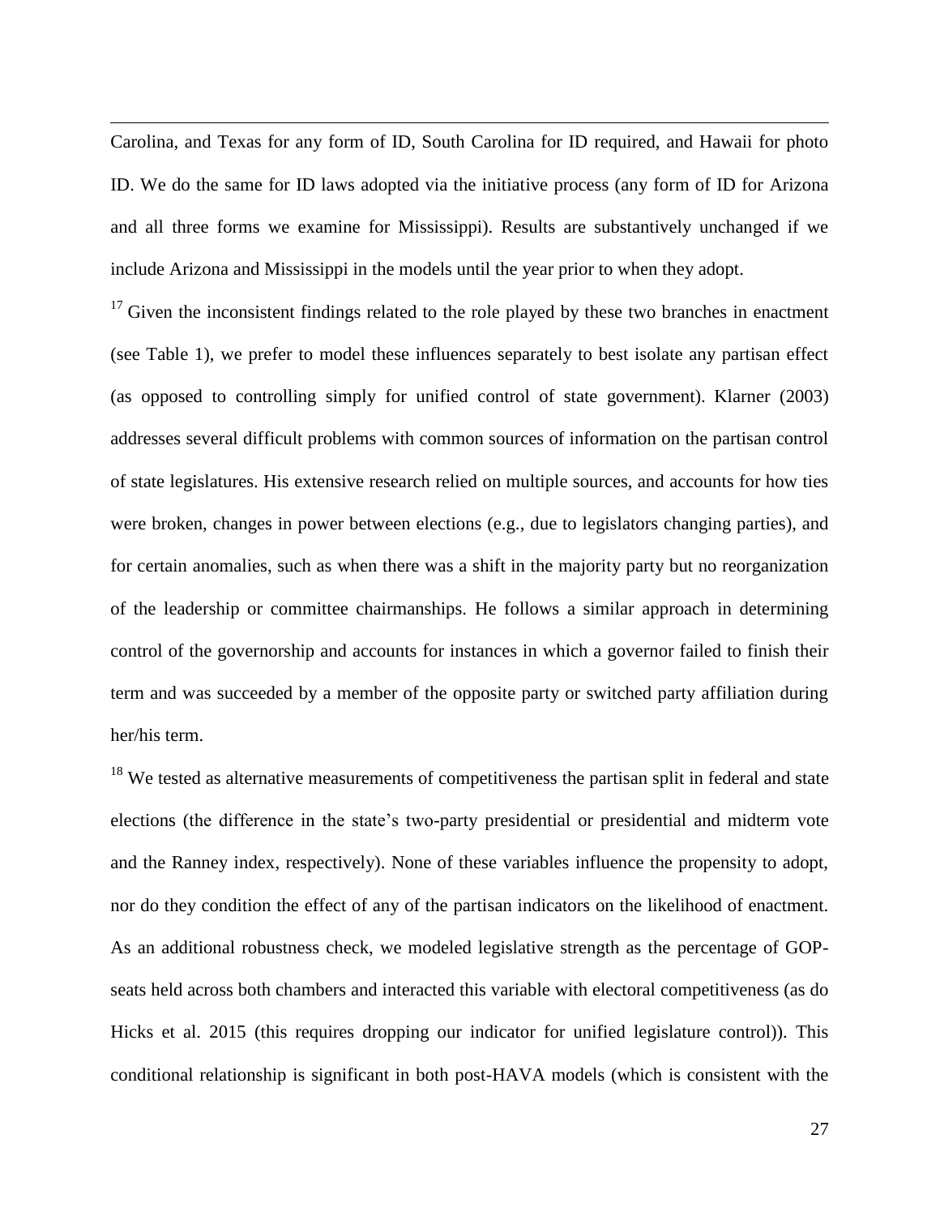Carolina, and Texas for any form of ID, South Carolina for ID required, and Hawaii for photo ID. We do the same for ID laws adopted via the initiative process (any form of ID for Arizona and all three forms we examine for Mississippi). Results are substantively unchanged if we include Arizona and Mississippi in the models until the year prior to when they adopt.

[17] Given the inconsistent findings related to the role played by these two branches in enactment (see Table 1), we prefer to model these influences separately to best isolate any partisan effect (as opposed to controlling simply for unified control of state government). Klarner (2003) addresses several difficult problems with common sources of information on the partisan control of state legislatures. His extensive research relied on multiple sources, and accounts for how ties were broken, changes in power between elections (e.g., due to legislators changing parties), and for certain anomalies, such as when there was a shift in the majority party but no reorganization of the leadership or committee chairmanships. He follows a similar approach in determining control of the governorship and accounts for instances in which a governor failed to finish their term and was succeeded by a member of the opposite party or switched party affiliation during her/his term.

[18] We tested as alternative measurements of competitiveness the partisan split in federal and state elections (the difference in the state's two-party presidential or presidential and midterm vote and the Ranney index, respectively). None of these variables influence the propensity to adopt, nor do they condition the effect of any of the partisan indicators on the likelihood of enactment. As an additional robustness check, we modeled legislative strength as the percentage of GOP-seats held across both chambers and interacted this variable with electoral competitiveness (as do Hicks et al. 2015 (this requires dropping our indicator for unified legislature control)). This conditional relationship is significant in both post-HAVA models (which is consistent with the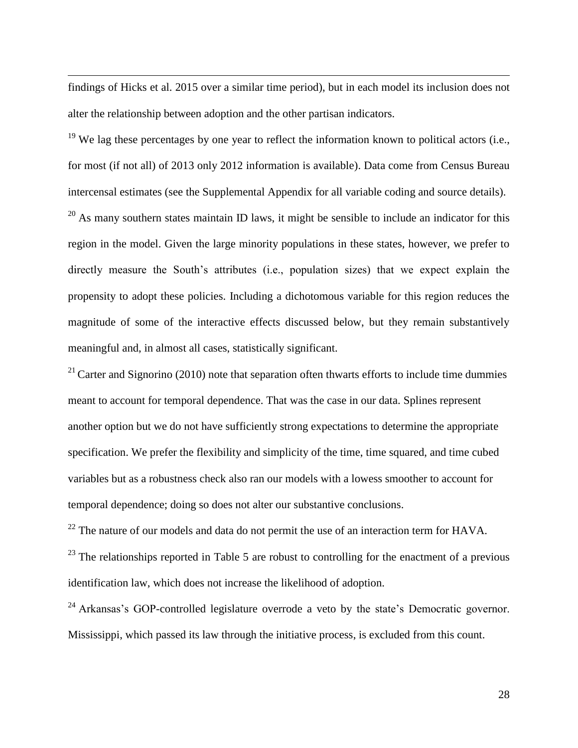findings of Hicks et al. 2015 over a similar time period), but in each model its inclusion does not alter the relationship between adoption and the other partisan indicators.

[19] We lag these percentages by one year to reflect the information known to political actors (i.e., for most (if not all) of 2013 only 2012 information is available). Data come from Census Bureau intercensal estimates (see the Supplemental Appendix for all variable coding and source details).

[20] As many southern states maintain ID laws, it might be sensible to include an indicator for this region in the model. Given the large minority populations in these states, however, we prefer to directly measure the South's attributes (i.e., population sizes) that we expect explain the propensity to adopt these policies. Including a dichotomous variable for this region reduces the magnitude of some of the interactive effects discussed below, but they remain substantively meaningful and, in almost all cases, statistically significant.

[21] Carter and Signorino (2010) note that separation often thwarts efforts to include time dummies meant to account for temporal dependence. That was the case in our data. Splines represent another option but we do not have sufficiently strong expectations to determine the appropriate specification. We prefer the flexibility and simplicity of the time, time squared, and time cubed variables but as a robustness check also ran our models with a lowess smoother to account for temporal dependence; doing so does not alter our substantive conclusions.

[22] The nature of our models and data do not permit the use of an interaction term for HAVA.

[23] The relationships reported in Table 5 are robust to controlling for the enactment of a previous identification law, which does not increase the likelihood of adoption.

[24] Arkansas's GOP-controlled legislature overrode a veto by the state's Democratic governor. Mississippi, which passed its law through the initiative process, is excluded from this count.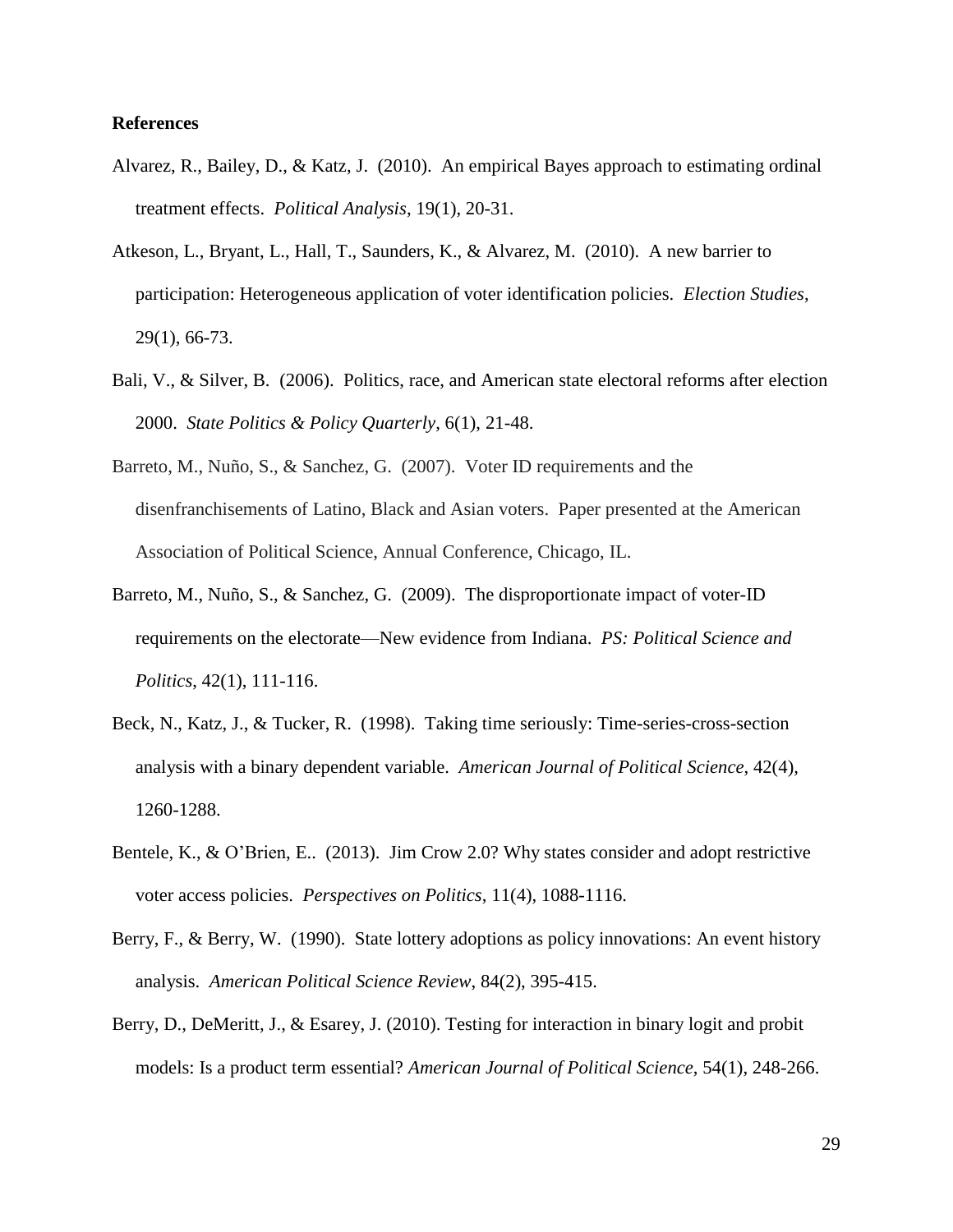**References**

Alvarez, R., Bailey, D., & Katz, J. (2010). An empirical Bayes approach to estimating ordinal treatment effects. *Political Analysis*, 19(1), 20-31.

Atkeson, L., Bryant, L., Hall, T., Saunders, K., & Alvarez, M. (2010). A new barrier to participation: Heterogeneous application of voter identification policies. *Election Studies*, 29(1), 66-73.

Bali, V., & Silver, B. (2006). Politics, race, and American state electoral reforms after election 2000. *State Politics & Policy Quarterly*, 6(1), 21-48.

Barreto, M., Nuño, S., & Sanchez, G. (2007). Voter ID requirements and the disenfranchisements of Latino, Black and Asian voters. Paper presented at the American Association of Political Science, Annual Conference, Chicago, IL.

Barreto, M., Nuño, S., & Sanchez, G. (2009). The disproportionate impact of voter-ID requirements on the electorate—New evidence from Indiana. *PS: Political Science and Politics*, 42(1), 111-116.

Beck, N., Katz, J., & Tucker, R. (1998). Taking time seriously: Time-series-cross-section analysis with a binary dependent variable. *American Journal of Political Science*, 42(4), 1260-1288.

Bentele, K., & O'Brien, E.. (2013). Jim Crow 2.0? Why states consider and adopt restrictive voter access policies. *Perspectives on Politics*, 11(4), 1088-1116.

Berry, F., & Berry, W. (1990). State lottery adoptions as policy innovations: An event history analysis. *American Political Science Review*, 84(2), 395-415.

Berry, D., DeMeritt, J., & Esarey, J. (2010). Testing for interaction in binary logit and probit models: Is a product term essential? *American Journal of Political Science*, 54(1), 248-266.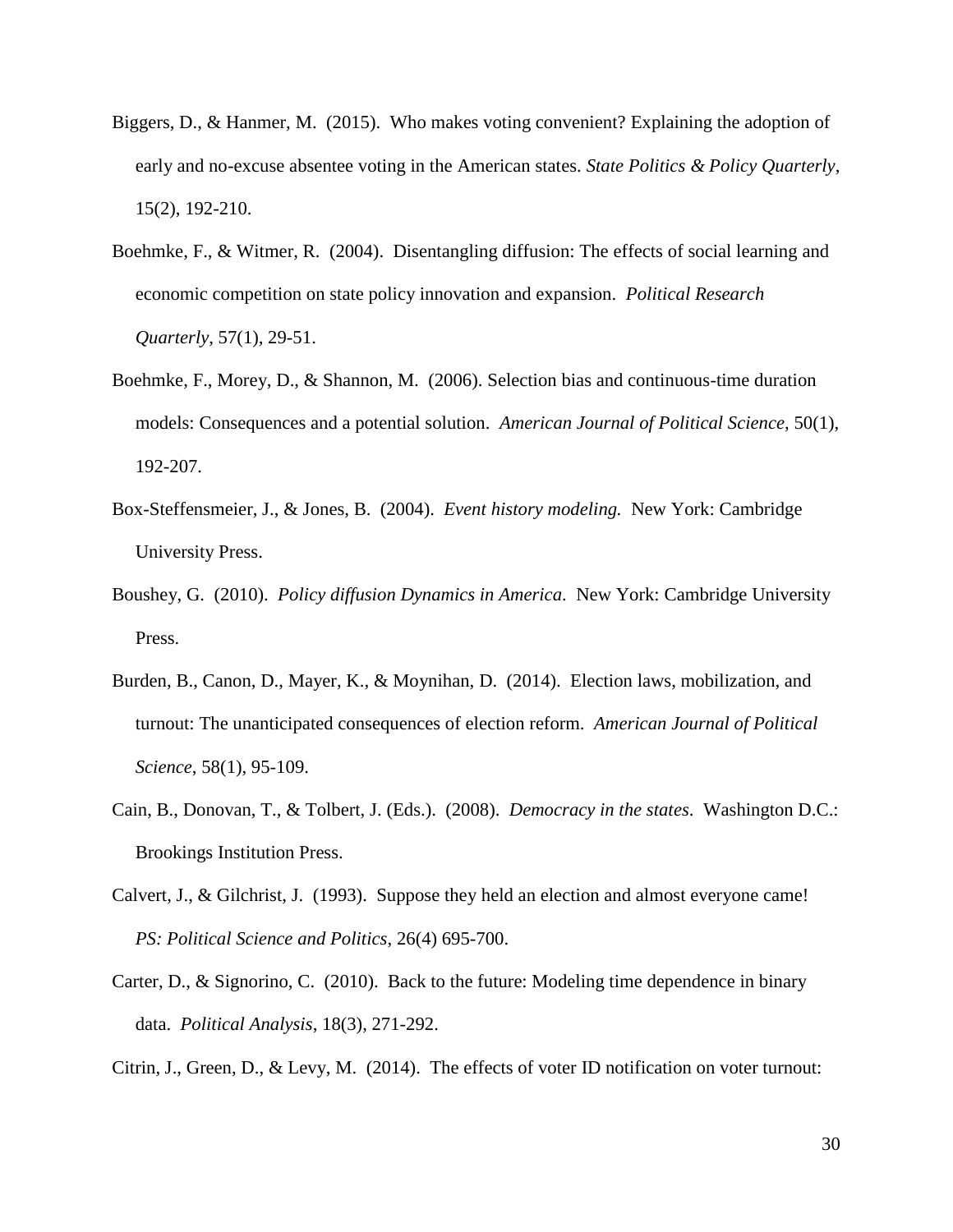Biggers, D., & Hanmer, M. (2015). Who makes voting convenient? Explaining the adoption of early and no-excuse absentee voting in the American states. *State Politics & Policy Quarterly*, 15(2), 192-210.

Boehmke, F., & Witmer, R. (2004). Disentangling diffusion: The effects of social learning and economic competition on state policy innovation and expansion. *Political Research Quarterly*, 57(1), 29-51.

Boehmke, F., Morey, D., & Shannon, M. (2006). Selection bias and continuous-time duration models: Consequences and a potential solution. *American Journal of Political Science*, 50(1), 192-207.

Box-Steffensmeier, J., & Jones, B. (2004). *Event history modeling.* New York: Cambridge University Press.

Boushey, G. (2010). *Policy diffusion Dynamics in America*. New York: Cambridge University Press.

Burden, B., Canon, D., Mayer, K., & Moynihan, D. (2014). Election laws, mobilization, and turnout: The unanticipated consequences of election reform. *American Journal of Political Science*, 58(1), 95-109.

Cain, B., Donovan, T., & Tolbert, J. (Eds.). (2008). *Democracy in the states*. Washington D.C.: Brookings Institution Press.

Calvert, J., & Gilchrist, J. (1993). Suppose they held an election and almost everyone came! *PS: Political Science and Politics*, 26(4) 695-700.

Carter, D., & Signorino, C. (2010). Back to the future: Modeling time dependence in binary data. *Political Analysis*, 18(3), 271-292.

Citrin, J., Green, D., & Levy, M. (2014). The effects of voter ID notification on voter turnout: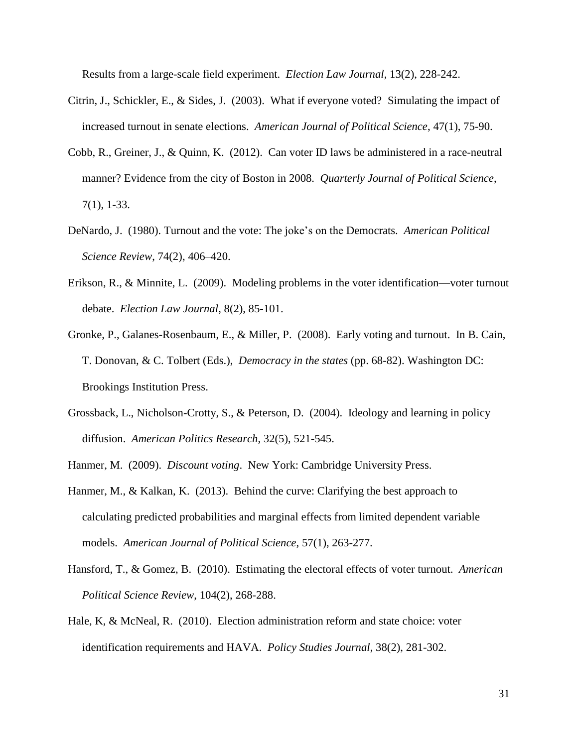Results from a large-scale field experiment. *Election Law Journal*, 13(2), 228-242.

Citrin, J., Schickler, E., & Sides, J. (2003). What if everyone voted? Simulating the impact of increased turnout in senate elections. *American Journal of Political Science*, 47(1), 75-90.

Cobb, R., Greiner, J., & Quinn, K. (2012). Can voter ID laws be administered in a race-neutral manner? Evidence from the city of Boston in 2008. *Quarterly Journal of Political Science*, 7(1), 1-33.

DeNardo, J. (1980). Turnout and the vote: The joke's on the Democrats. *American Political Science Review*, 74(2), 406–420.

Erikson, R., & Minnite, L. (2009). Modeling problems in the voter identification—voter turnout debate. *Election Law Journal*, 8(2), 85-101.

Gronke, P., Galanes-Rosenbaum, E., & Miller, P. (2008). Early voting and turnout. In B. Cain, T. Donovan, & C. Tolbert (Eds.), *Democracy in the states* (pp. 68-82). Washington DC: Brookings Institution Press.

Grossback, L., Nicholson-Crotty, S., & Peterson, D. (2004). Ideology and learning in policy diffusion. *American Politics Research*, 32(5), 521-545.

Hanmer, M. (2009). *Discount voting*. New York: Cambridge University Press.

Hanmer, M., & Kalkan, K. (2013). Behind the curve: Clarifying the best approach to calculating predicted probabilities and marginal effects from limited dependent variable models. *American Journal of Political Science*, 57(1), 263-277.

Hansford, T., & Gomez, B. (2010). Estimating the electoral effects of voter turnout. *American Political Science Review*, 104(2), 268-288.

Hale, K, & McNeal, R. (2010). Election administration reform and state choice: voter identification requirements and HAVA. *Policy Studies Journal*, 38(2), 281-302.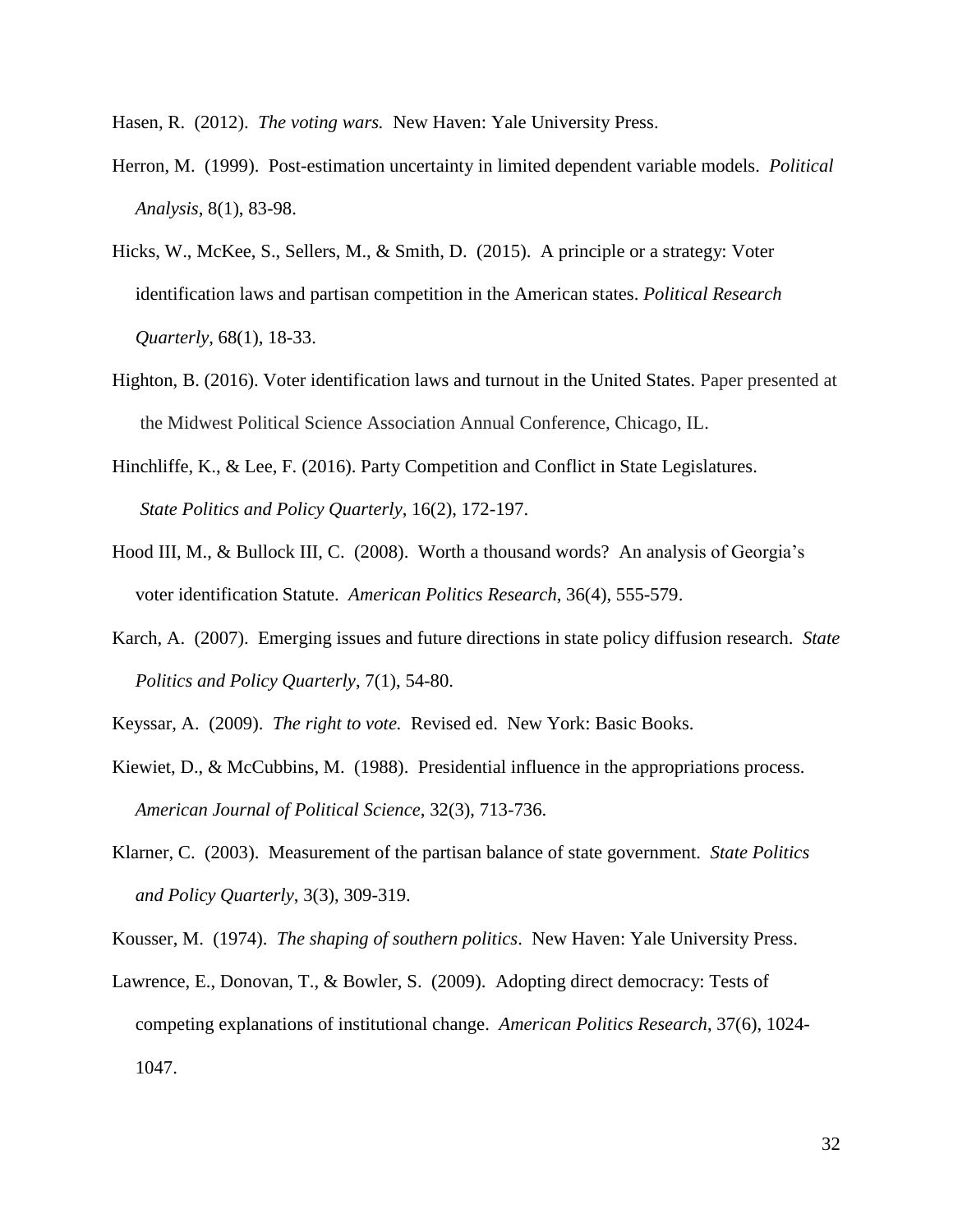Hasen, R. (2012). *The voting wars.* New Haven: Yale University Press.

Herron, M. (1999). Post-estimation uncertainty in limited dependent variable models. *Political Analysis*, 8(1), 83-98.

Hicks, W., McKee, S., Sellers, M., & Smith, D. (2015). A principle or a strategy: Voter identification laws and partisan competition in the American states. *Political Research Quarterly*, 68(1), 18-33.

Highton, B. (2016). Voter identification laws and turnout in the United States. Paper presented at the Midwest Political Science Association Annual Conference, Chicago, IL.

Hinchliffe, K., & Lee, F. (2016). Party Competition and Conflict in State Legislatures. *State Politics and Policy Quarterly*, 16(2), 172-197.

Hood III, M., & Bullock III, C. (2008). Worth a thousand words? An analysis of Georgia's voter identification Statute. *American Politics Research*, 36(4), 555-579.

Karch, A. (2007). Emerging issues and future directions in state policy diffusion research. *State Politics and Policy Quarterly*, 7(1), 54-80.

Keyssar, A. (2009). *The right to vote.* Revised ed. New York: Basic Books.

Kiewiet, D., & McCubbins, M. (1988). Presidential influence in the appropriations process. *American Journal of Political Science*, 32(3), 713-736.

Klarner, C. (2003). Measurement of the partisan balance of state government. *State Politics and Policy Quarterly*, 3(3), 309-319.

Kousser, M. (1974). *The shaping of southern politics*. New Haven: Yale University Press.

Lawrence, E., Donovan, T., & Bowler, S. (2009). Adopting direct democracy: Tests of competing explanations of institutional change. *American Politics Research*, 37(6), 1024-1047.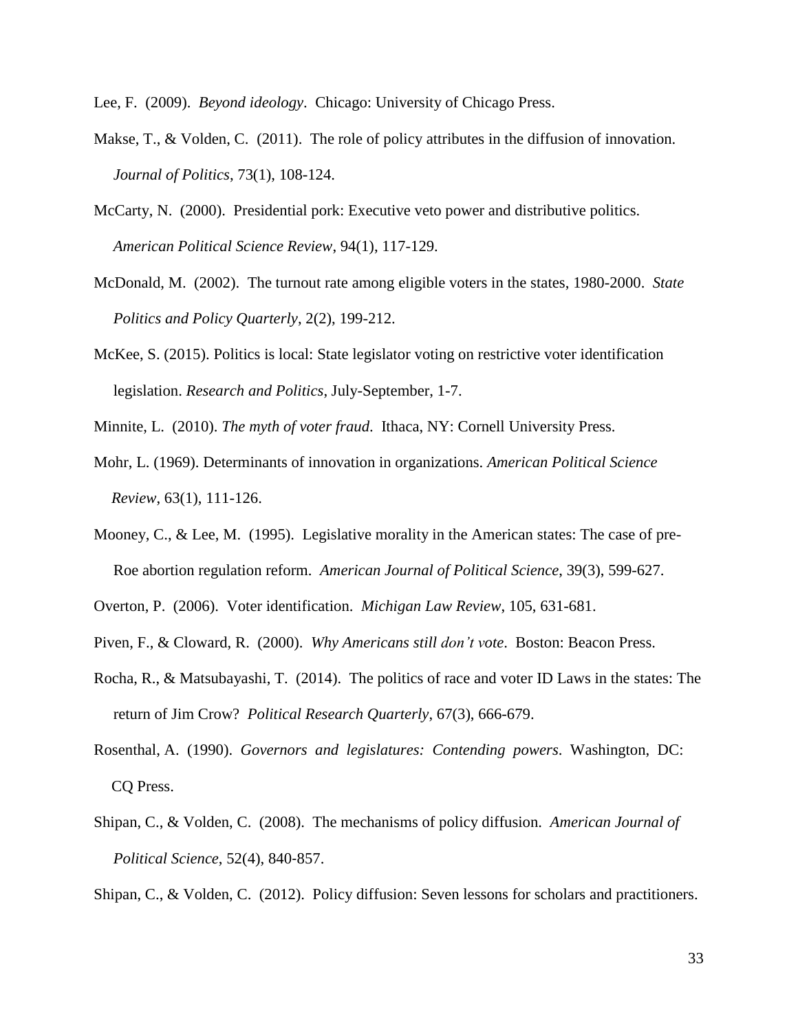Lee, F. (2009). *Beyond ideology*. Chicago: University of Chicago Press.

Makse, T., & Volden, C. (2011). The role of policy attributes in the diffusion of innovation. *Journal of Politics*, 73(1), 108-124.

McCarty, N. (2000). Presidential pork: Executive veto power and distributive politics. *American Political Science Review*, 94(1), 117-129.

McDonald, M. (2002). The turnout rate among eligible voters in the states, 1980-2000. *State Politics and Policy Quarterly*, 2(2), 199-212.

McKee, S. (2015). Politics is local: State legislator voting on restrictive voter identification legislation. *Research and Politics*, July-September, 1-7.

Minnite, L. (2010). *The myth of voter fraud*. Ithaca, NY: Cornell University Press.

Mohr, L. (1969). Determinants of innovation in organizations. *American Political Science Review*, 63(1), 111-126.

Mooney, C., & Lee, M. (1995). Legislative morality in the American states: The case of pre-Roe abortion regulation reform. *American Journal of Political Science*, 39(3), 599-627.

Overton, P. (2006). Voter identification. *Michigan Law Review*, 105, 631-681.

Piven, F., & Cloward, R. (2000). *Why Americans still don't vote*. Boston: Beacon Press.

Rocha, R., & Matsubayashi, T. (2014). The politics of race and voter ID Laws in the states: The return of Jim Crow? *Political Research Quarterly*, 67(3), 666-679.

Rosenthal, A. (1990). *Governors and legislatures: Contending powers*. Washington, DC: CQ Press.

Shipan, C., & Volden, C. (2008). The mechanisms of policy diffusion. *American Journal of Political Science*, 52(4), 840-857.

Shipan, C., & Volden, C. (2012). Policy diffusion: Seven lessons for scholars and practitioners.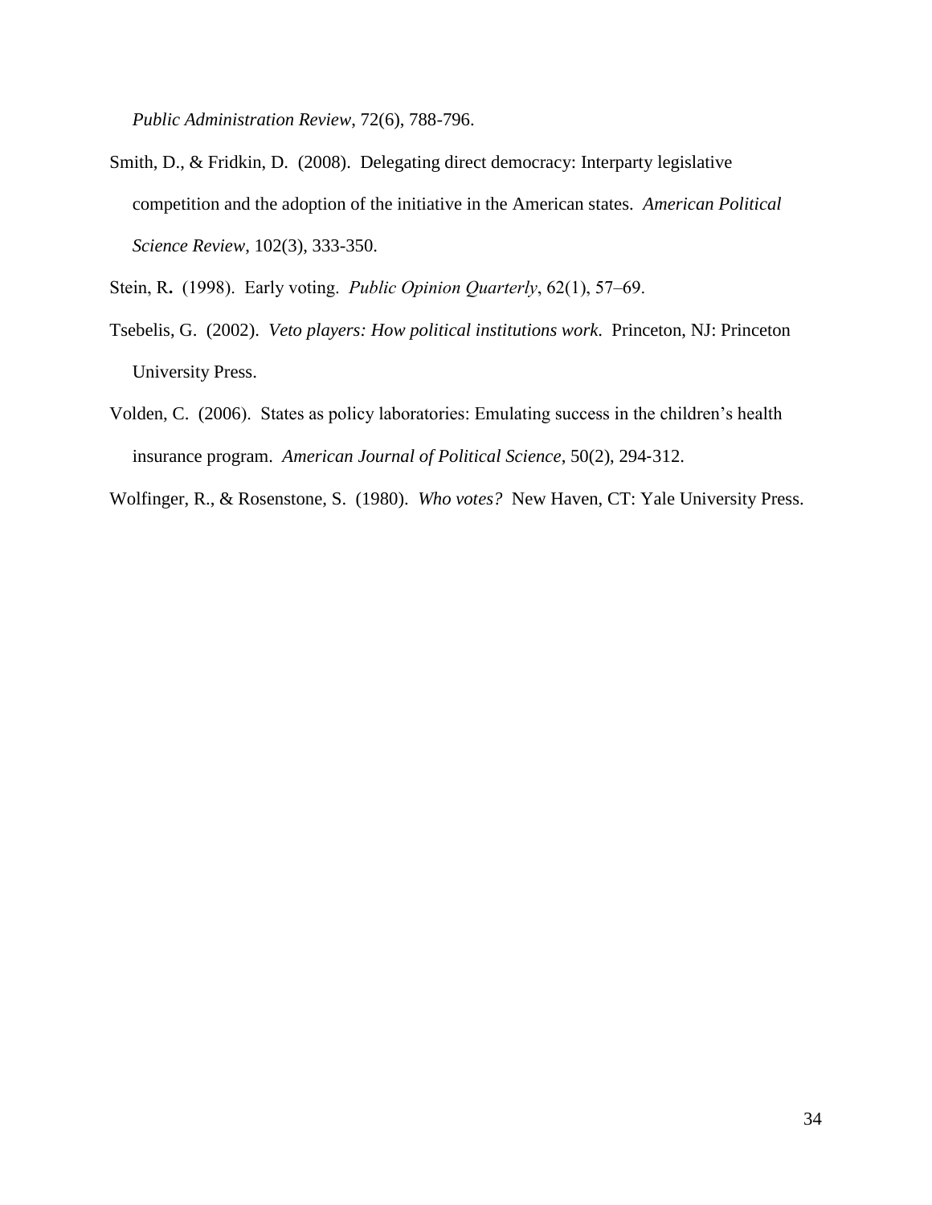*Public Administration Review*, 72(6), 788-796.

Smith, D., & Fridkin, D. (2008). Delegating direct democracy: Interparty legislative competition and the adoption of the initiative in the American states. *American Political Science Review*, 102(3), 333-350.

Stein, R**.** (1998). Early voting. *Public Opinion Quarterly*, 62(1), 57–69.

Tsebelis, G. (2002). *Veto players: How political institutions work*. Princeton, NJ: Princeton University Press.

Volden, C. (2006). States as policy laboratories: Emulating success in the children's health insurance program. *American Journal of Political Science*, 50(2), 294-312.

Wolfinger, R., & Rosenstone, S. (1980). *Who votes?* New Haven, CT: Yale University Press.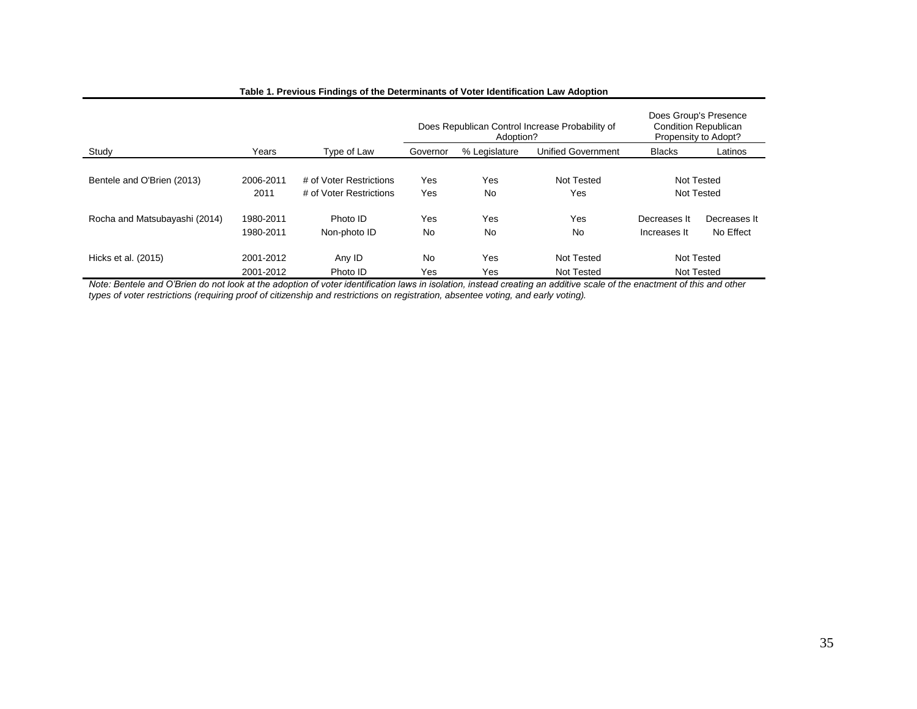**Table 1. Previous Findings of the Determinants of Voter Identification Law Adoption**

| | | | Does Republican Control Increase Probability of Adoption? | | | Does Group's Presence Condition Republican Propensity to Adopt? | |
|---|---|---|---|---|---|---|---|
| Study | Years | Type of Law | Governor | % Legislature | Unified Government | Blacks | Latinos |
| Bentele and O'Brien (2013) | 2006-2011 | # of Voter Restrictions | Yes | Yes | Not Tested | Not Tested | |
| | 2011 | # of Voter Restrictions | Yes | No | Yes | Not Tested | |
| Rocha and Matsubayashi (2014) | 1980-2011 | Photo ID | Yes | Yes | Yes | Decreases It | Decreases It |
| | 1980-2011 | Non-photo ID | No | No | No | Increases It | No Effect |
| Hicks et al. (2015) | 2001-2012 | Any ID | No | Yes | Not Tested | Not Tested | |
| | 2001-2012 | Photo ID | Yes | Yes | Not Tested | Not Tested | |

*Note: Bentele and O'Brien do not look at the adoption of voter identification laws in isolation, instead creating an additive scale of the enactment of this and other types of voter restrictions (requiring proof of citizenship and restrictions on registration, absentee voting, and early voting).*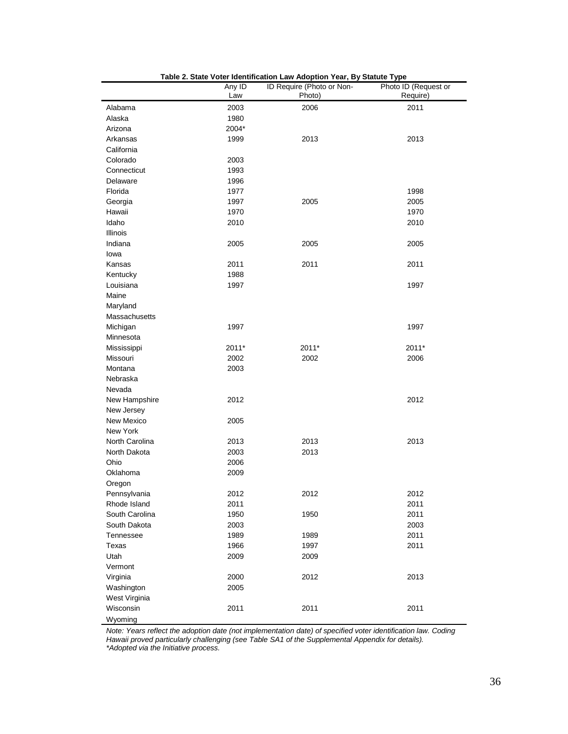**Table 2. State Voter Identification Law Adoption Year, By Statute Type**

| | Any ID Law | ID Require (Photo or Non-Photo) | Photo ID (Request or Require) |
|---|---|---|---|
| Alabama | 2003 | 2006 | 2011 |
| Alaska | 1980 | | |
| Arizona | 2004* | | |
| Arkansas | 1999 | 2013 | 2013 |
| California | | | |
| Colorado | 2003 | | |
| Connecticut | 1993 | | |
| Delaware | 1996 | | |
| Florida | 1977 | | 1998 |
| Georgia | 1997 | 2005 | 2005 |
| Hawaii | 1970 | | 1970 |
| Idaho | 2010 | | 2010 |
| Illinois | | | |
| Indiana | 2005 | 2005 | 2005 |
| Iowa | | | |
| Kansas | 2011 | 2011 | 2011 |
| Kentucky | 1988 | | |
| Louisiana | 1997 | | 1997 |
| Maine | | | |
| Maryland | | | |
| Massachusetts | | | |
| Michigan | 1997 | | 1997 |
| Minnesota | | | |
| Mississippi | 2011* | 2011* | 2011* |
| Missouri | 2002 | 2002 | 2006 |
| Montana | 2003 | | |
| Nebraska | | | |
| Nevada | | | |
| New Hampshire | 2012 | | 2012 |
| New Jersey | | | |
| New Mexico | 2005 | | |
| New York | | | |
| North Carolina | 2013 | 2013 | 2013 |
| North Dakota | 2003 | 2013 | |
| Ohio | 2006 | | |
| Oklahoma | 2009 | | |
| Oregon | | | |
| Pennsylvania | 2012 | 2012 | 2012 |
| Rhode Island | 2011 | | 2011 |
| South Carolina | 1950 | 1950 | 2011 |
| South Dakota | 2003 | | 2003 |
| Tennessee | 1989 | 1989 | 2011 |
| Texas | 1966 | 1997 | 2011 |
| Utah | 2009 | 2009 | |
| Vermont | | | |
| Virginia | 2000 | 2012 | 2013 |
| Washington | 2005 | | |
| West Virginia | | | |
| Wisconsin | 2011 | 2011 | 2011 |
| Wyoming | | | |

*Note: Years reflect the adoption date (not implementation date) of specified voter identification law. Coding Hawaii proved particularly challenging (see Table SA1 of the Supplemental Appendix for details).*
*\*Adopted via the Initiative process.*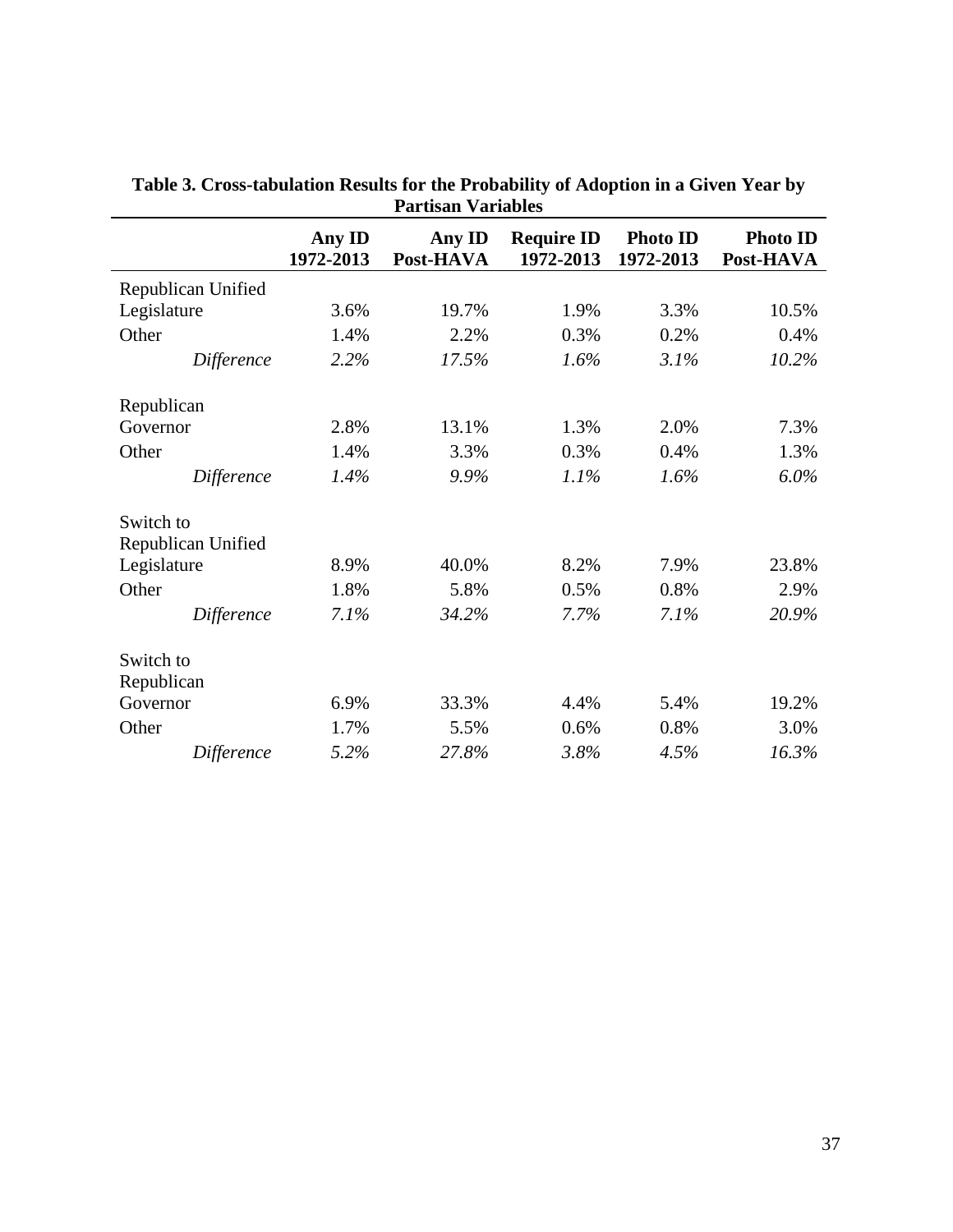**Table 3. Cross-tabulation Results for the Probability of Adoption in a Given Year by Partisan Variables**

| | Any ID 1972-2013 | Any ID Post-HAVA | Require ID 1972-2013 | Photo ID 1972-2013 | Photo ID Post-HAVA |
|---|---|---|---|---|---|
| Republican Unified Legislature | 3.6% | 19.7% | 1.9% | 3.3% | 10.5% |
| Other | 1.4% | 2.2% | 0.3% | 0.2% | 0.4% |
| *Difference* | *2.2%* | *17.5%* | *1.6%* | *3.1%* | *10.2%* |
| Republican Governor | 2.8% | 13.1% | 1.3% | 2.0% | 7.3% |
| Other | 1.4% | 3.3% | 0.3% | 0.4% | 1.3% |
| *Difference* | *1.4%* | *9.9%* | *1.1%* | *1.6%* | *6.0%* |
| Switch to Republican Unified Legislature | 8.9% | 40.0% | 8.2% | 7.9% | 23.8% |
| Other | 1.8% | 5.8% | 0.5% | 0.8% | 2.9% |
| *Difference* | *7.1%* | *34.2%* | *7.7%* | *7.1%* | *20.9%* |
| Switch to Republican Governor | 6.9% | 33.3% | 4.4% | 5.4% | 19.2% |
| Other | 1.7% | 5.5% | 0.6% | 0.8% | 3.0% |
| *Difference* | *5.2%* | *27.8%* | *3.8%* | *4.5%* | *16.3%* |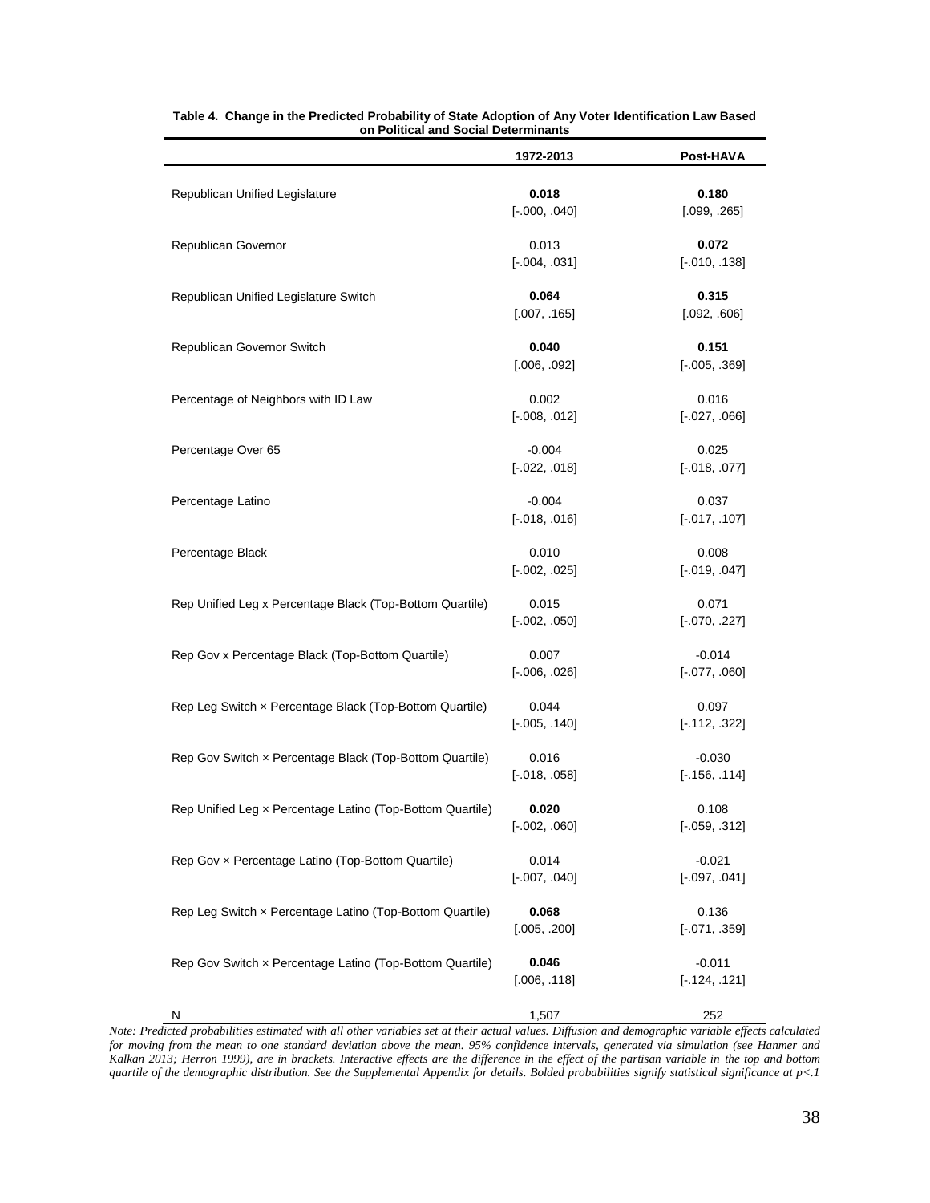**Table 4. Change in the Predicted Probability of State Adoption of Any Voter Identification Law Based on Political and Social Determinants**

| | 1972-2013 | Post-HAVA |
|---|---|---|
| Republican Unified Legislature | **0.018** | **0.180** |
| | [-.000, .040] | [.099, .265] |
| Republican Governor | 0.013 | **0.072** |
| | [-.004, .031] | [-.010, .138] |
| Republican Unified Legislature Switch | **0.064** | **0.315** |
| | [.007, .165] | [.092, .606] |
| Republican Governor Switch | **0.040** | **0.151** |
| | [.006, .092] | [-.005, .369] |
| Percentage of Neighbors with ID Law | 0.002 | 0.016 |
| | [-.008, .012] | [-.027, .066] |
| Percentage Over 65 | -0.004 | 0.025 |
| | [-.022, .018] | [-.018, .077] |
| Percentage Latino | -0.004 | 0.037 |
| | [-.018, .016] | [-.017, .107] |
| Percentage Black | 0.010 | 0.008 |
| | [-.002, .025] | [-.019, .047] |
| Rep Unified Leg x Percentage Black (Top-Bottom Quartile) | 0.015 | 0.071 |
| | [-.002, .050] | [-.070, .227] |
| Rep Gov x Percentage Black (Top-Bottom Quartile) | 0.007 | -0.014 |
| | [-.006, .026] | [-.077, .060] |
| Rep Leg Switch × Percentage Black (Top-Bottom Quartile) | 0.044 | 0.097 |
| | [-.005, .140] | [-.112, .322] |
| Rep Gov Switch × Percentage Black (Top-Bottom Quartile) | 0.016 | -0.030 |
| | [-.018, .058] | [-.156, .114] |
| Rep Unified Leg × Percentage Latino (Top-Bottom Quartile) | **0.020** | 0.108 |
| | [-.002, .060] | [-.059, .312] |
| Rep Gov × Percentage Latino (Top-Bottom Quartile) | 0.014 | -0.021 |
| | [-.007, .040] | [-.097, .041] |
| Rep Leg Switch × Percentage Latino (Top-Bottom Quartile) | **0.068** | 0.136 |
| | [.005, .200] | [-.071, .359] |
| Rep Gov Switch × Percentage Latino (Top-Bottom Quartile) | **0.046** | -0.011 |
| | [.006, .118] | [-.124, .121] |
| N | 1,507 | 252 |

*Note: Predicted probabilities estimated with all other variables set at their actual values. Diffusion and demographic variable effects calculated for moving from the mean to one standard deviation above the mean. 95% confidence intervals, generated via simulation (see Hanmer and Kalkan 2013; Herron 1999), are in brackets. Interactive effects are the difference in the effect of the partisan variable in the top and bottom quartile of the demographic distribution. See the Supplemental Appendix for details. Bolded probabilities signify statistical significance at $p<.1$*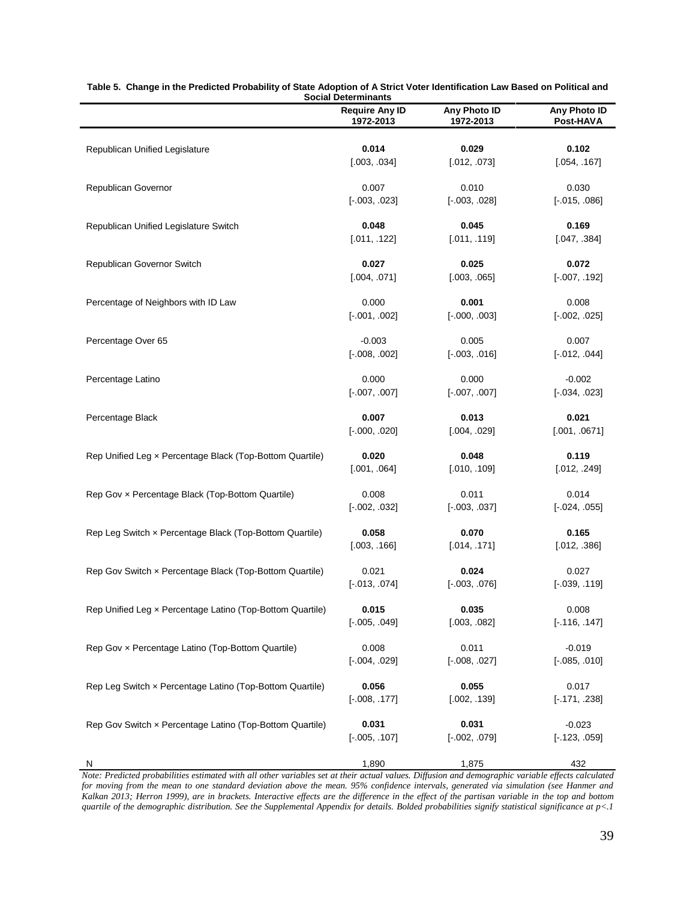**Table 5. Change in the Predicted Probability of State Adoption of A Strict Voter Identification Law Based on Political and Social Determinants**

| | Require Any ID 1972-2013 | Any Photo ID 1972-2013 | Any Photo ID Post-HAVA |
|---|---|---|---|
| Republican Unified Legislature | **0.014** | **0.029** | **0.102** |
| | [.003, .034] | [.012, .073] | [.054, .167] |
| Republican Governor | 0.007 | 0.010 | 0.030 |
| | [-.003, .023] | [-.003, .028] | [-.015, .086] |
| Republican Unified Legislature Switch | **0.048** | **0.045** | **0.169** |
| | [.011, .122] | [.011, .119] | [.047, .384] |
| Republican Governor Switch | **0.027** | **0.025** | **0.072** |
| | [.004, .071] | [.003, .065] | [-.007, .192] |
| Percentage of Neighbors with ID Law | 0.000 | **0.001** | 0.008 |
| | [-.001, .002] | [-.000, .003] | [-.002, .025] |
| Percentage Over 65 | -0.003 | 0.005 | 0.007 |
| | [-.008, .002] | [-.003, .016] | [-.012, .044] |
| Percentage Latino | 0.000 | 0.000 | -0.002 |
| | [-.007, .007] | [-.007, .007] | [-.034, .023] |
| Percentage Black | **0.007** | **0.013** | **0.021** |
| | [-.000, .020] | [.004, .029] | [.001, .0671] |
| Rep Unified Leg × Percentage Black (Top-Bottom Quartile) | **0.020** | **0.048** | **0.119** |
| | [.001, .064] | [.010, .109] | [.012, .249] |
| Rep Gov × Percentage Black (Top-Bottom Quartile) | 0.008 | 0.011 | 0.014 |
| | [-.002, .032] | [-.003, .037] | [-.024, .055] |
| Rep Leg Switch × Percentage Black (Top-Bottom Quartile) | **0.058** | **0.070** | **0.165** |
| | [.003, .166] | [.014, .171] | [.012, .386] |
| Rep Gov Switch × Percentage Black (Top-Bottom Quartile) | 0.021 | **0.024** | 0.027 |
| | [-.013, .074] | [-.003, .076] | [-.039, .119] |
| Rep Unified Leg × Percentage Latino (Top-Bottom Quartile) | **0.015** | **0.035** | 0.008 |
| | [-.005, .049] | [.003, .082] | [-.116, .147] |
| Rep Gov × Percentage Latino (Top-Bottom Quartile) | 0.008 | 0.011 | -0.019 |
| | [-.004, .029] | [-.008, .027] | [-.085, .010] |
| Rep Leg Switch × Percentage Latino (Top-Bottom Quartile) | **0.056** | **0.055** | 0.017 |
| | [-.008, .177] | [.002, .139] | [-.171, .238] |
| Rep Gov Switch × Percentage Latino (Top-Bottom Quartile) | **0.031** | **0.031** | -0.023 |
| | [-.005, .107] | [-.002, .079] | [-.123, .059] |
| N | 1,890 | 1,875 | 432 |

*Note: Predicted probabilities estimated with all other variables set at their actual values. Diffusion and demographic variable effects calculated for moving from the mean to one standard deviation above the mean. 95% confidence intervals, generated via simulation (see Hanmer and Kalkan 2013; Herron 1999), are in brackets. Interactive effects are the difference in the effect of the partisan variable in the top and bottom quartile of the demographic distribution. See the Supplemental Appendix for details. Bolded probabilities signify statistical significance at p<.1*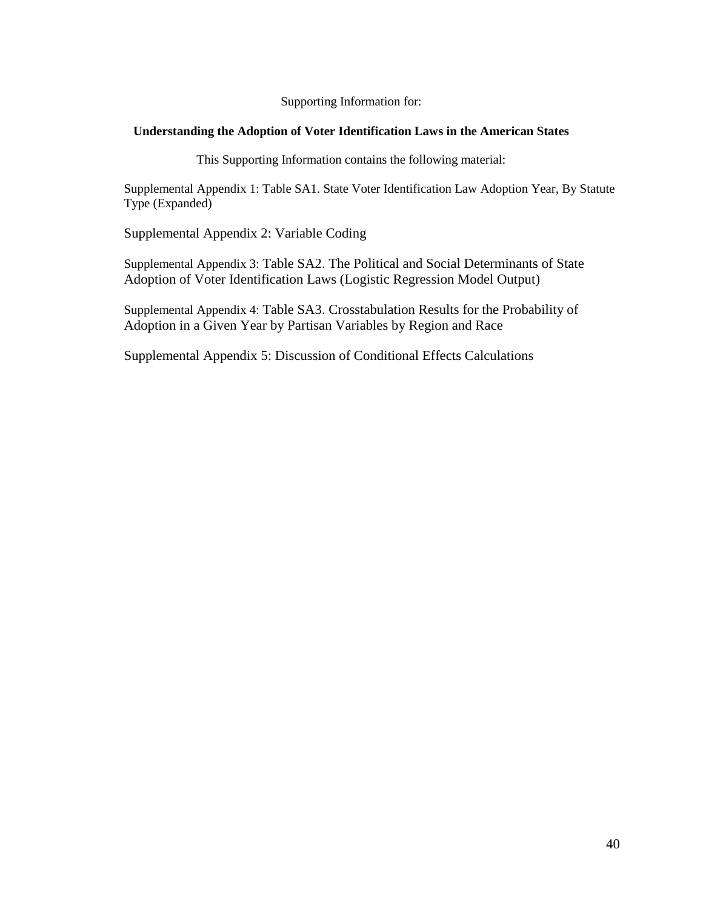Supporting Information for:

**Understanding the Adoption of Voter Identification Laws in the American States**

This Supporting Information contains the following material:

Supplemental Appendix 1: Table SA1. State Voter Identification Law Adoption Year, By Statute Type (Expanded)

Supplemental Appendix 2: Variable Coding

Supplemental Appendix 3: Table SA2. The Political and Social Determinants of State Adoption of Voter Identification Laws (Logistic Regression Model Output)

Supplemental Appendix 4: Table SA3. Crosstabulation Results for the Probability of Adoption in a Given Year by Partisan Variables by Region and Race

Supplemental Appendix 5: Discussion of Conditional Effects Calculations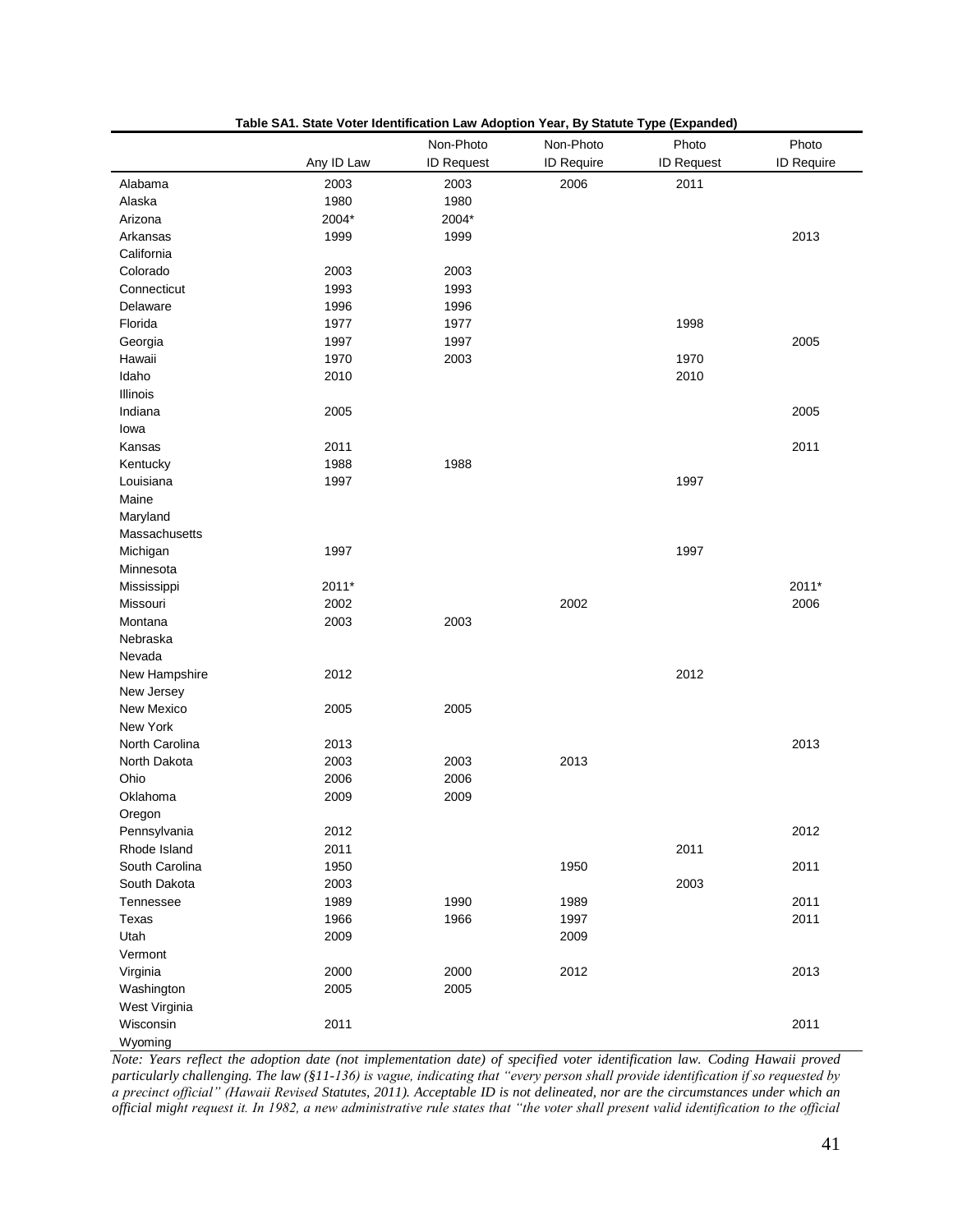**Table SA1. State Voter Identification Law Adoption Year, By Statute Type (Expanded)**

| | Any ID Law | Non-Photo ID Request | Non-Photo ID Require | Photo ID Request | Photo ID Require |
|---|---|---|---|---|---|
| Alabama | 2003 | 2003 | 2006 | 2011 | |
| Alaska | 1980 | 1980 | | | |
| Arizona | 2004* | 2004* | | | |
| Arkansas | 1999 | 1999 | | | 2013 |
| California | | | | | |
| Colorado | 2003 | 2003 | | | |
| Connecticut | 1993 | 1993 | | | |
| Delaware | 1996 | 1996 | | | |
| Florida | 1977 | 1977 | | 1998 | |
| Georgia | 1997 | 1997 | | | 2005 |
| Hawaii | 1970 | 2003 | | 1970 | |
| Idaho | 2010 | | | 2010 | |
| Illinois | | | | | |
| Indiana | 2005 | | | | 2005 |
| Iowa | | | | | |
| Kansas | 2011 | | | | 2011 |
| Kentucky | 1988 | 1988 | | | |
| Louisiana | 1997 | | | 1997 | |
| Maine | | | | | |
| Maryland | | | | | |
| Massachusetts | | | | | |
| Michigan | 1997 | | | 1997 | |
| Minnesota | | | | | |
| Mississippi | 2011* | | | | 2011* |
| Missouri | 2002 | | 2002 | | 2006 |
| Montana | 2003 | 2003 | | | |
| Nebraska | | | | | |
| Nevada | | | | | |
| New Hampshire | 2012 | | | 2012 | |
| New Jersey | | | | | |
| New Mexico | 2005 | 2005 | | | |
| New York | | | | | |
| North Carolina | 2013 | | | | 2013 |
| North Dakota | 2003 | 2003 | 2013 | | |
| Ohio | 2006 | 2006 | | | |
| Oklahoma | 2009 | 2009 | | | |
| Oregon | | | | | |
| Pennsylvania | 2012 | | | | 2012 |
| Rhode Island | 2011 | | | 2011 | |
| South Carolina | 1950 | | 1950 | | 2011 |
| South Dakota | 2003 | | | 2003 | |
| Tennessee | 1989 | 1990 | 1989 | | 2011 |
| Texas | 1966 | 1966 | 1997 | | 2011 |
| Utah | 2009 | | 2009 | | |
| Vermont | | | | | |
| Virginia | 2000 | 2000 | 2012 | | 2013 |
| Washington | 2005 | 2005 | | | |
| West Virginia | | | | | |
| Wisconsin | 2011 | | | | 2011 |
| Wyoming | | | | | |

*Note: Years reflect the adoption date (not implementation date) of specified voter identification law. Coding Hawaii proved particularly challenging. The law (§11-136) is vague, indicating that "every person shall provide identification if so requested by a precinct official" (Hawaii Revised Statutes, 2011). Acceptable ID is not delineated, nor are the circumstances under which an official might request it. In 1982, a new administrative rule states that "the voter shall present valid identification to the official*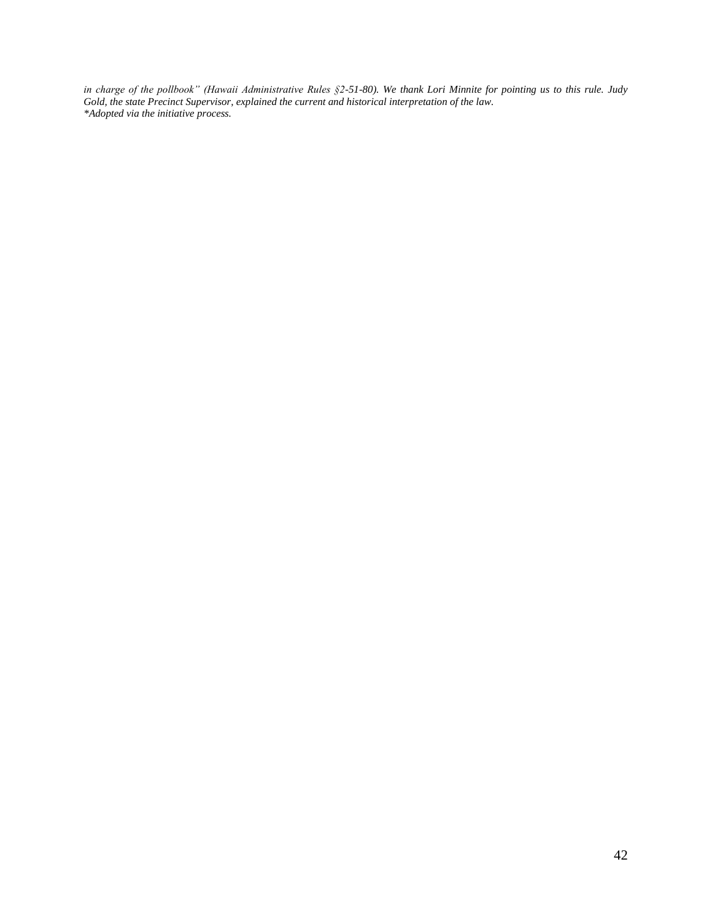*in charge of the pollbook" (Hawaii Administrative Rules §2-51-80). We thank Lori Minnite for pointing us to this rule. Judy Gold, the state Precinct Supervisor, explained the current and historical interpretation of the law.*
*\*Adopted via the initiative process.*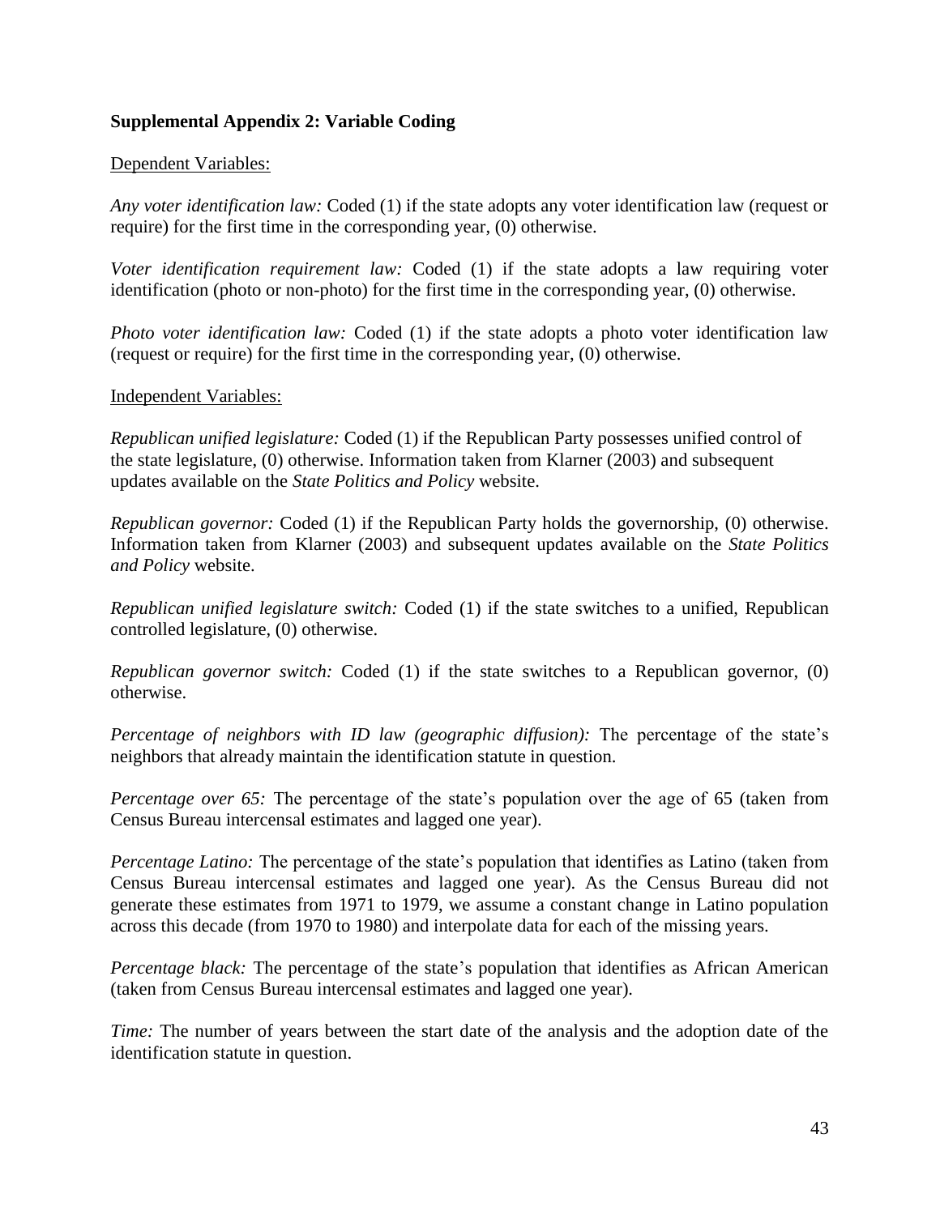**Supplemental Appendix 2: Variable Coding**

Dependent Variables:

*Any voter identification law:* Coded (1) if the state adopts any voter identification law (request or require) for the first time in the corresponding year, (0) otherwise.

*Voter identification requirement law:* Coded (1) if the state adopts a law requiring voter identification (photo or non-photo) for the first time in the corresponding year, (0) otherwise.

*Photo voter identification law:* Coded (1) if the state adopts a photo voter identification law (request or require) for the first time in the corresponding year, (0) otherwise.

Independent Variables:

*Republican unified legislature:* Coded (1) if the Republican Party possesses unified control of the state legislature, (0) otherwise. Information taken from Klarner (2003) and subsequent updates available on the *State Politics and Policy* website.

*Republican governor:* Coded (1) if the Republican Party holds the governorship, (0) otherwise. Information taken from Klarner (2003) and subsequent updates available on the *State Politics and Policy* website.

*Republican unified legislature switch:* Coded (1) if the state switches to a unified, Republican controlled legislature, (0) otherwise.

*Republican governor switch:* Coded (1) if the state switches to a Republican governor, (0) otherwise.

*Percentage of neighbors with ID law (geographic diffusion):* The percentage of the state's neighbors that already maintain the identification statute in question.

*Percentage over 65:* The percentage of the state's population over the age of 65 (taken from Census Bureau intercensal estimates and lagged one year).

*Percentage Latino:* The percentage of the state's population that identifies as Latino (taken from Census Bureau intercensal estimates and lagged one year). As the Census Bureau did not generate these estimates from 1971 to 1979, we assume a constant change in Latino population across this decade (from 1970 to 1980) and interpolate data for each of the missing years.

*Percentage black:* The percentage of the state's population that identifies as African American (taken from Census Bureau intercensal estimates and lagged one year).

*Time:* The number of years between the start date of the analysis and the adoption date of the identification statute in question.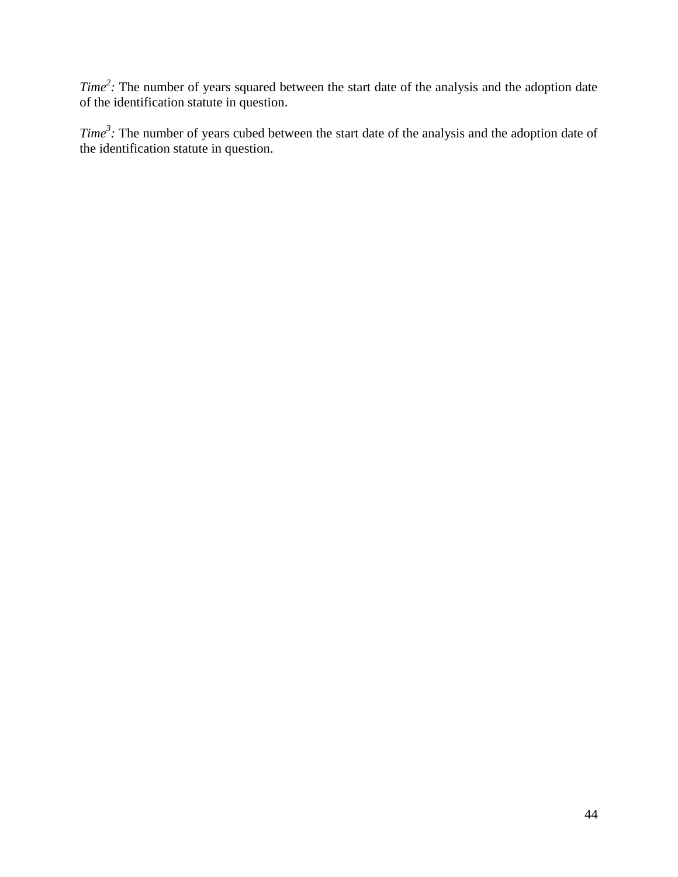*Time$^2$:* The number of years squared between the start date of the analysis and the adoption date of the identification statute in question.

*Time$^3$:* The number of years cubed between the start date of the analysis and the adoption date of the identification statute in question.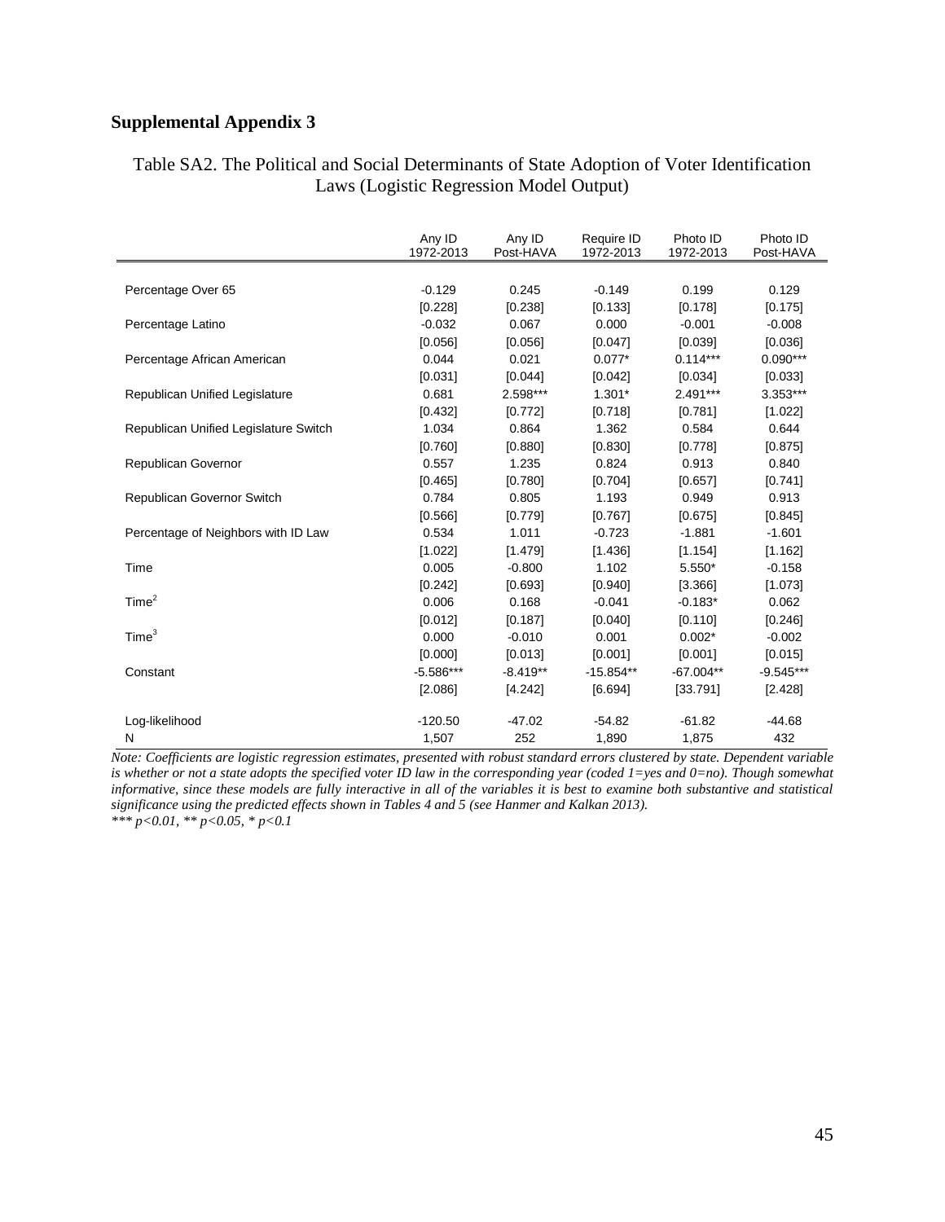## Supplemental Appendix 3

Table SA2. The Political and Social Determinants of State Adoption of Voter Identification Laws (Logistic Regression Model Output)

| | Any ID 1972-2013 | Any ID Post-HAVA | Require ID 1972-2013 | Photo ID 1972-2013 | Photo ID Post-HAVA |
|---|---|---|---|---|---|
| Percentage Over 65 | -0.129 | 0.245 | -0.149 | 0.199 | 0.129 |
| | [0.228] | [0.238] | [0.133] | [0.178] | [0.175] |
| Percentage Latino | -0.032 | 0.067 | 0.000 | -0.001 | -0.008 |
| | [0.056] | [0.056] | [0.047] | [0.039] | [0.036] |
| Percentage African American | 0.044 | 0.021 | 0.077* | 0.114*** | 0.090*** |
| | [0.031] | [0.044] | [0.042] | [0.034] | [0.033] |
| Republican Unified Legislature | 0.681 | 2.598*** | 1.301* | 2.491*** | 3.353*** |
| | [0.432] | [0.772] | [0.718] | [0.781] | [1.022] |
| Republican Unified Legislature Switch | 1.034 | 0.864 | 1.362 | 0.584 | 0.644 |
| | [0.760] | [0.880] | [0.830] | [0.778] | [0.875] |
| Republican Governor | 0.557 | 1.235 | 0.824 | 0.913 | 0.840 |
| | [0.465] | [0.780] | [0.704] | [0.657] | [0.741] |
| Republican Governor Switch | 0.784 | 0.805 | 1.193 | 0.949 | 0.913 |
| | [0.566] | [0.779] | [0.767] | [0.675] | [0.845] |
| Percentage of Neighbors with ID Law | 0.534 | 1.011 | -0.723 | -1.881 | -1.601 |
| | [1.022] | [1.479] | [1.436] | [1.154] | [1.162] |
| Time | 0.005 | -0.800 | 1.102 | 5.550* | -0.158 |
| | [0.242] | [0.693] | [0.940] | [3.366] | [1.073] |
| $Time^2$ | 0.006 | 0.168 | -0.041 | -0.183* | 0.062 |
| | [0.012] | [0.187] | [0.040] | [0.110] | [0.246] |
| $Time^3$ | 0.000 | -0.010 | 0.001 | 0.002* | -0.002 |
| | [0.000] | [0.013] | [0.001] | [0.001] | [0.015] |
| Constant | -5.586*** | -8.419** | -15.854** | -67.004** | -9.545*** |
| | [2.086] | [4.242] | [6.694] | [33.791] | [2.428] |
| Log-likelihood | -120.50 | -47.02 | -54.82 | -61.82 | -44.68 |
| N | 1,507 | 252 | 1,890 | 1,875 | 432 |

*Note: Coefficients are logistic regression estimates, presented with robust standard errors clustered by state. Dependent variable is whether or not a state adopts the specified voter ID law in the corresponding year (coded 1=yes and 0=no). Though somewhat informative, since these models are fully interactive in all of the variables it is best to examine both substantive and statistical significance using the predicted effects shown in Tables 4 and 5 (see Hanmer and Kalkan 2013).*

*** $p<0.01$, ** $p<0.05$, * $p<0.1$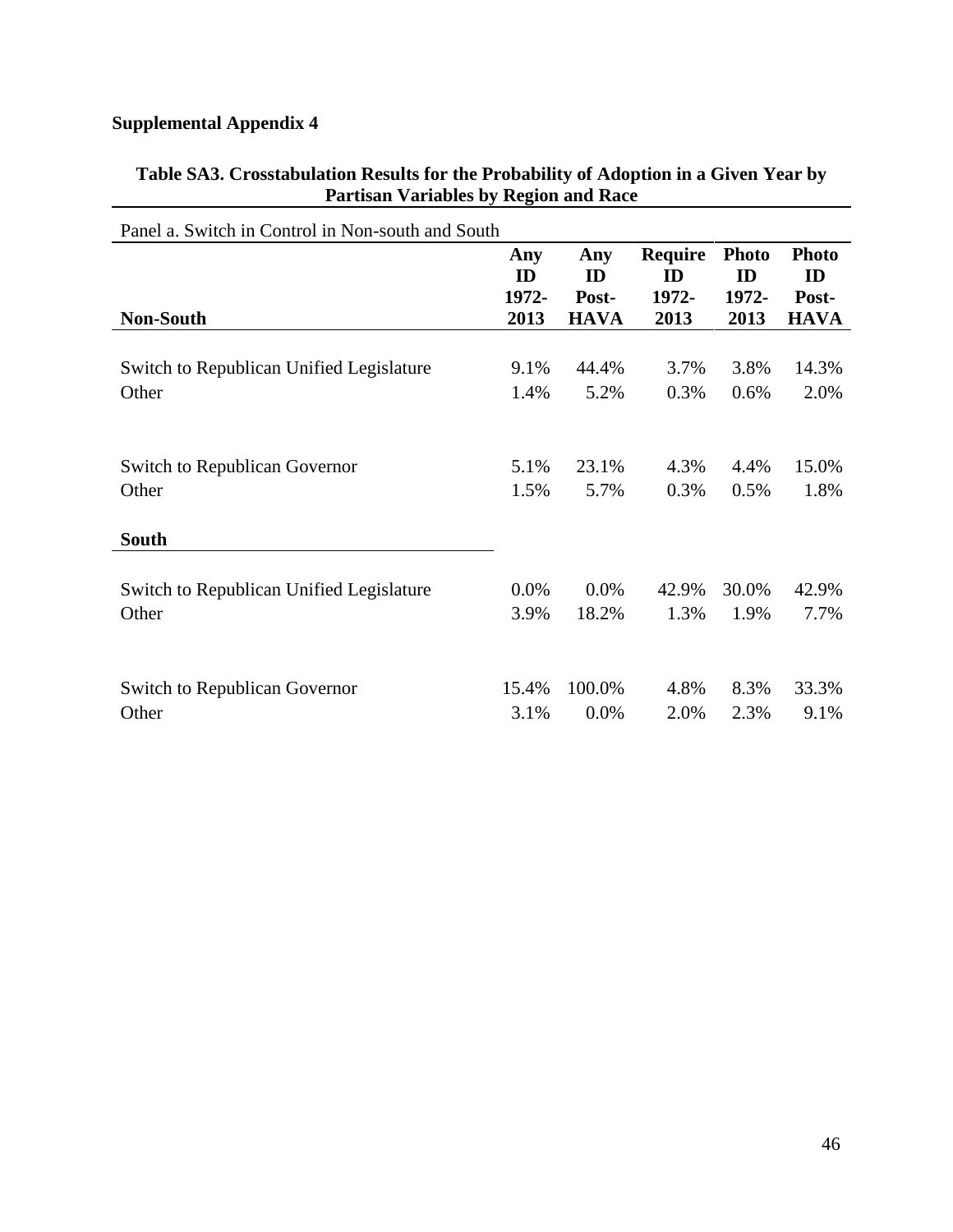**Supplemental Appendix 4**

**Table SA3. Crosstabulation Results for the Probability of Adoption in a Given Year by Partisan Variables by Region and Race**

Panel a. Switch in Control in Non-south and South

| **Non-South** | **Any ID 1972-2013** | **Any ID Post-HAVA** | **Require ID 1972-2013** | **Photo ID 1972-2013** | **Photo ID Post-HAVA** |
|---|---|---|---|---|---|
| Switch to Republican Unified Legislature | 9.1% | 44.4% | 3.7% | 3.8% | 14.3% |
| Other | 1.4% | 5.2% | 0.3% | 0.6% | 2.0% |
| Switch to Republican Governor | 5.1% | 23.1% | 4.3% | 4.4% | 15.0% |
| Other | 1.5% | 5.7% | 0.3% | 0.5% | 1.8% |
| **South** | | | | | |
| Switch to Republican Unified Legislature | 0.0% | 0.0% | 42.9% | 30.0% | 42.9% |
| Other | 3.9% | 18.2% | 1.3% | 1.9% | 7.7% |
| Switch to Republican Governor | 15.4% | 100.0% | 4.8% | 8.3% | 33.3% |
| Other | 3.1% | 0.0% | 2.0% | 2.3% | 9.1% |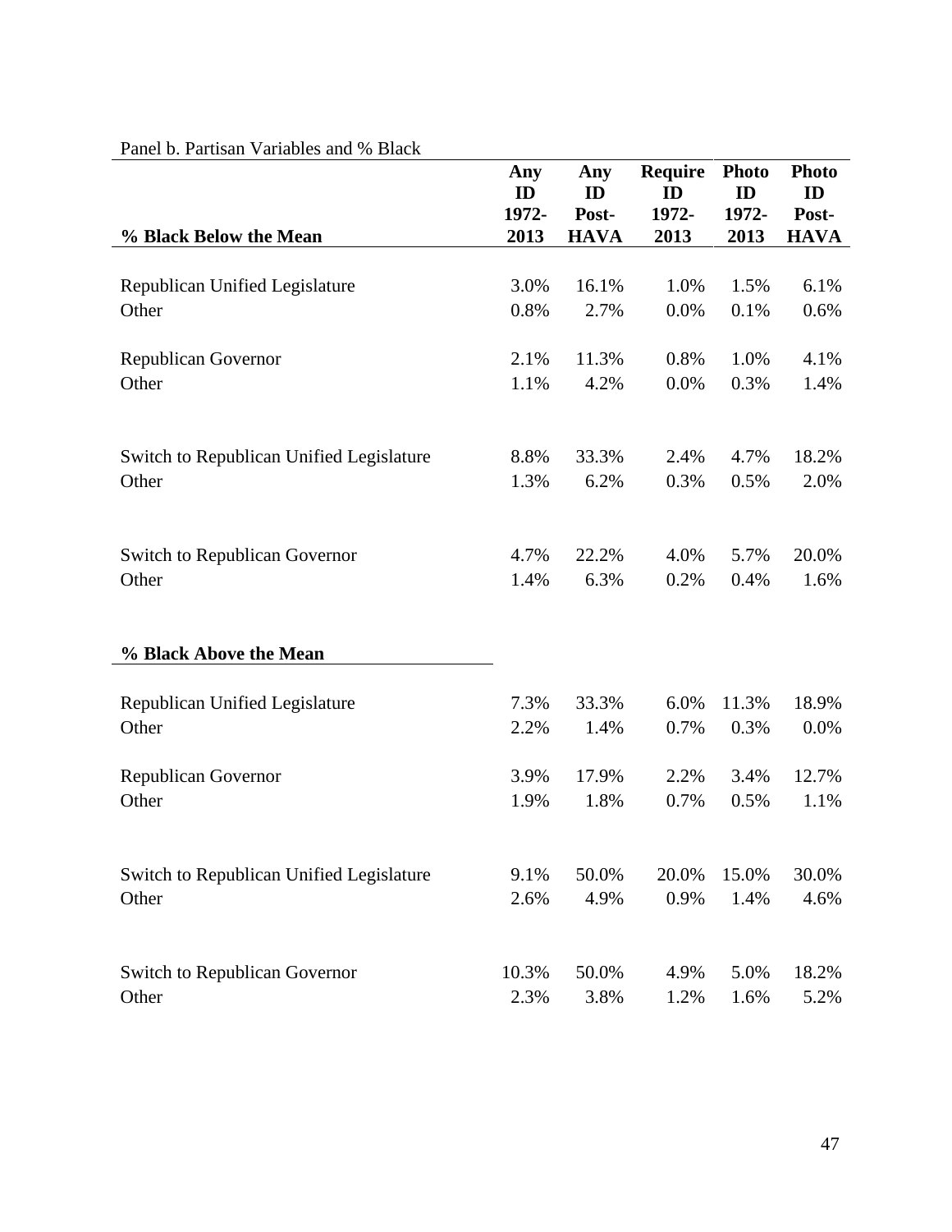Panel b. Partisan Variables and % Black

| % Black Below the Mean | Any ID 1972-2013 | Any ID Post-HAVA | Require ID 1972-2013 | Photo ID 1972-2013 | Photo ID Post-HAVA |
|---|---|---|---|---|---|
| Republican Unified Legislature | 3.0% | 16.1% | 1.0% | 1.5% | 6.1% |
| Other | 0.8% | 2.7% | 0.0% | 0.1% | 0.6% |
| Republican Governor | 2.1% | 11.3% | 0.8% | 1.0% | 4.1% |
| Other | 1.1% | 4.2% | 0.0% | 0.3% | 1.4% |
| Switch to Republican Unified Legislature | 8.8% | 33.3% | 2.4% | 4.7% | 18.2% |
| Other | 1.3% | 6.2% | 0.3% | 0.5% | 2.0% |
| Switch to Republican Governor | 4.7% | 22.2% | 4.0% | 5.7% | 20.0% |
| Other | 1.4% | 6.3% | 0.2% | 0.4% | 1.6% |
| **% Black Above the Mean** | | | | | |
| Republican Unified Legislature | 7.3% | 33.3% | 6.0% | 11.3% | 18.9% |
| Other | 2.2% | 1.4% | 0.7% | 0.3% | 0.0% |
| Republican Governor | 3.9% | 17.9% | 2.2% | 3.4% | 12.7% |
| Other | 1.9% | 1.8% | 0.7% | 0.5% | 1.1% |
| Switch to Republican Unified Legislature | 9.1% | 50.0% | 20.0% | 15.0% | 30.0% |
| Other | 2.6% | 4.9% | 0.9% | 1.4% | 4.6% |
| Switch to Republican Governor | 10.3% | 50.0% | 4.9% | 5.0% | 18.2% |
| Other | 2.3% | 3.8% | 1.2% | 1.6% | 5.2% |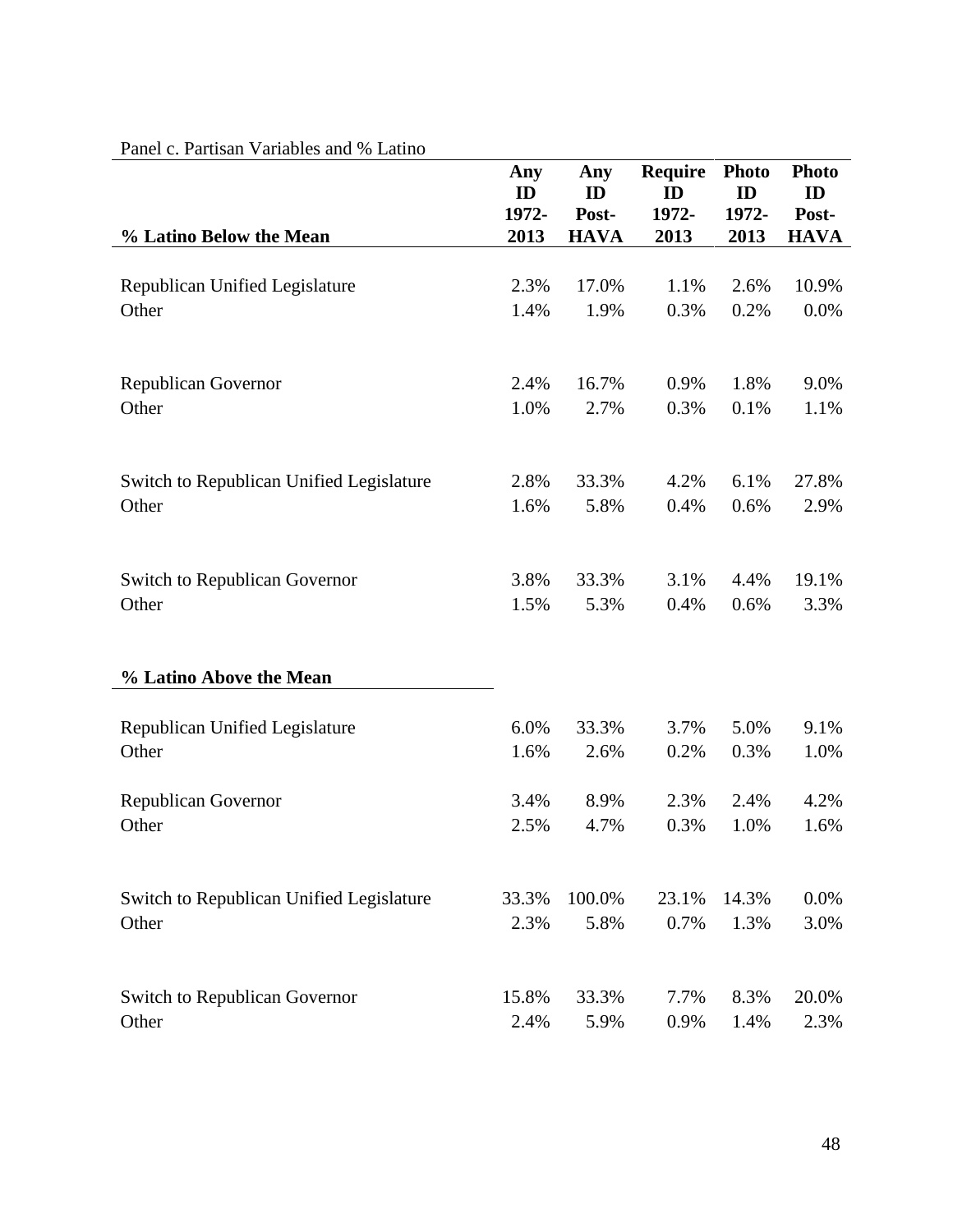Panel c. Partisan Variables and % Latino

| % Latino Below the Mean | Any ID 1972-2013 | Any ID Post-HAVA | Require ID 1972-2013 | Photo ID 1972-2013 | Photo ID Post-HAVA |
|---|---|---|---|---|---|
| Republican Unified Legislature | 2.3% | 17.0% | 1.1% | 2.6% | 10.9% |
| Other | 1.4% | 1.9% | 0.3% | 0.2% | 0.0% |
| Republican Governor | 2.4% | 16.7% | 0.9% | 1.8% | 9.0% |
| Other | 1.0% | 2.7% | 0.3% | 0.1% | 1.1% |
| Switch to Republican Unified Legislature | 2.8% | 33.3% | 4.2% | 6.1% | 27.8% |
| Other | 1.6% | 5.8% | 0.4% | 0.6% | 2.9% |
| Switch to Republican Governor | 3.8% | 33.3% | 3.1% | 4.4% | 19.1% |
| Other | 1.5% | 5.3% | 0.4% | 0.6% | 3.3% |
| **% Latino Above the Mean** | | | | | |
| Republican Unified Legislature | 6.0% | 33.3% | 3.7% | 5.0% | 9.1% |
| Other | 1.6% | 2.6% | 0.2% | 0.3% | 1.0% |
| Republican Governor | 3.4% | 8.9% | 2.3% | 2.4% | 4.2% |
| Other | 2.5% | 4.7% | 0.3% | 1.0% | 1.6% |
| Switch to Republican Unified Legislature | 33.3% | 100.0% | 23.1% | 14.3% | 0.0% |
| Other | 2.3% | 5.8% | 0.7% | 1.3% | 3.0% |
| Switch to Republican Governor | 15.8% | 33.3% | 7.7% | 8.3% | 20.0% |
| Other | 2.4% | 5.9% | 0.9% | 1.4% | 2.3% |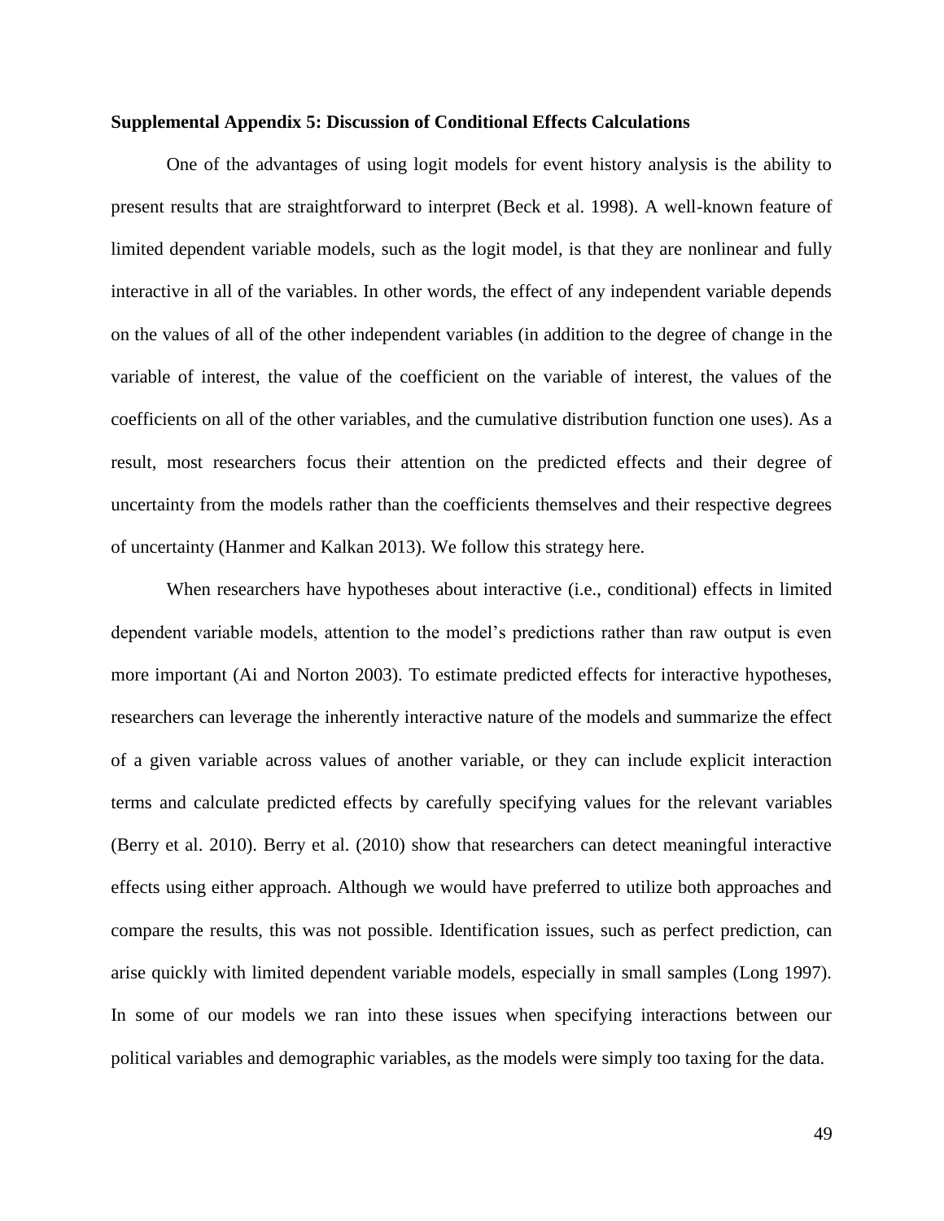**Supplemental Appendix 5: Discussion of Conditional Effects Calculations**

One of the advantages of using logit models for event history analysis is the ability to present results that are straightforward to interpret (Beck et al. 1998). A well-known feature of limited dependent variable models, such as the logit model, is that they are nonlinear and fully interactive in all of the variables. In other words, the effect of any independent variable depends on the values of all of the other independent variables (in addition to the degree of change in the variable of interest, the value of the coefficient on the variable of interest, the values of the coefficients on all of the other variables, and the cumulative distribution function one uses). As a result, most researchers focus their attention on the predicted effects and their degree of uncertainty from the models rather than the coefficients themselves and their respective degrees of uncertainty (Hanmer and Kalkan 2013). We follow this strategy here.

When researchers have hypotheses about interactive (i.e., conditional) effects in limited dependent variable models, attention to the model's predictions rather than raw output is even more important (Ai and Norton 2003). To estimate predicted effects for interactive hypotheses, researchers can leverage the inherently interactive nature of the models and summarize the effect of a given variable across values of another variable, or they can include explicit interaction terms and calculate predicted effects by carefully specifying values for the relevant variables (Berry et al. 2010). Berry et al. (2010) show that researchers can detect meaningful interactive effects using either approach. Although we would have preferred to utilize both approaches and compare the results, this was not possible. Identification issues, such as perfect prediction, can arise quickly with limited dependent variable models, especially in small samples (Long 1997). In some of our models we ran into these issues when specifying interactions between our political variables and demographic variables, as the models were simply too taxing for the data.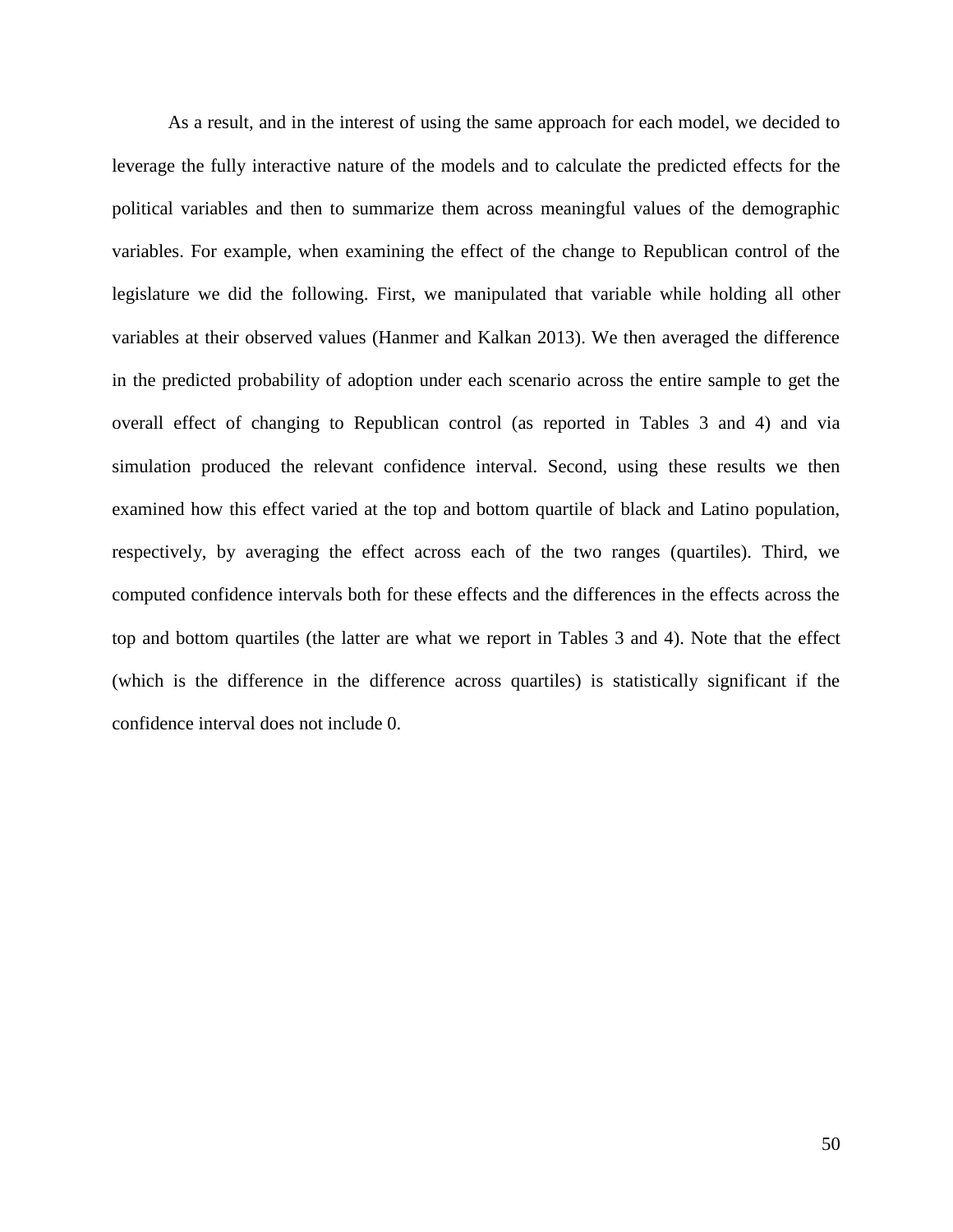As a result, and in the interest of using the same approach for each model, we decided to leverage the fully interactive nature of the models and to calculate the predicted effects for the political variables and then to summarize them across meaningful values of the demographic variables. For example, when examining the effect of the change to Republican control of the legislature we did the following. First, we manipulated that variable while holding all other variables at their observed values (Hanmer and Kalkan 2013). We then averaged the difference in the predicted probability of adoption under each scenario across the entire sample to get the overall effect of changing to Republican control (as reported in Tables 3 and 4) and via simulation produced the relevant confidence interval. Second, using these results we then examined how this effect varied at the top and bottom quartile of black and Latino population, respectively, by averaging the effect across each of the two ranges (quartiles). Third, we computed confidence intervals both for these effects and the differences in the effects across the top and bottom quartiles (the latter are what we report in Tables 3 and 4). Note that the effect (which is the difference in the difference across quartiles) is statistically significant if the confidence interval does not include 0.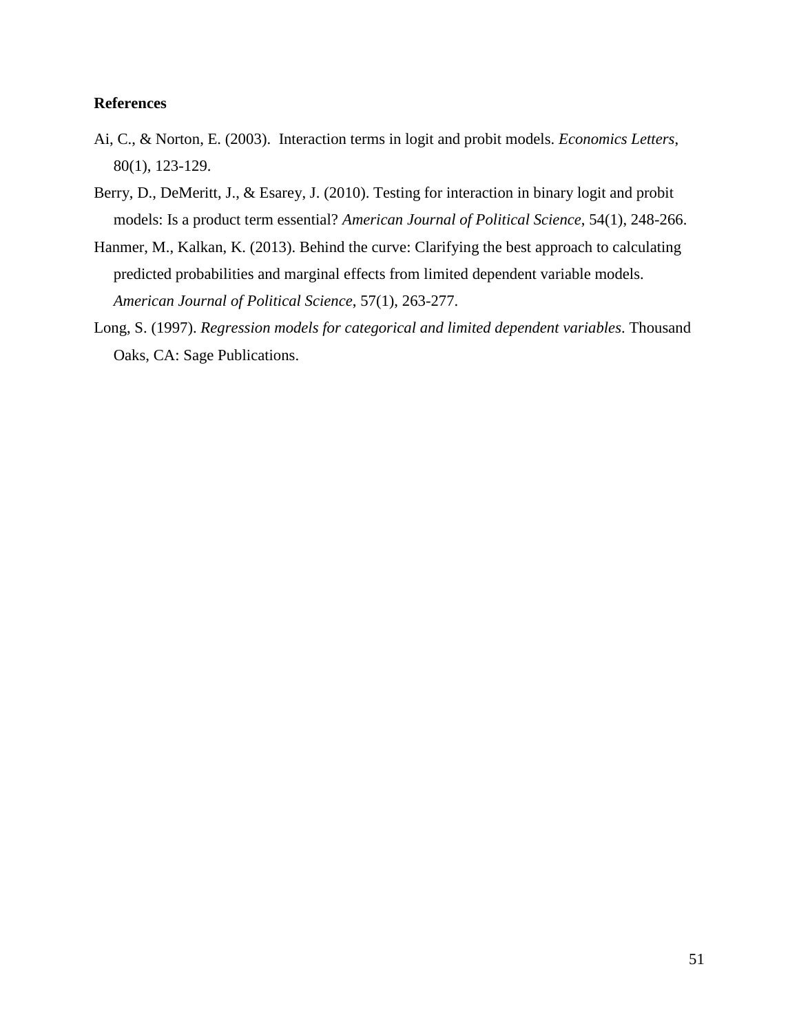**References**

Ai, C., & Norton, E. (2003). Interaction terms in logit and probit models. *Economics Letters*, 80(1), 123-129.

Berry, D., DeMeritt, J., & Esarey, J. (2010). Testing for interaction in binary logit and probit models: Is a product term essential? *American Journal of Political Science*, 54(1), 248-266.

Hanmer, M., Kalkan, K. (2013). Behind the curve: Clarifying the best approach to calculating predicted probabilities and marginal effects from limited dependent variable models. *American Journal of Political Science*, 57(1), 263-277.

Long, S. (1997). *Regression models for categorical and limited dependent variables*. Thousand Oaks, CA: Sage Publications.